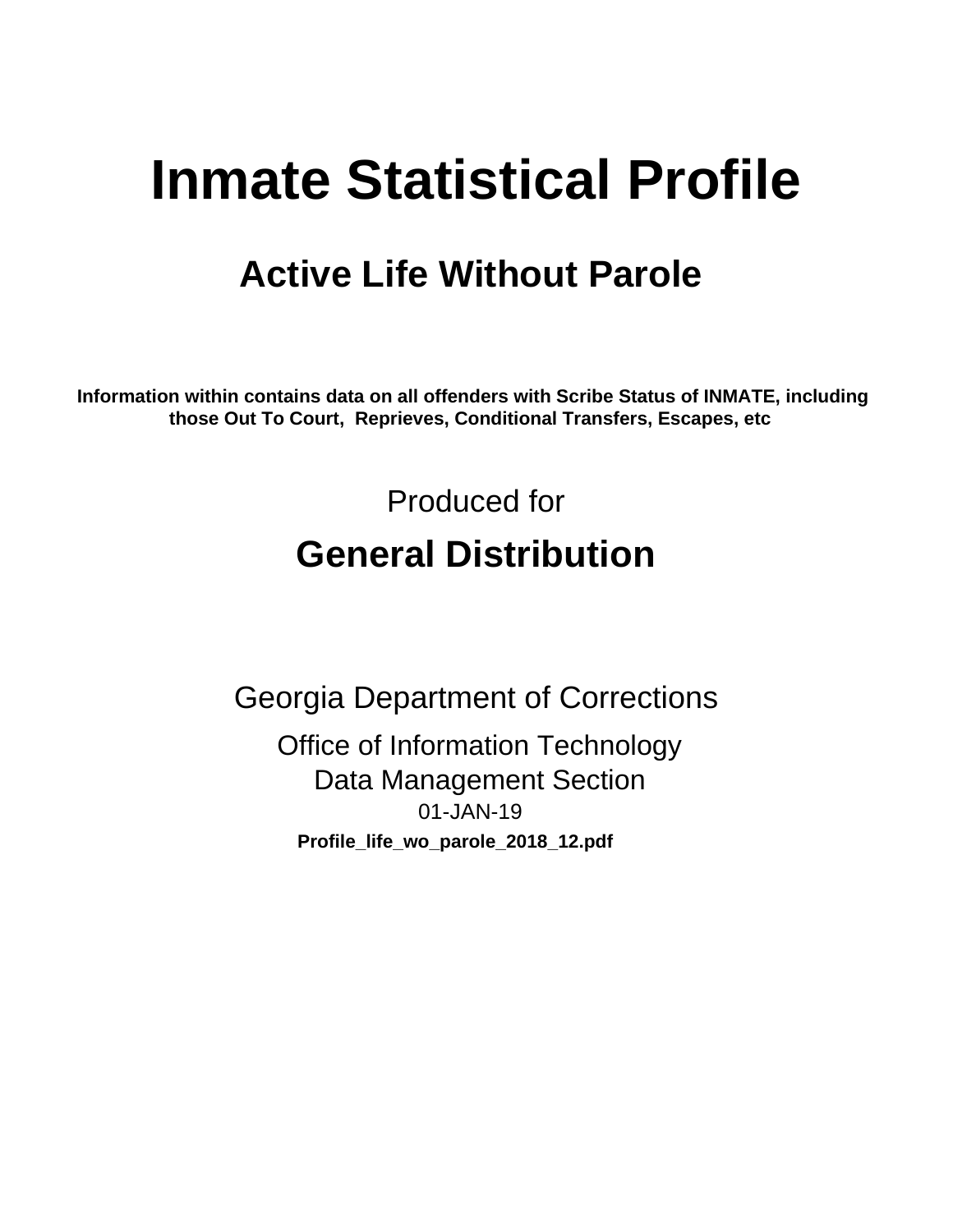# Inmate Statistical Profile

## Active Life Without Parole

**Information within contains data on all offenders with Scribe Status of INMATE, including those Out To Court, Reprieves, Conditional Transfers, Escapes, etc**

Produced for

## General Distribution

Georgia Department of Corrections

Office of Information Technology
Data Management Section
01-JAN-19

**Profile_life_wo_parole_2018_12.pdf**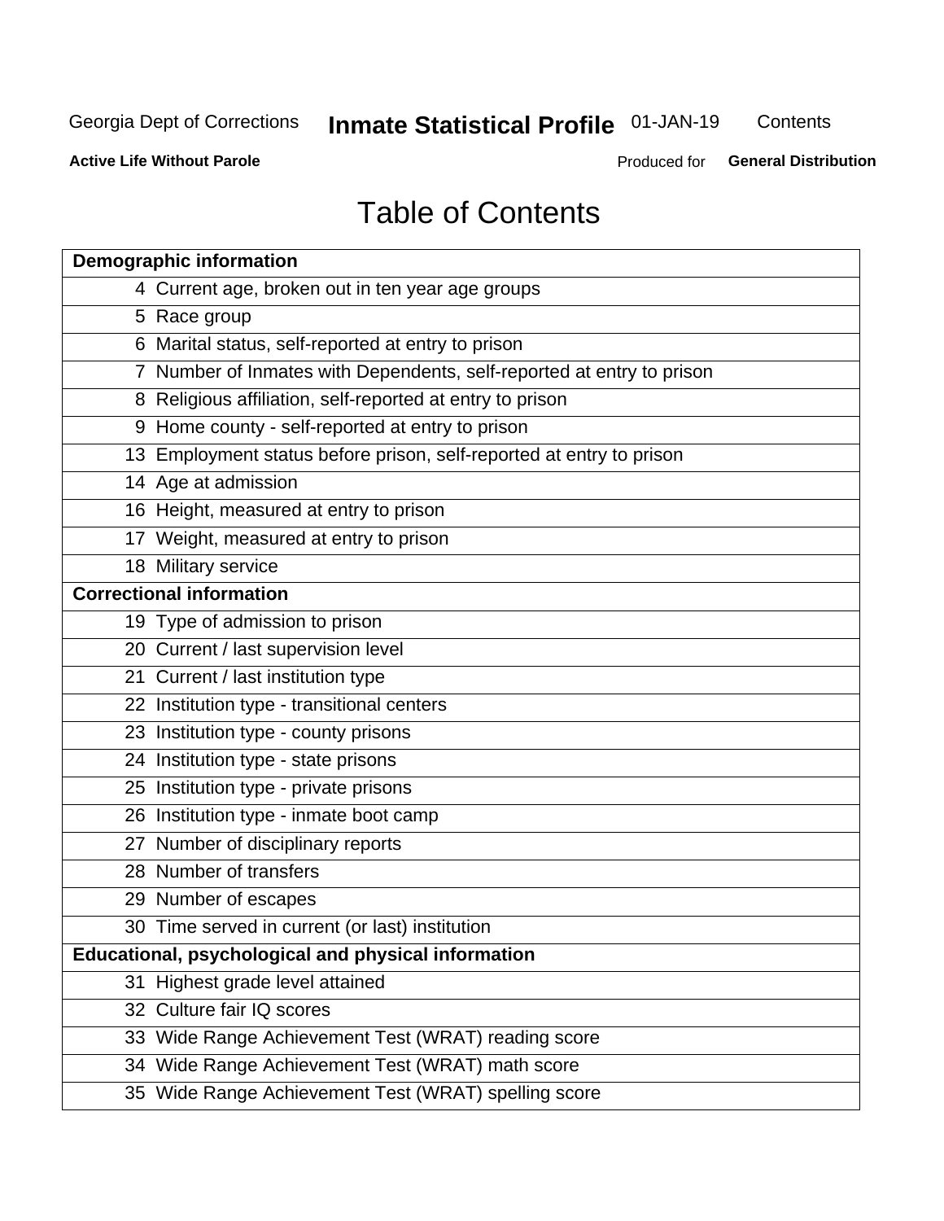# Table of Contents

| Demographic information | |
|---|---|
| 4 | Current age, broken out in ten year age groups |
| 5 | Race group |
| 6 | Marital status, self-reported at entry to prison |
| 7 | Number of Inmates with Dependents, self-reported at entry to prison |
| 8 | Religious affiliation, self-reported at entry to prison |
| 9 | Home county - self-reported at entry to prison |
| 13 | Employment status before prison, self-reported at entry to prison |
| 14 | Age at admission |
| 16 | Height, measured at entry to prison |
| 17 | Weight, measured at entry to prison |
| 18 | Military service |
| **Correctional information** | |
| 19 | Type of admission to prison |
| 20 | Current / last supervision level |
| 21 | Current / last institution type |
| 22 | Institution type - transitional centers |
| 23 | Institution type - county prisons |
| 24 | Institution type - state prisons |
| 25 | Institution type - private prisons |
| 26 | Institution type - inmate boot camp |
| 27 | Number of disciplinary reports |
| 28 | Number of transfers |
| 29 | Number of escapes |
| 30 | Time served in current (or last) institution |
| **Educational, psychological and physical information** | |
| 31 | Highest grade level attained |
| 32 | Culture fair IQ scores |
| 33 | Wide Range Achievement Test (WRAT) reading score |
| 34 | Wide Range Achievement Test (WRAT) math score |
| 35 | Wide Range Achievement Test (WRAT) spelling score |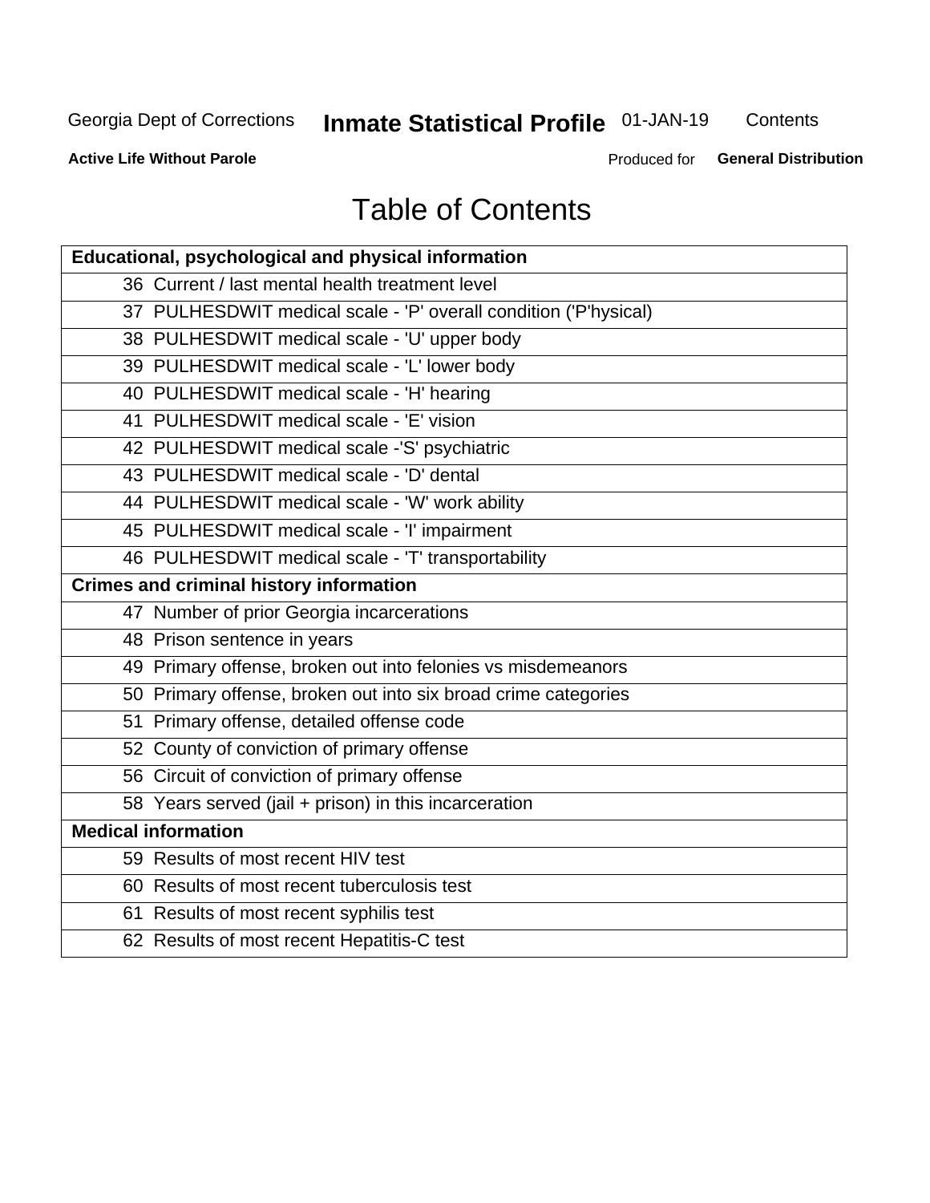# Table of Contents

| Educational, psychological and physical information |
|---|
| 36 Current / last mental health treatment level |
| 37 PULHESDWIT medical scale - 'P' overall condition ('P'hysical) |
| 38 PULHESDWIT medical scale - 'U' upper body |
| 39 PULHESDWIT medical scale - 'L' lower body |
| 40 PULHESDWIT medical scale - 'H' hearing |
| 41 PULHESDWIT medical scale - 'E' vision |
| 42 PULHESDWIT medical scale -'S' psychiatric |
| 43 PULHESDWIT medical scale - 'D' dental |
| 44 PULHESDWIT medical scale - 'W' work ability |
| 45 PULHESDWIT medical scale - 'I' impairment |
| 46 PULHESDWIT medical scale - 'T' transportability |
| **Crimes and criminal history information** |
| 47 Number of prior Georgia incarcerations |
| 48 Prison sentence in years |
| 49 Primary offense, broken out into felonies vs misdemeanors |
| 50 Primary offense, broken out into six broad crime categories |
| 51 Primary offense, detailed offense code |
| 52 County of conviction of primary offense |
| 56 Circuit of conviction of primary offense |
| 58 Years served (jail + prison) in this incarceration |
| **Medical information** |
| 59 Results of most recent HIV test |
| 60 Results of most recent tuberculosis test |
| 61 Results of most recent syphilis test |
| 62 Results of most recent Hepatitis-C test |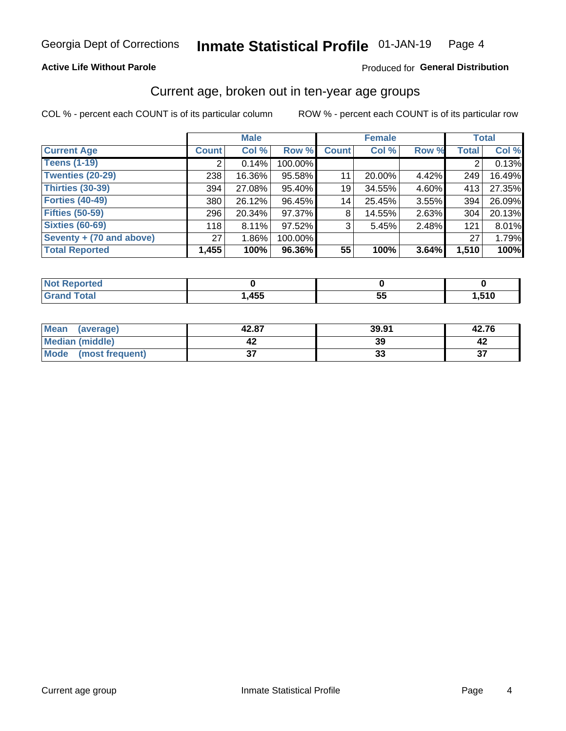Georgia Dept of Corrections **Inmate Statistical Profile** 01-JAN-19

**Active Life Without Parole**

Produced for **General Distribution**

## Current age, broken out in ten-year age groups

COL % - percent each COUNT is of its particular column     ROW % - percent each COUNT is of its particular row

| | Male | | | Female | | | Total | |
|---|---|---|---|---|---|---|---|---|
| **Current Age** | **Count** | **Col %** | **Row %** | **Count** | **Col %** | **Row %** | **Total** | **Col %** |
| **Teens (1-19)** | 2 | 0.14% | 100.00% | | | | 2 | 0.13% |
| **Twenties (20-29)** | 238 | 16.36% | 95.58% | 11 | 20.00% | 4.42% | 249 | 16.49% |
| **Thirties (30-39)** | 394 | 27.08% | 95.40% | 19 | 34.55% | 4.60% | 413 | 27.35% |
| **Forties (40-49)** | 380 | 26.12% | 96.45% | 14 | 25.45% | 3.55% | 394 | 26.09% |
| **Fifties (50-59)** | 296 | 20.34% | 97.37% | 8 | 14.55% | 2.63% | 304 | 20.13% |
| **Sixties (60-69)** | 118 | 8.11% | 97.52% | 3 | 5.45% | 2.48% | 121 | 8.01% |
| **Seventy + (70 and above)** | 27 | 1.86% | 100.00% | | | | 27 | 1.79% |
| **Total Reported** | **1,455** | **100%** | **96.36%** | **55** | **100%** | **3.64%** | **1,510** | **100%** |

| | Male | Female | Total |
|---|---|---|---|
| **Not Reported** | **0** | **0** | **0** |
| **Grand Total** | **1,455** | **55** | **1,510** |

| | Male | Female | Total |
|---|---|---|---|
| **Mean (average)** | **42.87** | **39.91** | **42.76** |
| **Median (middle)** | **42** | **39** | **42** |
| **Mode (most frequent)** | **37** | **33** | **37** |

Current age group     Inmate Statistical Profile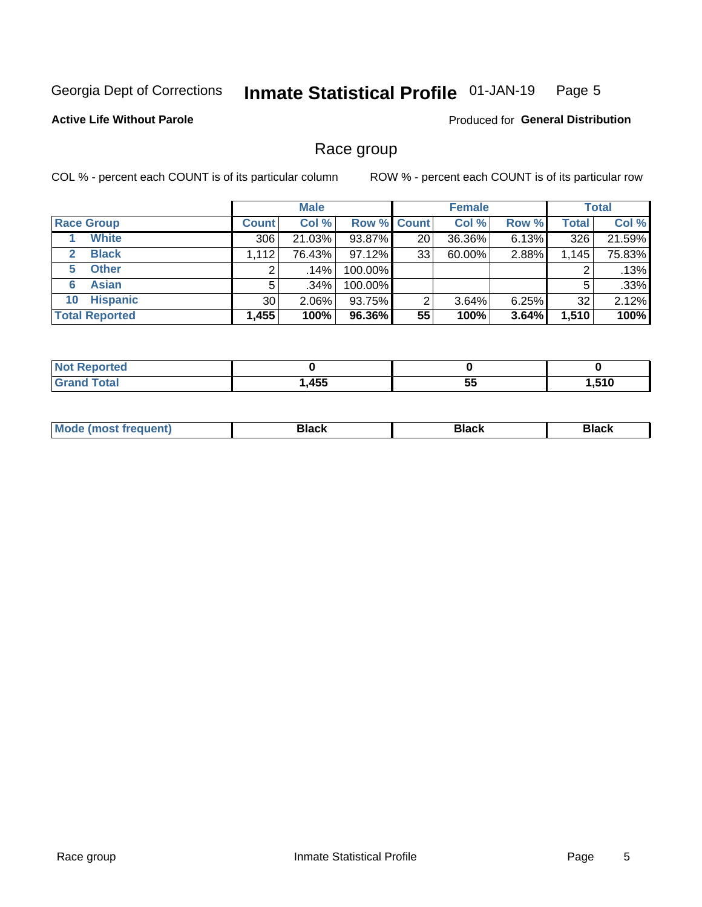Georgia Dept of Corrections **Inmate Statistical Profile** 01-JAN-19

**Active Life Without Parole**

Produced for **General Distribution**

## Race group

COL % - percent each COUNT is of its particular column

ROW % - percent each COUNT is of its particular row

| | Male | | | Female | | | Total | |
|---|---|---|---|---|---|---|---|---|
| **Race Group** | **Count** | **Col %** | **Row %** | **Count** | **Col %** | **Row %** | **Total** | **Col %** |
| 1 **White** | 306 | 21.03% | 93.87% | 20 | 36.36% | 6.13% | 326 | 21.59% |
| 2 **Black** | 1,112 | 76.43% | 97.12% | 33 | 60.00% | 2.88% | 1,145 | 75.83% |
| 5 **Other** | 2 | .14% | 100.00% | | | | 2 | .13% |
| 6 **Asian** | 5 | .34% | 100.00% | | | | 5 | .33% |
| 10 **Hispanic** | 30 | 2.06% | 93.75% | 2 | 3.64% | 6.25% | 32 | 2.12% |
| **Total Reported** | **1,455** | **100%** | **96.36%** | **55** | **100%** | **3.64%** | **1,510** | **100%** |

| | Male | Female | Total |
|---|---|---|---|
| **Not Reported** | **0** | **0** | **0** |
| **Grand Total** | **1,455** | **55** | **1,510** |

| | Male | Female | Total |
|---|---|---|---|
| **Mode (most frequent)** | **Black** | **Black** | **Black** |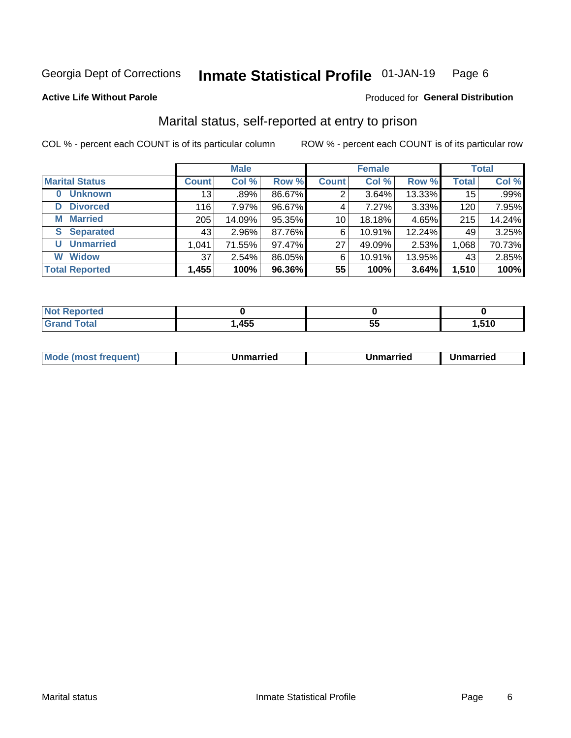Georgia Dept of Corrections **Inmate Statistical Profile** 01-JAN-19

**Active Life Without Parole**

Produced for **General Distribution**

## Marital status, self-reported at entry to prison

COL % - percent each COUNT is of its particular column

ROW % - percent each COUNT is of its particular row

| | Male | | | Female | | | Total | |
|---|---|---|---|---|---|---|---|---|
| **Marital Status** | **Count** | **Col %** | **Row %** | **Count** | **Col %** | **Row %** | **Total** | **Col %** |
| **0 Unknown** | 13 | .89% | 86.67% | 2 | 3.64% | 13.33% | 15 | .99% |
| **D Divorced** | 116 | 7.97% | 96.67% | 4 | 7.27% | 3.33% | 120 | 7.95% |
| **M Married** | 205 | 14.09% | 95.35% | 10 | 18.18% | 4.65% | 215 | 14.24% |
| **S Separated** | 43 | 2.96% | 87.76% | 6 | 10.91% | 12.24% | 49 | 3.25% |
| **U Unmarried** | 1,041 | 71.55% | 97.47% | 27 | 49.09% | 2.53% | 1,068 | 70.73% |
| **W Widow** | 37 | 2.54% | 86.05% | 6 | 10.91% | 13.95% | 43 | 2.85% |
| **Total Reported** | **1,455** | **100%** | **96.36%** | **55** | **100%** | **3.64%** | **1,510** | **100%** |

| | Male | Female | Total |
|---|---|---|---|
| **Not Reported** | **0** | **0** | **0** |
| **Grand Total** | **1,455** | **55** | **1,510** |

| | Male | Female | Total |
|---|---|---|---|
| **Mode (most frequent)** | **Unmarried** | **Unmarried** | **Unmarried** |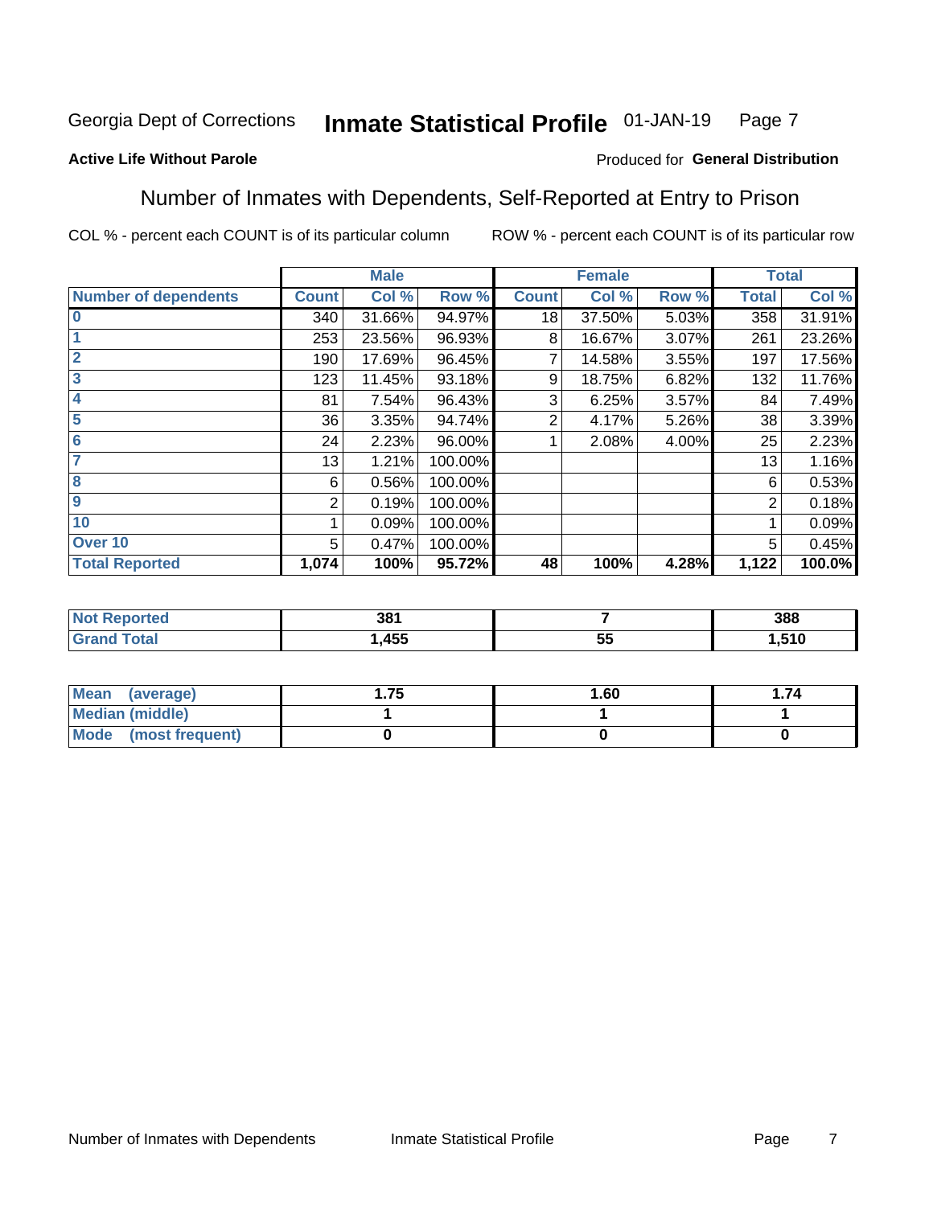Georgia Dept of Corrections **Inmate Statistical Profile** 01-JAN-19

**Active Life Without Parole**

Produced for **General Distribution**

## Number of Inmates with Dependents, Self-Reported at Entry to Prison

COL % - percent each COUNT is of its particular column    ROW % - percent each COUNT is of its particular row

| | Male | | | Female | | | Total | |
|---|---|---|---|---|---|---|---|---|
| **Number of dependents** | **Count** | **Col %** | **Row %** | **Count** | **Col %** | **Row %** | **Total** | **Col %** |
| 0 | 340 | 31.66% | 94.97% | 18 | 37.50% | 5.03% | 358 | 31.91% |
| 1 | 253 | 23.56% | 96.93% | 8 | 16.67% | 3.07% | 261 | 23.26% |
| 2 | 190 | 17.69% | 96.45% | 7 | 14.58% | 3.55% | 197 | 17.56% |
| 3 | 123 | 11.45% | 93.18% | 9 | 18.75% | 6.82% | 132 | 11.76% |
| 4 | 81 | 7.54% | 96.43% | 3 | 6.25% | 3.57% | 84 | 7.49% |
| 5 | 36 | 3.35% | 94.74% | 2 | 4.17% | 5.26% | 38 | 3.39% |
| 6 | 24 | 2.23% | 96.00% | 1 | 2.08% | 4.00% | 25 | 2.23% |
| 7 | 13 | 1.21% | 100.00% | | | | 13 | 1.16% |
| 8 | 6 | 0.56% | 100.00% | | | | 6 | 0.53% |
| 9 | 2 | 0.19% | 100.00% | | | | 2 | 0.18% |
| 10 | 1 | 0.09% | 100.00% | | | | 1 | 0.09% |
| Over 10 | 5 | 0.47% | 100.00% | | | | 5 | 0.45% |
| **Total Reported** | **1,074** | **100%** | **95.72%** | **48** | **100%** | **4.28%** | **1,122** | **100.0%** |

| | Male | Female | Total |
|---|---|---|---|
| **Not Reported** | **381** | **7** | **388** |
| **Grand Total** | **1,455** | **55** | **1,510** |

| | Male | Female | Total |
|---|---|---|---|
| **Mean (average)** | **1.75** | **1.60** | **1.74** |
| **Median (middle)** | **1** | **1** | **1** |
| **Mode (most frequent)** | **0** | **0** | **0** |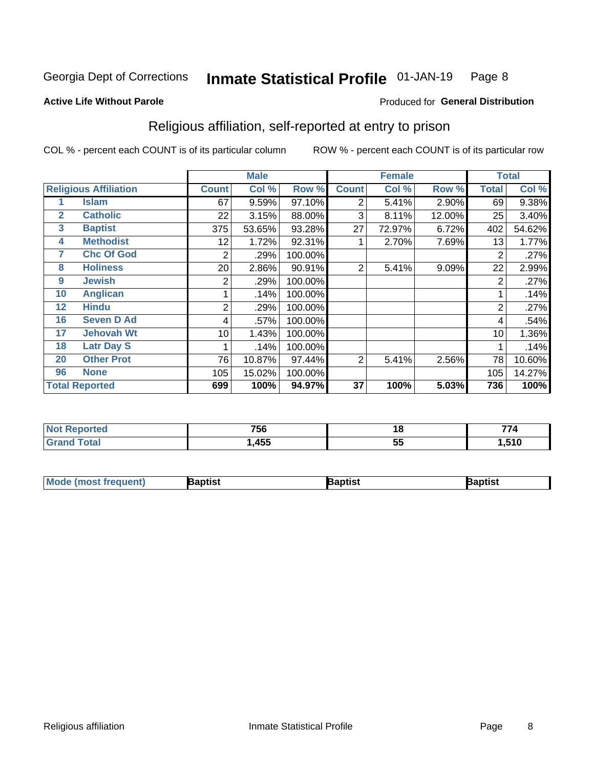Georgia Dept of Corrections **Inmate Statistical Profile** 01-JAN-19

**Active Life Without Parole**

Produced for **General Distribution**

## Religious affiliation, self-reported at entry to prison

COL % - percent each COUNT is of its particular column ROW % - percent each COUNT is of its particular row

| Religious Affiliation | | Male | | | Female | | | Total | |
|---|---|---|---|---|---|---|---|---|---|
| | | Count | Col % | Row % | Count | Col % | Row % | Total | Col % |
| 1 | Islam | 67 | 9.59% | 97.10% | 2 | 5.41% | 2.90% | 69 | 9.38% |
| 2 | Catholic | 22 | 3.15% | 88.00% | 3 | 8.11% | 12.00% | 25 | 3.40% |
| 3 | Baptist | 375 | 53.65% | 93.28% | 27 | 72.97% | 6.72% | 402 | 54.62% |
| 4 | Methodist | 12 | 1.72% | 92.31% | 1 | 2.70% | 7.69% | 13 | 1.77% |
| 7 | Chc Of God | 2 | .29% | 100.00% | | | | 2 | .27% |
| 8 | Holiness | 20 | 2.86% | 90.91% | 2 | 5.41% | 9.09% | 22 | 2.99% |
| 9 | Jewish | 2 | .29% | 100.00% | | | | 2 | .27% |
| 10 | Anglican | 1 | .14% | 100.00% | | | | 1 | .14% |
| 12 | Hindu | 2 | .29% | 100.00% | | | | 2 | .27% |
| 16 | Seven D Ad | 4 | .57% | 100.00% | | | | 4 | .54% |
| 17 | Jehovah Wt | 10 | 1.43% | 100.00% | | | | 10 | 1.36% |
| 18 | Latr Day S | 1 | .14% | 100.00% | | | | 1 | .14% |
| 20 | Other Prot | 76 | 10.87% | 97.44% | 2 | 5.41% | 2.56% | 78 | 10.60% |
| 96 | None | 105 | 15.02% | 100.00% | | | | 105 | 14.27% |
| **Total Reported** | | **699** | **100%** | **94.97%** | **37** | **100%** | **5.03%** | **736** | **100%** |

| | Male | Female | Total |
|---|---|---|---|
| Not Reported | 756 | 18 | 774 |
| Grand Total | 1,455 | 55 | 1,510 |

| | Male | Female | Total |
|---|---|---|---|
| Mode (most frequent) | Baptist | Baptist | Baptist |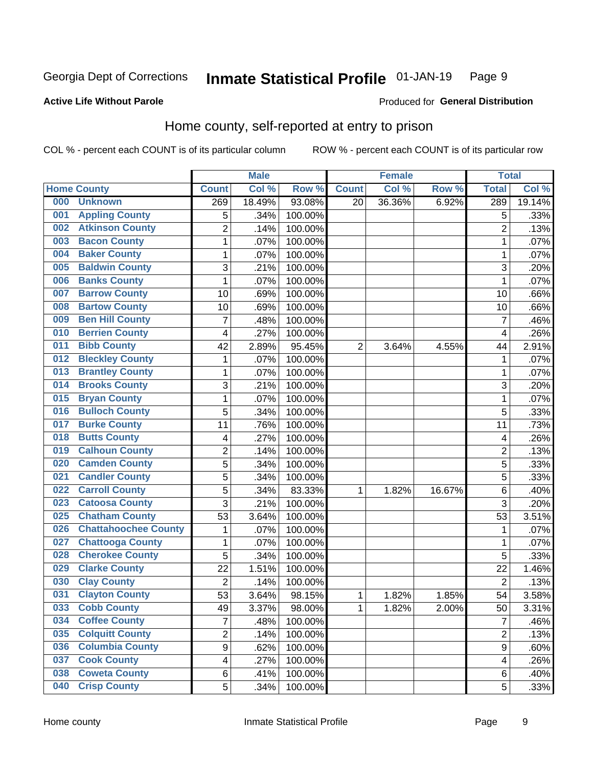Georgia Dept of Corrections **Inmate Statistical Profile** 01-JAN-19

**Active Life Without Parole**

Produced for **General Distribution**

## Home county, self-reported at entry to prison

COL % - percent each COUNT is of its particular column ROW % - percent each COUNT is of its particular row

| Home County | | Male | | | Female | | | Total | |
|---|---|---|---|---|---|---|---|---|---|
| | | Count | Col % | Row % | Count | Col % | Row % | Total | Col % |
| 000 | Unknown | 269 | 18.49% | 93.08% | 20 | 36.36% | 6.92% | 289 | 19.14% |
| 001 | Appling County | 5 | .34% | 100.00% | | | | 5 | .33% |
| 002 | Atkinson County | 2 | .14% | 100.00% | | | | 2 | .13% |
| 003 | Bacon County | 1 | .07% | 100.00% | | | | 1 | .07% |
| 004 | Baker County | 1 | .07% | 100.00% | | | | 1 | .07% |
| 005 | Baldwin County | 3 | .21% | 100.00% | | | | 3 | .20% |
| 006 | Banks County | 1 | .07% | 100.00% | | | | 1 | .07% |
| 007 | Barrow County | 10 | .69% | 100.00% | | | | 10 | .66% |
| 008 | Bartow County | 10 | .69% | 100.00% | | | | 10 | .66% |
| 009 | Ben Hill County | 7 | .48% | 100.00% | | | | 7 | .46% |
| 010 | Berrien County | 4 | .27% | 100.00% | | | | 4 | .26% |
| 011 | Bibb County | 42 | 2.89% | 95.45% | 2 | 3.64% | 4.55% | 44 | 2.91% |
| 012 | Bleckley County | 1 | .07% | 100.00% | | | | 1 | .07% |
| 013 | Brantley County | 1 | .07% | 100.00% | | | | 1 | .07% |
| 014 | Brooks County | 3 | .21% | 100.00% | | | | 3 | .20% |
| 015 | Bryan County | 1 | .07% | 100.00% | | | | 1 | .07% |
| 016 | Bulloch County | 5 | .34% | 100.00% | | | | 5 | .33% |
| 017 | Burke County | 11 | .76% | 100.00% | | | | 11 | .73% |
| 018 | Butts County | 4 | .27% | 100.00% | | | | 4 | .26% |
| 019 | Calhoun County | 2 | .14% | 100.00% | | | | 2 | .13% |
| 020 | Camden County | 5 | .34% | 100.00% | | | | 5 | .33% |
| 021 | Candler County | 5 | .34% | 100.00% | | | | 5 | .33% |
| 022 | Carroll County | 5 | .34% | 83.33% | 1 | 1.82% | 16.67% | 6 | .40% |
| 023 | Catoosa County | 3 | .21% | 100.00% | | | | 3 | .20% |
| 025 | Chatham County | 53 | 3.64% | 100.00% | | | | 53 | 3.51% |
| 026 | Chattahoochee County | 1 | .07% | 100.00% | | | | 1 | .07% |
| 027 | Chattooga County | 1 | .07% | 100.00% | | | | 1 | .07% |
| 028 | Cherokee County | 5 | .34% | 100.00% | | | | 5 | .33% |
| 029 | Clarke County | 22 | 1.51% | 100.00% | | | | 22 | 1.46% |
| 030 | Clay County | 2 | .14% | 100.00% | | | | 2 | .13% |
| 031 | Clayton County | 53 | 3.64% | 98.15% | 1 | 1.82% | 1.85% | 54 | 3.58% |
| 033 | Cobb County | 49 | 3.37% | 98.00% | 1 | 1.82% | 2.00% | 50 | 3.31% |
| 034 | Coffee County | 7 | .48% | 100.00% | | | | 7 | .46% |
| 035 | Colquitt County | 2 | .14% | 100.00% | | | | 2 | .13% |
| 036 | Columbia County | 9 | .62% | 100.00% | | | | 9 | .60% |
| 037 | Cook County | 4 | .27% | 100.00% | | | | 4 | .26% |
| 038 | Coweta County | 6 | .41% | 100.00% | | | | 6 | .40% |
| 040 | Crisp County | 5 | .34% | 100.00% | | | | 5 | .33% |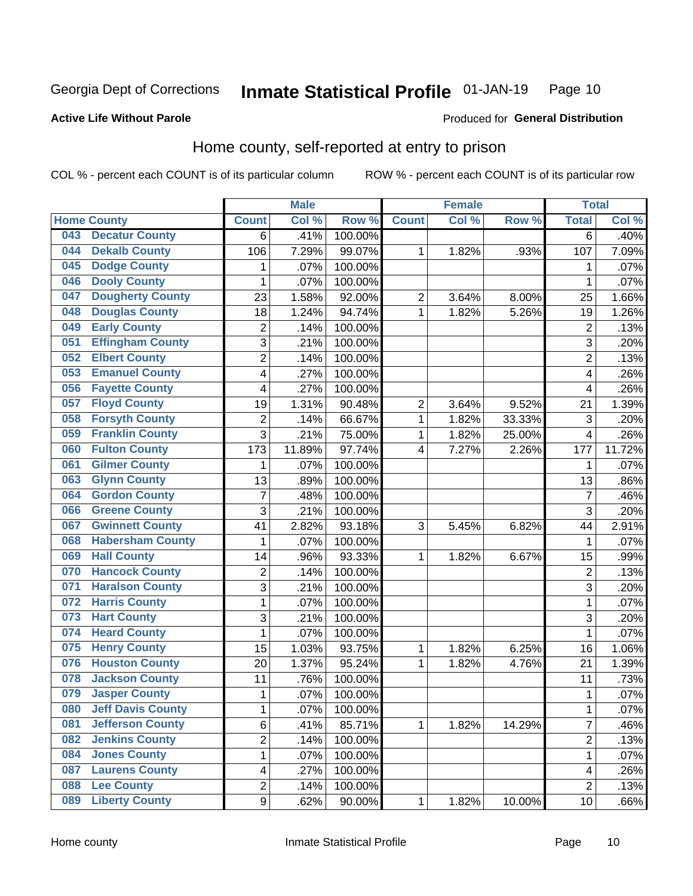Georgia Dept of Corrections **Inmate Statistical Profile** 01-JAN-19

**Active Life Without Parole**

Produced for **General Distribution**

## Home county, self-reported at entry to prison

COL % - percent each COUNT is of its particular column ROW % - percent each COUNT is of its particular row

| Home County | | Male | | | Female | | | Total | |
|---|---|---|---|---|---|---|---|---|---|
| | | Count | Col % | Row % | Count | Col % | Row % | Total | Col % |
| 043 | Decatur County | 6 | .41% | 100.00% | | | | 6 | .40% |
| 044 | Dekalb County | 106 | 7.29% | 99.07% | 1 | 1.82% | .93% | 107 | 7.09% |
| 045 | Dodge County | 1 | .07% | 100.00% | | | | 1 | .07% |
| 046 | Dooly County | 1 | .07% | 100.00% | | | | 1 | .07% |
| 047 | Dougherty County | 23 | 1.58% | 92.00% | 2 | 3.64% | 8.00% | 25 | 1.66% |
| 048 | Douglas County | 18 | 1.24% | 94.74% | 1 | 1.82% | 5.26% | 19 | 1.26% |
| 049 | Early County | 2 | .14% | 100.00% | | | | 2 | .13% |
| 051 | Effingham County | 3 | .21% | 100.00% | | | | 3 | .20% |
| 052 | Elbert County | 2 | .14% | 100.00% | | | | 2 | .13% |
| 053 | Emanuel County | 4 | .27% | 100.00% | | | | 4 | .26% |
| 056 | Fayette County | 4 | .27% | 100.00% | | | | 4 | .26% |
| 057 | Floyd County | 19 | 1.31% | 90.48% | 2 | 3.64% | 9.52% | 21 | 1.39% |
| 058 | Forsyth County | 2 | .14% | 66.67% | 1 | 1.82% | 33.33% | 3 | .20% |
| 059 | Franklin County | 3 | .21% | 75.00% | 1 | 1.82% | 25.00% | 4 | .26% |
| 060 | Fulton County | 173 | 11.89% | 97.74% | 4 | 7.27% | 2.26% | 177 | 11.72% |
| 061 | Gilmer County | 1 | .07% | 100.00% | | | | 1 | .07% |
| 063 | Glynn County | 13 | .89% | 100.00% | | | | 13 | .86% |
| 064 | Gordon County | 7 | .48% | 100.00% | | | | 7 | .46% |
| 066 | Greene County | 3 | .21% | 100.00% | | | | 3 | .20% |
| 067 | Gwinnett County | 41 | 2.82% | 93.18% | 3 | 5.45% | 6.82% | 44 | 2.91% |
| 068 | Habersham County | 1 | .07% | 100.00% | | | | 1 | .07% |
| 069 | Hall County | 14 | .96% | 93.33% | 1 | 1.82% | 6.67% | 15 | .99% |
| 070 | Hancock County | 2 | .14% | 100.00% | | | | 2 | .13% |
| 071 | Haralson County | 3 | .21% | 100.00% | | | | 3 | .20% |
| 072 | Harris County | 1 | .07% | 100.00% | | | | 1 | .07% |
| 073 | Hart County | 3 | .21% | 100.00% | | | | 3 | .20% |
| 074 | Heard County | 1 | .07% | 100.00% | | | | 1 | .07% |
| 075 | Henry County | 15 | 1.03% | 93.75% | 1 | 1.82% | 6.25% | 16 | 1.06% |
| 076 | Houston County | 20 | 1.37% | 95.24% | 1 | 1.82% | 4.76% | 21 | 1.39% |
| 078 | Jackson County | 11 | .76% | 100.00% | | | | 11 | .73% |
| 079 | Jasper County | 1 | .07% | 100.00% | | | | 1 | .07% |
| 080 | Jeff Davis County | 1 | .07% | 100.00% | | | | 1 | .07% |
| 081 | Jefferson County | 6 | .41% | 85.71% | 1 | 1.82% | 14.29% | 7 | .46% |
| 082 | Jenkins County | 2 | .14% | 100.00% | | | | 2 | .13% |
| 084 | Jones County | 1 | .07% | 100.00% | | | | 1 | .07% |
| 087 | Laurens County | 4 | .27% | 100.00% | | | | 4 | .26% |
| 088 | Lee County | 2 | .14% | 100.00% | | | | 2 | .13% |
| 089 | Liberty County | 9 | .62% | 90.00% | 1 | 1.82% | 10.00% | 10 | .66% |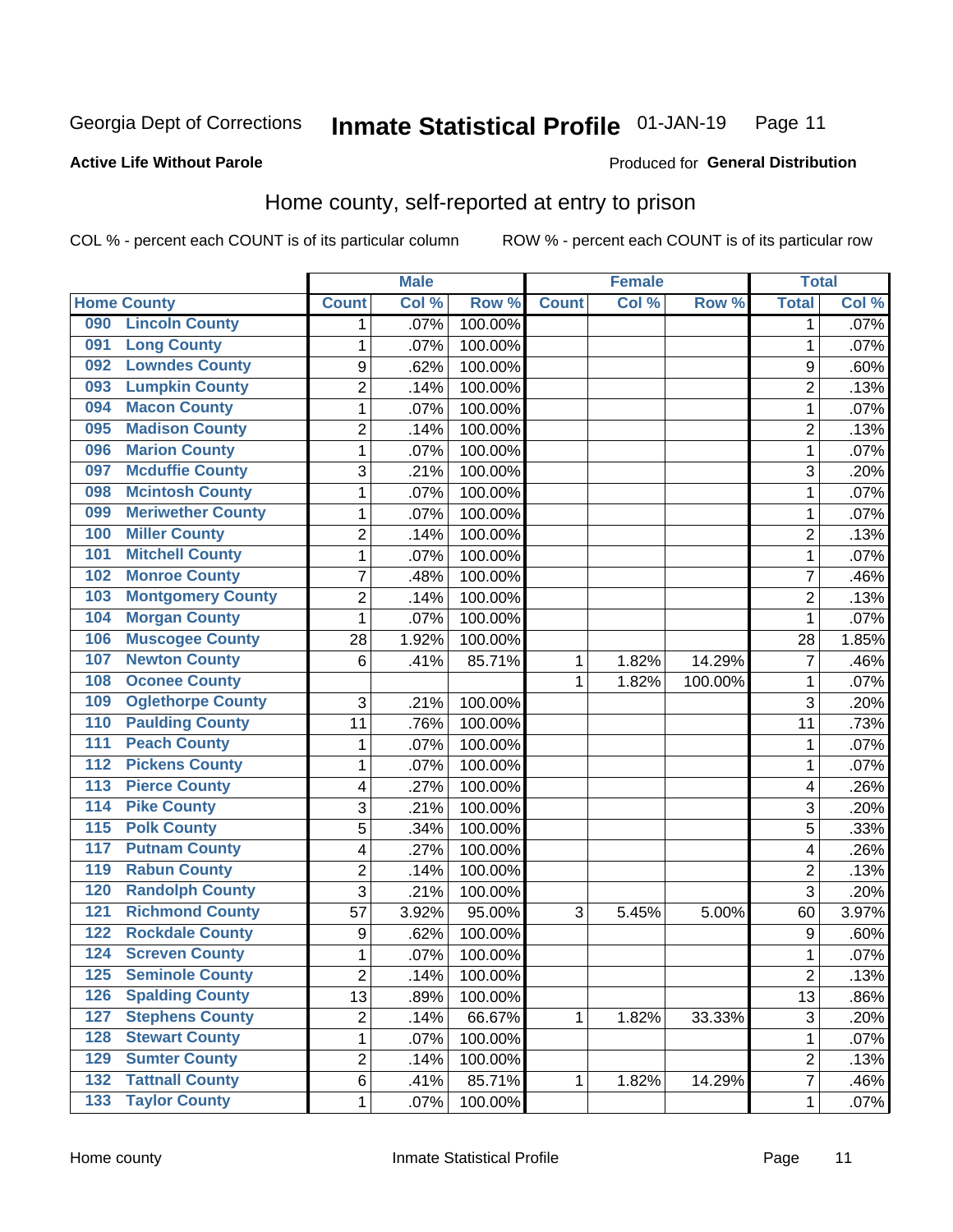Georgia Dept of Corrections **Inmate Statistical Profile** 01-JAN-19

**Active Life Without Parole**

Produced for **General Distribution**

## Home county, self-reported at entry to prison

COL % - percent each COUNT is of its particular column ROW % - percent each COUNT is of its particular row

| Home County | | Male | | | Female | | | Total | |
|---|---|---|---|---|---|---|---|---|---|
| | | Count | Col % | Row % | Count | Col % | Row % | Total | Col % |
| 090 | Lincoln County | 1 | .07% | 100.00% | | | | 1 | .07% |
| 091 | Long County | 1 | .07% | 100.00% | | | | 1 | .07% |
| 092 | Lowndes County | 9 | .62% | 100.00% | | | | 9 | .60% |
| 093 | Lumpkin County | 2 | .14% | 100.00% | | | | 2 | .13% |
| 094 | Macon County | 1 | .07% | 100.00% | | | | 1 | .07% |
| 095 | Madison County | 2 | .14% | 100.00% | | | | 2 | .13% |
| 096 | Marion County | 1 | .07% | 100.00% | | | | 1 | .07% |
| 097 | Mcduffie County | 3 | .21% | 100.00% | | | | 3 | .20% |
| 098 | Mcintosh County | 1 | .07% | 100.00% | | | | 1 | .07% |
| 099 | Meriwether County | 1 | .07% | 100.00% | | | | 1 | .07% |
| 100 | Miller County | 2 | .14% | 100.00% | | | | 2 | .13% |
| 101 | Mitchell County | 1 | .07% | 100.00% | | | | 1 | .07% |
| 102 | Monroe County | 7 | .48% | 100.00% | | | | 7 | .46% |
| 103 | Montgomery County | 2 | .14% | 100.00% | | | | 2 | .13% |
| 104 | Morgan County | 1 | .07% | 100.00% | | | | 1 | .07% |
| 106 | Muscogee County | 28 | 1.92% | 100.00% | | | | 28 | 1.85% |
| 107 | Newton County | 6 | .41% | 85.71% | 1 | 1.82% | 14.29% | 7 | .46% |
| 108 | Oconee County | | | | 1 | 1.82% | 100.00% | 1 | .07% |
| 109 | Oglethorpe County | 3 | .21% | 100.00% | | | | 3 | .20% |
| 110 | Paulding County | 11 | .76% | 100.00% | | | | 11 | .73% |
| 111 | Peach County | 1 | .07% | 100.00% | | | | 1 | .07% |
| 112 | Pickens County | 1 | .07% | 100.00% | | | | 1 | .07% |
| 113 | Pierce County | 4 | .27% | 100.00% | | | | 4 | .26% |
| 114 | Pike County | 3 | .21% | 100.00% | | | | 3 | .20% |
| 115 | Polk County | 5 | .34% | 100.00% | | | | 5 | .33% |
| 117 | Putnam County | 4 | .27% | 100.00% | | | | 4 | .26% |
| 119 | Rabun County | 2 | .14% | 100.00% | | | | 2 | .13% |
| 120 | Randolph County | 3 | .21% | 100.00% | | | | 3 | .20% |
| 121 | Richmond County | 57 | 3.92% | 95.00% | 3 | 5.45% | 5.00% | 60 | 3.97% |
| 122 | Rockdale County | 9 | .62% | 100.00% | | | | 9 | .60% |
| 124 | Screven County | 1 | .07% | 100.00% | | | | 1 | .07% |
| 125 | Seminole County | 2 | .14% | 100.00% | | | | 2 | .13% |
| 126 | Spalding County | 13 | .89% | 100.00% | | | | 13 | .86% |
| 127 | Stephens County | 2 | .14% | 66.67% | 1 | 1.82% | 33.33% | 3 | .20% |
| 128 | Stewart County | 1 | .07% | 100.00% | | | | 1 | .07% |
| 129 | Sumter County | 2 | .14% | 100.00% | | | | 2 | .13% |
| 132 | Tattnall County | 6 | .41% | 85.71% | 1 | 1.82% | 14.29% | 7 | .46% |
| 133 | Taylor County | 1 | .07% | 100.00% | | | | 1 | .07% |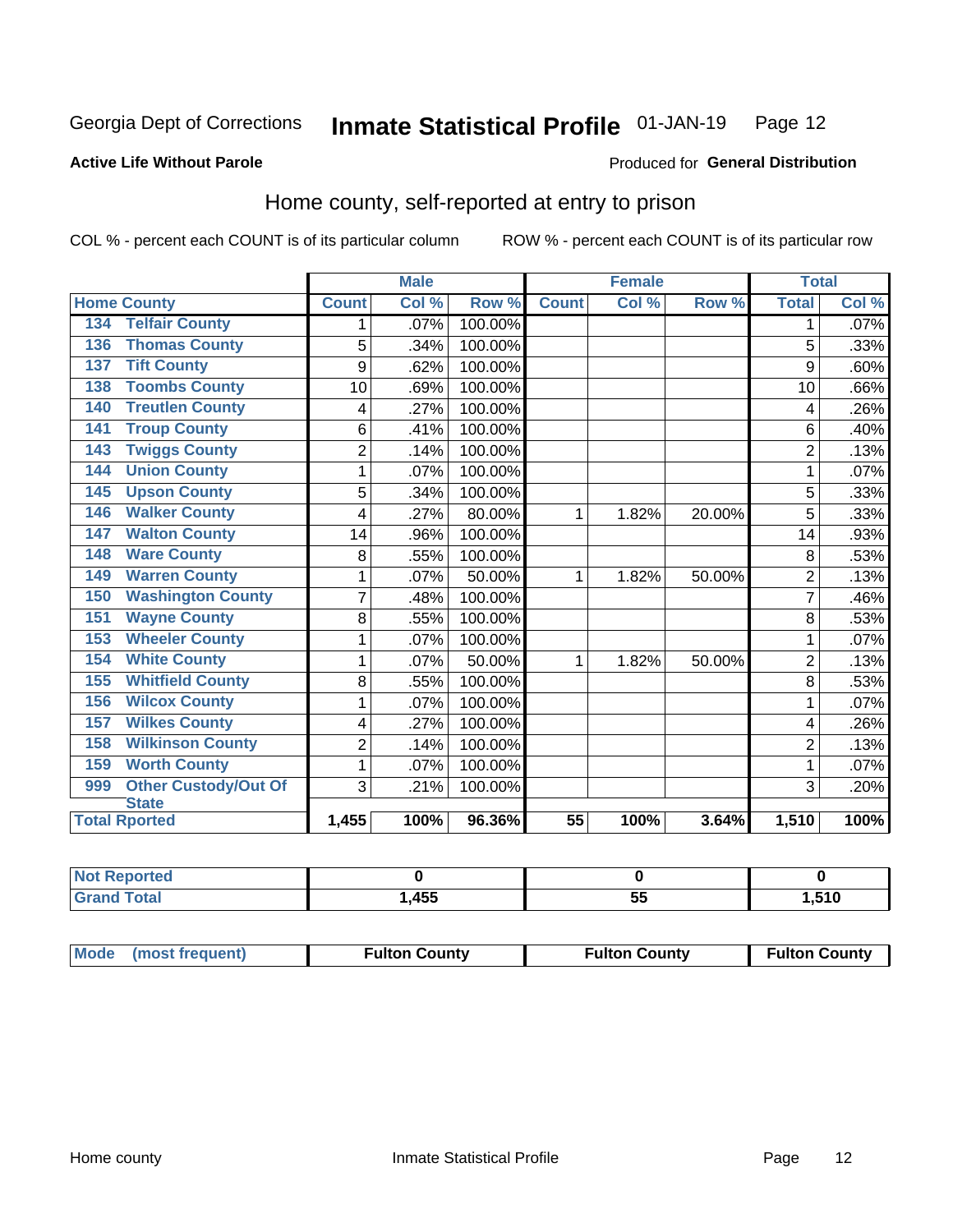Georgia Dept of Corrections **Inmate Statistical Profile** 01-JAN-19

**Active Life Without Parole**

Produced for **General Distribution**

## Home county, self-reported at entry to prison

COL % - percent each COUNT is of its particular column ROW % - percent each COUNT is of its particular row

| Home County | | Male | | | Female | | | Total | |
|---|---|---|---|---|---|---|---|---|---|
| | | Count | Col % | Row % | Count | Col % | Row % | Total | Col % |
| 134 | Telfair County | 1 | .07% | 100.00% | | | | 1 | .07% |
| 136 | Thomas County | 5 | .34% | 100.00% | | | | 5 | .33% |
| 137 | Tift County | 9 | .62% | 100.00% | | | | 9 | .60% |
| 138 | Toombs County | 10 | .69% | 100.00% | | | | 10 | .66% |
| 140 | Treutlen County | 4 | .27% | 100.00% | | | | 4 | .26% |
| 141 | Troup County | 6 | .41% | 100.00% | | | | 6 | .40% |
| 143 | Twiggs County | 2 | .14% | 100.00% | | | | 2 | .13% |
| 144 | Union County | 1 | .07% | 100.00% | | | | 1 | .07% |
| 145 | Upson County | 5 | .34% | 100.00% | | | | 5 | .33% |
| 146 | Walker County | 4 | .27% | 80.00% | 1 | 1.82% | 20.00% | 5 | .33% |
| 147 | Walton County | 14 | .96% | 100.00% | | | | 14 | .93% |
| 148 | Ware County | 8 | .55% | 100.00% | | | | 8 | .53% |
| 149 | Warren County | 1 | .07% | 50.00% | 1 | 1.82% | 50.00% | 2 | .13% |
| 150 | Washington County | 7 | .48% | 100.00% | | | | 7 | .46% |
| 151 | Wayne County | 8 | .55% | 100.00% | | | | 8 | .53% |
| 153 | Wheeler County | 1 | .07% | 100.00% | | | | 1 | .07% |
| 154 | White County | 1 | .07% | 50.00% | 1 | 1.82% | 50.00% | 2 | .13% |
| 155 | Whitfield County | 8 | .55% | 100.00% | | | | 8 | .53% |
| 156 | Wilcox County | 1 | .07% | 100.00% | | | | 1 | .07% |
| 157 | Wilkes County | 4 | .27% | 100.00% | | | | 4 | .26% |
| 158 | Wilkinson County | 2 | .14% | 100.00% | | | | 2 | .13% |
| 159 | Worth County | 1 | .07% | 100.00% | | | | 1 | .07% |
| 999 | Other Custody/Out Of State | 3 | .21% | 100.00% | | | | 3 | .20% |
| Total Rported | | 1,455 | 100% | 96.36% | 55 | 100% | 3.64% | 1,510 | 100% |

| | Male | Female | Total |
|---|---|---|---|
| Not Reported | 0 | 0 | 0 |
| Grand Total | 1,455 | 55 | 1,510 |

| | Male | Female | Total |
|---|---|---|---|
| Mode (most frequent) | Fulton County | Fulton County | Fulton County |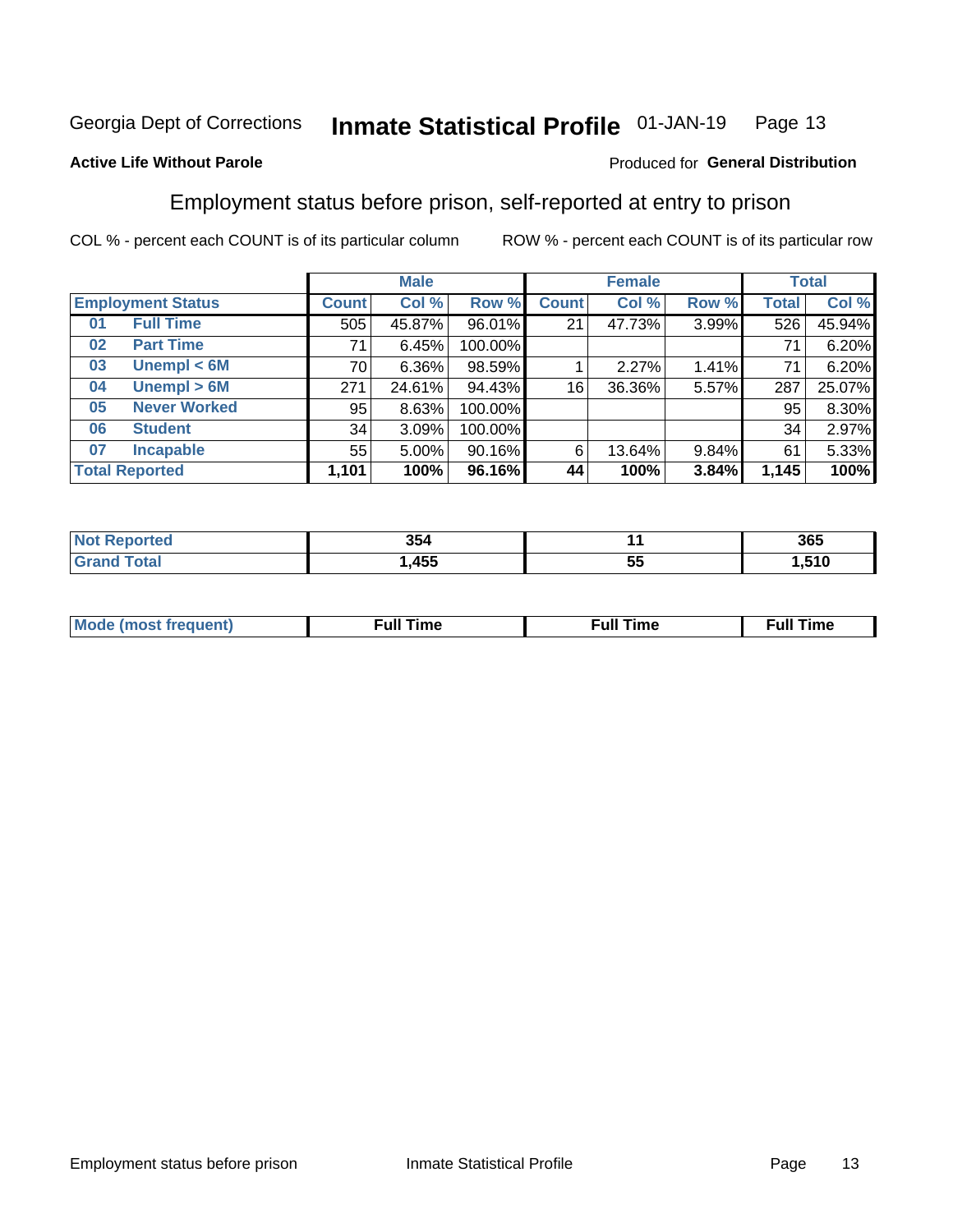Georgia Dept of Corrections **Inmate Statistical Profile** 01-JAN-19

**Active Life Without Parole**

Produced for **General Distribution**

## Employment status before prison, self-reported at entry to prison

COL % - percent each COUNT is of its particular column ROW % - percent each COUNT is of its particular row

| Employment Status | | Male | | | Female | | | Total | |
|---|---|---|---|---|---|---|---|---|---|
| | | Count | Col % | Row % | Count | Col % | Row % | Total | Col % |
| 01 | Full Time | 505 | 45.87% | 96.01% | 21 | 47.73% | 3.99% | 526 | 45.94% |
| 02 | Part Time | 71 | 6.45% | 100.00% | | | | 71 | 6.20% |
| 03 | Unempl < 6M | 70 | 6.36% | 98.59% | 1 | 2.27% | 1.41% | 71 | 6.20% |
| 04 | Unempl > 6M | 271 | 24.61% | 94.43% | 16 | 36.36% | 5.57% | 287 | 25.07% |
| 05 | Never Worked | 95 | 8.63% | 100.00% | | | | 95 | 8.30% |
| 06 | Student | 34 | 3.09% | 100.00% | | | | 34 | 2.97% |
| 07 | Incapable | 55 | 5.00% | 90.16% | 6 | 13.64% | 9.84% | 61 | 5.33% |
| **Total Reported** | | **1,101** | **100%** | **96.16%** | **44** | **100%** | **3.84%** | **1,145** | **100%** |

| | Male | Female | Total |
|---|---|---|---|
| Not Reported | 354 | 11 | 365 |
| Grand Total | 1,455 | 55 | 1,510 |

| | Male | Female | Total |
|---|---|---|---|
| Mode (most frequent) | Full Time | Full Time | Full Time |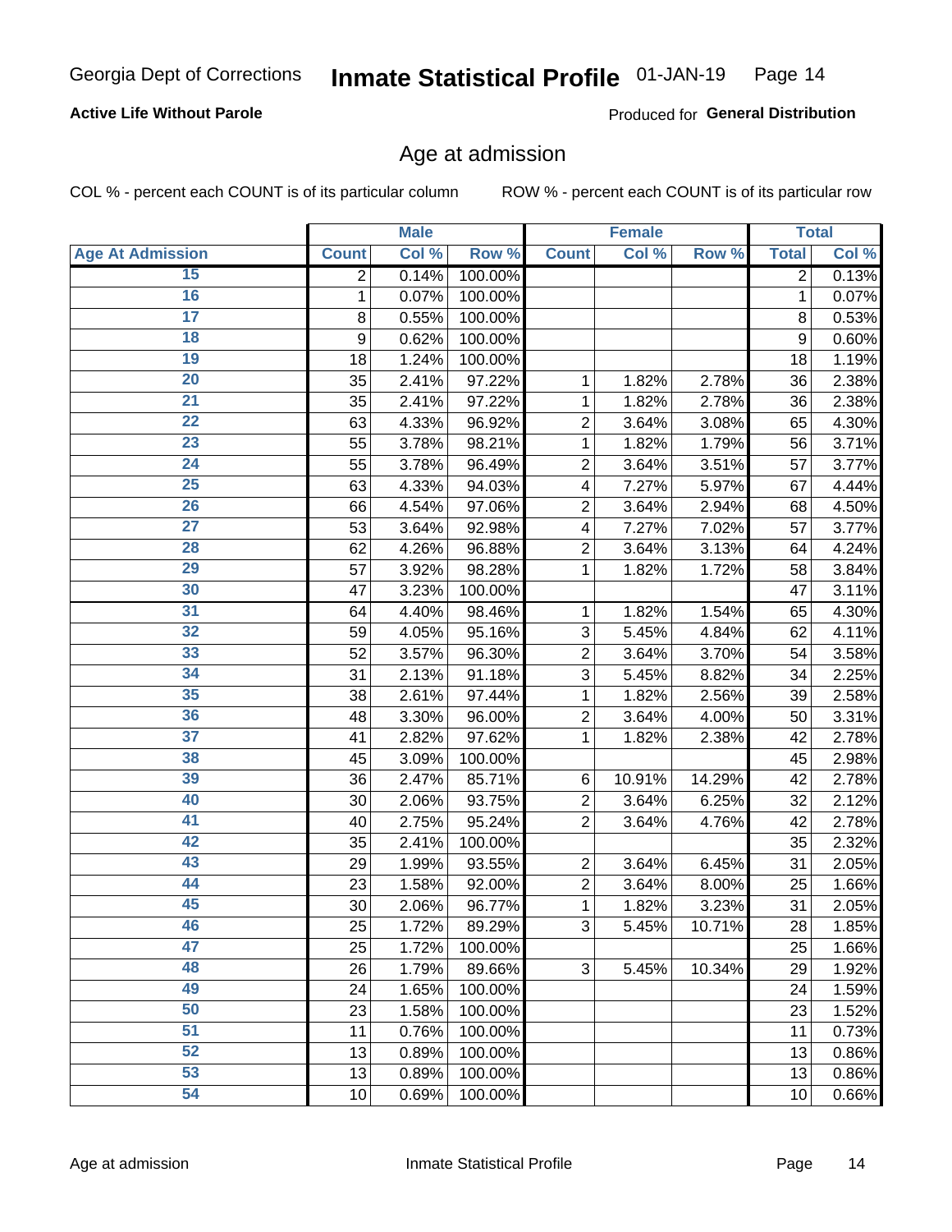Georgia Dept of Corrections **Inmate Statistical Profile** 01-JAN-19

**Active Life Without Parole**

Produced for **General Distribution**

## Age at admission

COL % - percent each COUNT is of its particular column ROW % - percent each COUNT is of its particular row

| | Male | | | Female | | | Total | |
|---|---|---|---|---|---|---|---|---|
| Age At Admission | Count | Col % | Row % | Count | Col % | Row % | Total | Col % |
| 15 | 2 | 0.14% | 100.00% | | | | 2 | 0.13% |
| 16 | 1 | 0.07% | 100.00% | | | | 1 | 0.07% |
| 17 | 8 | 0.55% | 100.00% | | | | 8 | 0.53% |
| 18 | 9 | 0.62% | 100.00% | | | | 9 | 0.60% |
| 19 | 18 | 1.24% | 100.00% | | | | 18 | 1.19% |
| 20 | 35 | 2.41% | 97.22% | 1 | 1.82% | 2.78% | 36 | 2.38% |
| 21 | 35 | 2.41% | 97.22% | 1 | 1.82% | 2.78% | 36 | 2.38% |
| 22 | 63 | 4.33% | 96.92% | 2 | 3.64% | 3.08% | 65 | 4.30% |
| 23 | 55 | 3.78% | 98.21% | 1 | 1.82% | 1.79% | 56 | 3.71% |
| 24 | 55 | 3.78% | 96.49% | 2 | 3.64% | 3.51% | 57 | 3.77% |
| 25 | 63 | 4.33% | 94.03% | 4 | 7.27% | 5.97% | 67 | 4.44% |
| 26 | 66 | 4.54% | 97.06% | 2 | 3.64% | 2.94% | 68 | 4.50% |
| 27 | 53 | 3.64% | 92.98% | 4 | 7.27% | 7.02% | 57 | 3.77% |
| 28 | 62 | 4.26% | 96.88% | 2 | 3.64% | 3.13% | 64 | 4.24% |
| 29 | 57 | 3.92% | 98.28% | 1 | 1.82% | 1.72% | 58 | 3.84% |
| 30 | 47 | 3.23% | 100.00% | | | | 47 | 3.11% |
| 31 | 64 | 4.40% | 98.46% | 1 | 1.82% | 1.54% | 65 | 4.30% |
| 32 | 59 | 4.05% | 95.16% | 3 | 5.45% | 4.84% | 62 | 4.11% |
| 33 | 52 | 3.57% | 96.30% | 2 | 3.64% | 3.70% | 54 | 3.58% |
| 34 | 31 | 2.13% | 91.18% | 3 | 5.45% | 8.82% | 34 | 2.25% |
| 35 | 38 | 2.61% | 97.44% | 1 | 1.82% | 2.56% | 39 | 2.58% |
| 36 | 48 | 3.30% | 96.00% | 2 | 3.64% | 4.00% | 50 | 3.31% |
| 37 | 41 | 2.82% | 97.62% | 1 | 1.82% | 2.38% | 42 | 2.78% |
| 38 | 45 | 3.09% | 100.00% | | | | 45 | 2.98% |
| 39 | 36 | 2.47% | 85.71% | 6 | 10.91% | 14.29% | 42 | 2.78% |
| 40 | 30 | 2.06% | 93.75% | 2 | 3.64% | 6.25% | 32 | 2.12% |
| 41 | 40 | 2.75% | 95.24% | 2 | 3.64% | 4.76% | 42 | 2.78% |
| 42 | 35 | 2.41% | 100.00% | | | | 35 | 2.32% |
| 43 | 29 | 1.99% | 93.55% | 2 | 3.64% | 6.45% | 31 | 2.05% |
| 44 | 23 | 1.58% | 92.00% | 2 | 3.64% | 8.00% | 25 | 1.66% |
| 45 | 30 | 2.06% | 96.77% | 1 | 1.82% | 3.23% | 31 | 2.05% |
| 46 | 25 | 1.72% | 89.29% | 3 | 5.45% | 10.71% | 28 | 1.85% |
| 47 | 25 | 1.72% | 100.00% | | | | 25 | 1.66% |
| 48 | 26 | 1.79% | 89.66% | 3 | 5.45% | 10.34% | 29 | 1.92% |
| 49 | 24 | 1.65% | 100.00% | | | | 24 | 1.59% |
| 50 | 23 | 1.58% | 100.00% | | | | 23 | 1.52% |
| 51 | 11 | 0.76% | 100.00% | | | | 11 | 0.73% |
| 52 | 13 | 0.89% | 100.00% | | | | 13 | 0.86% |
| 53 | 13 | 0.89% | 100.00% | | | | 13 | 0.86% |
| 54 | 10 | 0.69% | 100.00% | | | | 10 | 0.66% |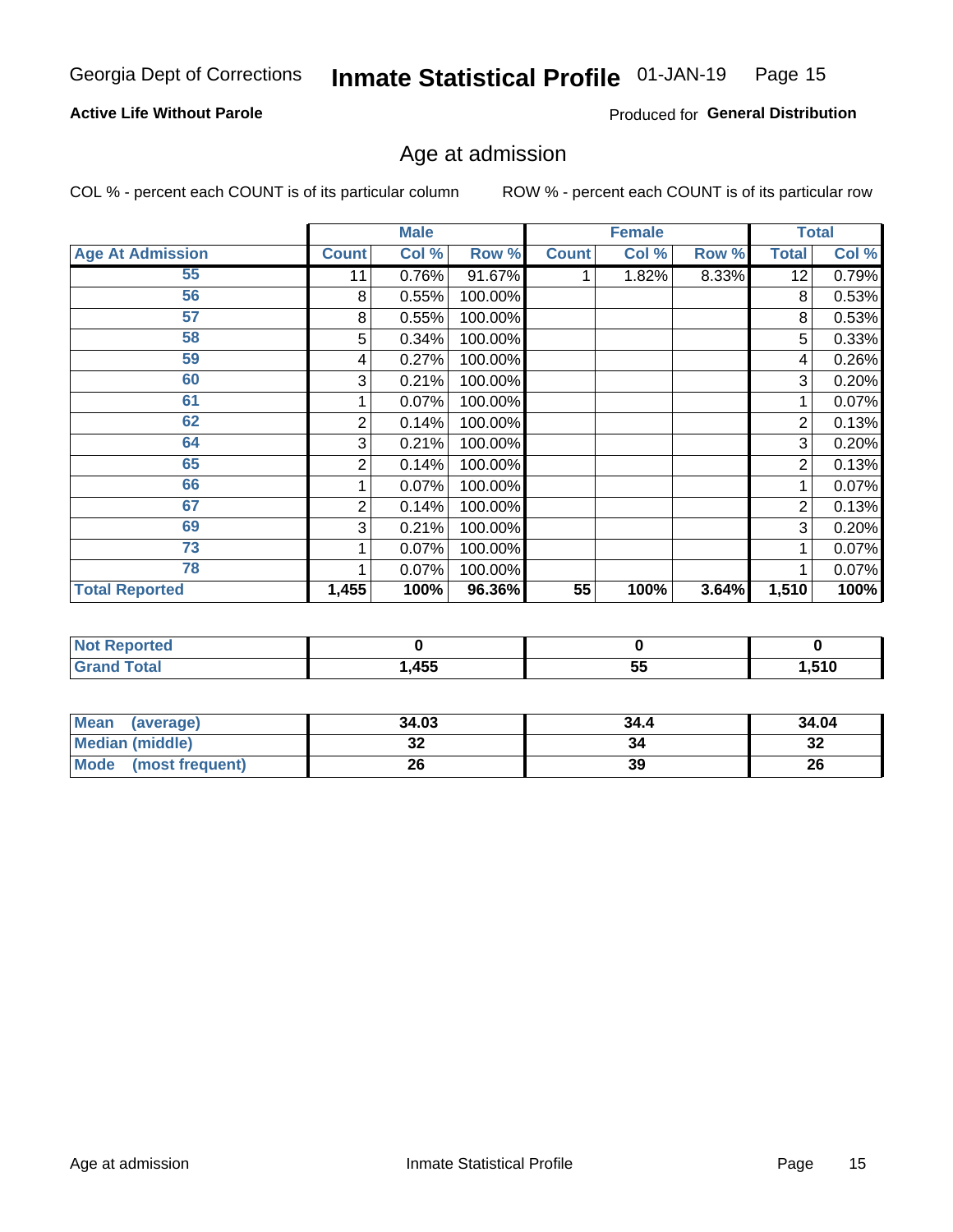Georgia Dept of Corrections **Inmate Statistical Profile** 01-JAN-19

**Active Life Without Parole**

Produced for **General Distribution**

## Age at admission

COL % - percent each COUNT is of its particular column ROW % - percent each COUNT is of its particular row

| | Male | | | Female | | | Total | |
|---|---|---|---|---|---|---|---|---|
| **Age At Admission** | **Count** | **Col %** | **Row %** | **Count** | **Col %** | **Row %** | **Total** | **Col %** |
| 55 | 11 | 0.76% | 91.67% | 1 | 1.82% | 8.33% | 12 | 0.79% |
| 56 | 8 | 0.55% | 100.00% | | | | 8 | 0.53% |
| 57 | 8 | 0.55% | 100.00% | | | | 8 | 0.53% |
| 58 | 5 | 0.34% | 100.00% | | | | 5 | 0.33% |
| 59 | 4 | 0.27% | 100.00% | | | | 4 | 0.26% |
| 60 | 3 | 0.21% | 100.00% | | | | 3 | 0.20% |
| 61 | 1 | 0.07% | 100.00% | | | | 1 | 0.07% |
| 62 | 2 | 0.14% | 100.00% | | | | 2 | 0.13% |
| 64 | 3 | 0.21% | 100.00% | | | | 3 | 0.20% |
| 65 | 2 | 0.14% | 100.00% | | | | 2 | 0.13% |
| 66 | 1 | 0.07% | 100.00% | | | | 1 | 0.07% |
| 67 | 2 | 0.14% | 100.00% | | | | 2 | 0.13% |
| 69 | 3 | 0.21% | 100.00% | | | | 3 | 0.20% |
| 73 | 1 | 0.07% | 100.00% | | | | 1 | 0.07% |
| 78 | 1 | 0.07% | 100.00% | | | | 1 | 0.07% |
| **Total Reported** | **1,455** | **100%** | **96.36%** | **55** | **100%** | **3.64%** | **1,510** | **100%** |

| | Male | Female | Total |
|---|---|---|---|
| **Not Reported** | **0** | **0** | **0** |
| **Grand Total** | **1,455** | **55** | **1,510** |

| | Male | Female | Total |
|---|---|---|---|
| **Mean (average)** | **34.03** | **34.4** | **34.04** |
| **Median (middle)** | **32** | **34** | **32** |
| **Mode (most frequent)** | **26** | **39** | **26** |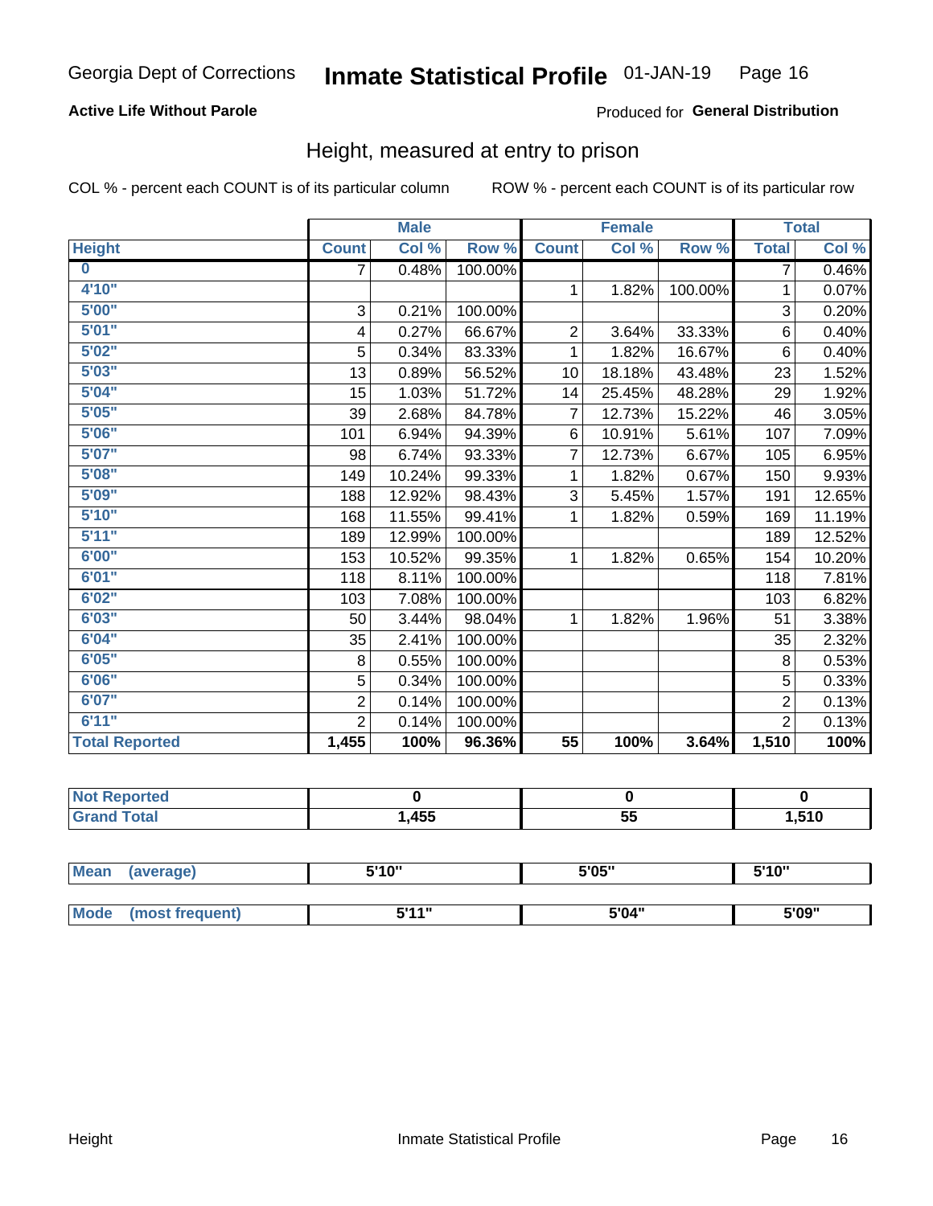Georgia Dept of Corrections **Inmate Statistical Profile** 01-JAN-19

**Active Life Without Parole**

Produced for **General Distribution**

## Height, measured at entry to prison

COL % - percent each COUNT is of its particular column ROW % - percent each COUNT is of its particular row

| | Male | | | Female | | | Total | |
|---|---|---|---|---|---|---|---|---|
| **Height** | **Count** | **Col %** | **Row %** | **Count** | **Col %** | **Row %** | **Total** | **Col %** |
| **0** | 7 | 0.48% | 100.00% | | | | 7 | 0.46% |
| **4'10"** | | | | 1 | 1.82% | 100.00% | 1 | 0.07% |
| **5'00"** | 3 | 0.21% | 100.00% | | | | 3 | 0.20% |
| **5'01"** | 4 | 0.27% | 66.67% | 2 | 3.64% | 33.33% | 6 | 0.40% |
| **5'02"** | 5 | 0.34% | 83.33% | 1 | 1.82% | 16.67% | 6 | 0.40% |
| **5'03"** | 13 | 0.89% | 56.52% | 10 | 18.18% | 43.48% | 23 | 1.52% |
| **5'04"** | 15 | 1.03% | 51.72% | 14 | 25.45% | 48.28% | 29 | 1.92% |
| **5'05"** | 39 | 2.68% | 84.78% | 7 | 12.73% | 15.22% | 46 | 3.05% |
| **5'06"** | 101 | 6.94% | 94.39% | 6 | 10.91% | 5.61% | 107 | 7.09% |
| **5'07"** | 98 | 6.74% | 93.33% | 7 | 12.73% | 6.67% | 105 | 6.95% |
| **5'08"** | 149 | 10.24% | 99.33% | 1 | 1.82% | 0.67% | 150 | 9.93% |
| **5'09"** | 188 | 12.92% | 98.43% | 3 | 5.45% | 1.57% | 191 | 12.65% |
| **5'10"** | 168 | 11.55% | 99.41% | 1 | 1.82% | 0.59% | 169 | 11.19% |
| **5'11"** | 189 | 12.99% | 100.00% | | | | 189 | 12.52% |
| **6'00"** | 153 | 10.52% | 99.35% | 1 | 1.82% | 0.65% | 154 | 10.20% |
| **6'01"** | 118 | 8.11% | 100.00% | | | | 118 | 7.81% |
| **6'02"** | 103 | 7.08% | 100.00% | | | | 103 | 6.82% |
| **6'03"** | 50 | 3.44% | 98.04% | 1 | 1.82% | 1.96% | 51 | 3.38% |
| **6'04"** | 35 | 2.41% | 100.00% | | | | 35 | 2.32% |
| **6'05"** | 8 | 0.55% | 100.00% | | | | 8 | 0.53% |
| **6'06"** | 5 | 0.34% | 100.00% | | | | 5 | 0.33% |
| **6'07"** | 2 | 0.14% | 100.00% | | | | 2 | 0.13% |
| **6'11"** | 2 | 0.14% | 100.00% | | | | 2 | 0.13% |
| **Total Reported** | **1,455** | **100%** | **96.36%** | **55** | **100%** | **3.64%** | **1,510** | **100%** |

| | Male | Female | Total |
|---|---|---|---|
| **Not Reported** | **0** | **0** | **0** |
| **Grand Total** | **1,455** | **55** | **1,510** |

| | Male | Female | Total |
|---|---|---|---|
| **Mean (average)** | **5'10"** | **5'05"** | **5'10"** |
| **Mode (most frequent)** | **5'11"** | **5'04"** | **5'09"** |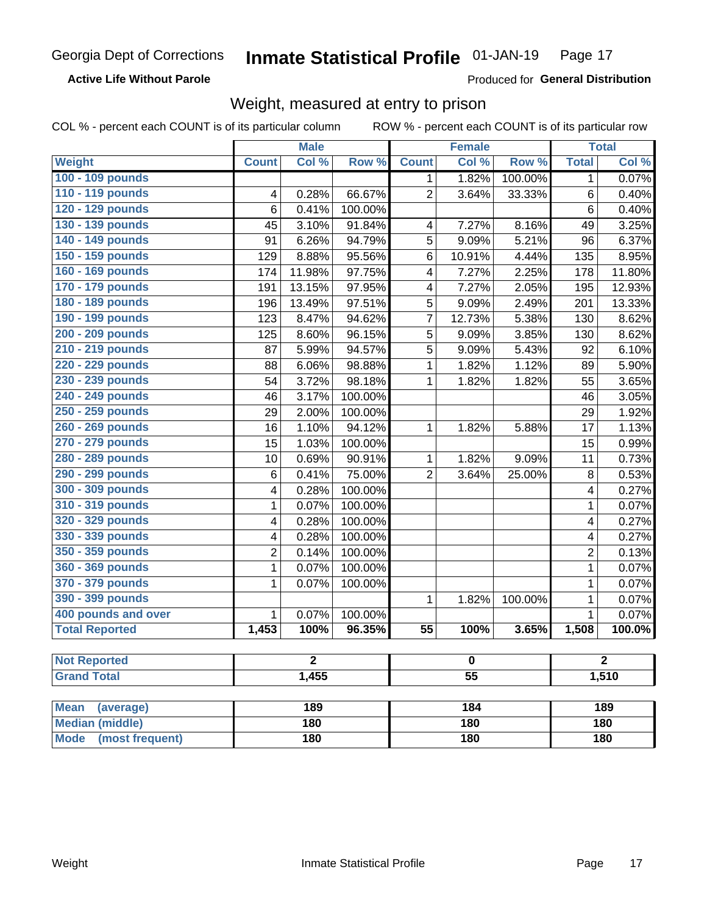Georgia Dept of Corrections **Inmate Statistical Profile** 01-JAN-19

**Active Life Without Parole**

Produced for **General Distribution**

## Weight, measured at entry to prison

COL % - percent each COUNT is of its particular column ROW % - percent each COUNT is of its particular row

| Weight | Male | | | Female | | | Total | |
|---|---|---|---|---|---|---|---|---|
| | Count | Col % | Row % | Count | Col % | Row % | Total | Col % |
| 100 - 109 pounds | | | | 1 | 1.82% | 100.00% | 1 | 0.07% |
| 110 - 119 pounds | 4 | 0.28% | 66.67% | 2 | 3.64% | 33.33% | 6 | 0.40% |
| 120 - 129 pounds | 6 | 0.41% | 100.00% | | | | 6 | 0.40% |
| 130 - 139 pounds | 45 | 3.10% | 91.84% | 4 | 7.27% | 8.16% | 49 | 3.25% |
| 140 - 149 pounds | 91 | 6.26% | 94.79% | 5 | 9.09% | 5.21% | 96 | 6.37% |
| 150 - 159 pounds | 129 | 8.88% | 95.56% | 6 | 10.91% | 4.44% | 135 | 8.95% |
| 160 - 169 pounds | 174 | 11.98% | 97.75% | 4 | 7.27% | 2.25% | 178 | 11.80% |
| 170 - 179 pounds | 191 | 13.15% | 97.95% | 4 | 7.27% | 2.05% | 195 | 12.93% |
| 180 - 189 pounds | 196 | 13.49% | 97.51% | 5 | 9.09% | 2.49% | 201 | 13.33% |
| 190 - 199 pounds | 123 | 8.47% | 94.62% | 7 | 12.73% | 5.38% | 130 | 8.62% |
| 200 - 209 pounds | 125 | 8.60% | 96.15% | 5 | 9.09% | 3.85% | 130 | 8.62% |
| 210 - 219 pounds | 87 | 5.99% | 94.57% | 5 | 9.09% | 5.43% | 92 | 6.10% |
| 220 - 229 pounds | 88 | 6.06% | 98.88% | 1 | 1.82% | 1.12% | 89 | 5.90% |
| 230 - 239 pounds | 54 | 3.72% | 98.18% | 1 | 1.82% | 1.82% | 55 | 3.65% |
| 240 - 249 pounds | 46 | 3.17% | 100.00% | | | | 46 | 3.05% |
| 250 - 259 pounds | 29 | 2.00% | 100.00% | | | | 29 | 1.92% |
| 260 - 269 pounds | 16 | 1.10% | 94.12% | 1 | 1.82% | 5.88% | 17 | 1.13% |
| 270 - 279 pounds | 15 | 1.03% | 100.00% | | | | 15 | 0.99% |
| 280 - 289 pounds | 10 | 0.69% | 90.91% | 1 | 1.82% | 9.09% | 11 | 0.73% |
| 290 - 299 pounds | 6 | 0.41% | 75.00% | 2 | 3.64% | 25.00% | 8 | 0.53% |
| 300 - 309 pounds | 4 | 0.28% | 100.00% | | | | 4 | 0.27% |
| 310 - 319 pounds | 1 | 0.07% | 100.00% | | | | 1 | 0.07% |
| 320 - 329 pounds | 4 | 0.28% | 100.00% | | | | 4 | 0.27% |
| 330 - 339 pounds | 4 | 0.28% | 100.00% | | | | 4 | 0.27% |
| 350 - 359 pounds | 2 | 0.14% | 100.00% | | | | 2 | 0.13% |
| 360 - 369 pounds | 1 | 0.07% | 100.00% | | | | 1 | 0.07% |
| 370 - 379 pounds | 1 | 0.07% | 100.00% | | | | 1 | 0.07% |
| 390 - 399 pounds | | | | 1 | 1.82% | 100.00% | 1 | 0.07% |
| 400 pounds and over | 1 | 0.07% | 100.00% | | | | 1 | 0.07% |
| **Total Reported** | **1,453** | **100%** | **96.35%** | **55** | **100%** | **3.65%** | **1,508** | **100.0%** |

| | Male | Female | Total |
|---|---|---|---|
| **Not Reported** | **2** | **0** | **2** |
| **Grand Total** | **1,455** | **55** | **1,510** |

| | Male | Female | Total |
|---|---|---|---|
| **Mean (average)** | **189** | **184** | **189** |
| **Median (middle)** | **180** | **180** | **180** |
| **Mode (most frequent)** | **180** | **180** | **180** |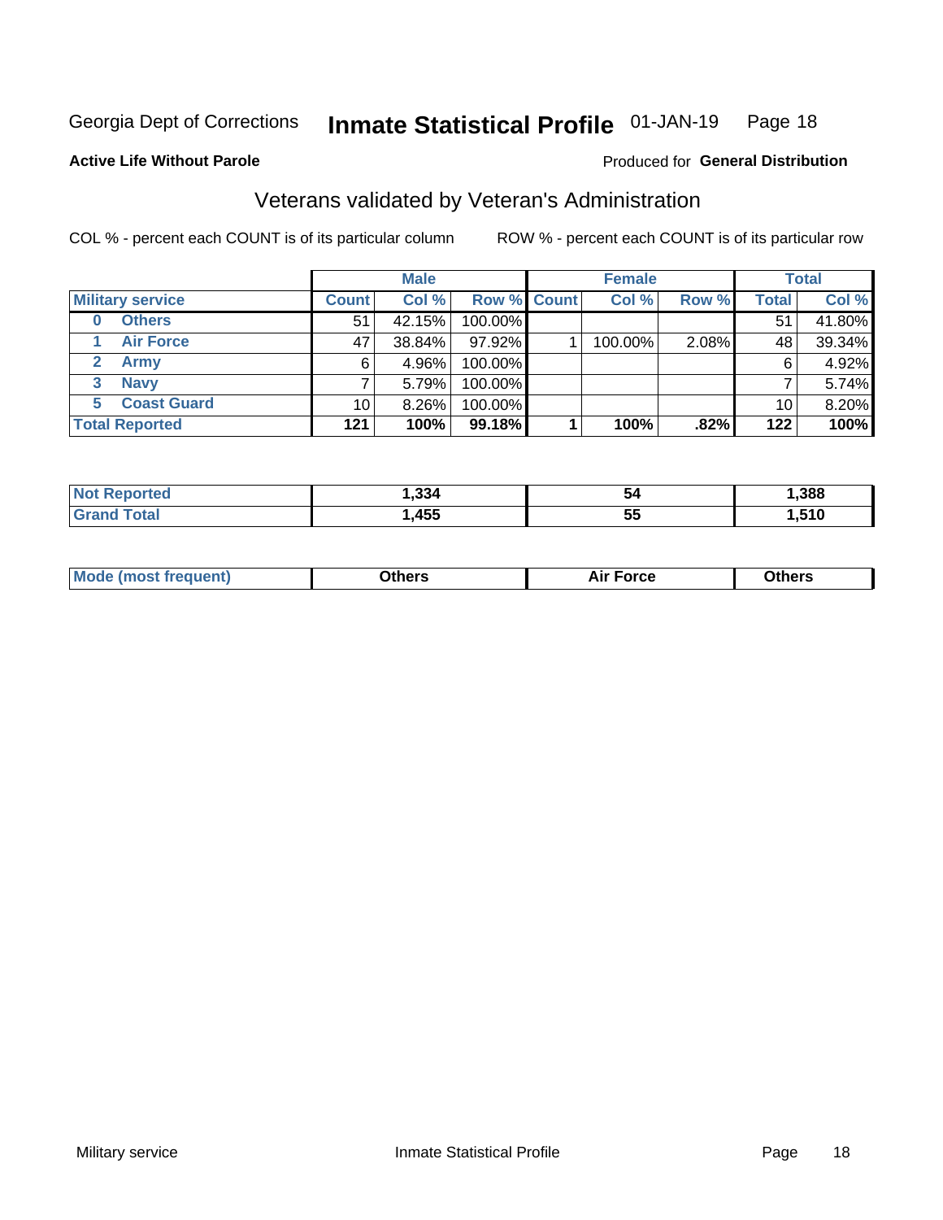Georgia Dept of Corrections **Inmate Statistical Profile** 01-JAN-19 Page 18

**Active Life Without Parole**

Produced for **General Distribution**

## Veterans validated by Veteran's Administration

COL % - percent each COUNT is of its particular column ROW % - percent each COUNT is of its particular row

| | Male | | | Female | | | Total | |
|---|---|---|---|---|---|---|---|---|
| **Military service** | **Count** | **Col %** | **Row %** | **Count** | **Col %** | **Row %** | **Total** | **Col %** |
| **0 Others** | 51 | 42.15% | 100.00% | | | | 51 | 41.80% |
| **1 Air Force** | 47 | 38.84% | 97.92% | 1 | 100.00% | 2.08% | 48 | 39.34% |
| **2 Army** | 6 | 4.96% | 100.00% | | | | 6 | 4.92% |
| **3 Navy** | 7 | 5.79% | 100.00% | | | | 7 | 5.74% |
| **5 Coast Guard** | 10 | 8.26% | 100.00% | | | | 10 | 8.20% |
| **Total Reported** | **121** | **100%** | **99.18%** | **1** | **100%** | **.82%** | **122** | **100%** |

| | Male | Female | Total |
|---|---|---|---|
| **Not Reported** | **1,334** | **54** | **1,388** |
| **Grand Total** | **1,455** | **55** | **1,510** |

| | Male | Female | Total |
|---|---|---|---|
| **Mode (most frequent)** | **Others** | **Air Force** | **Others** |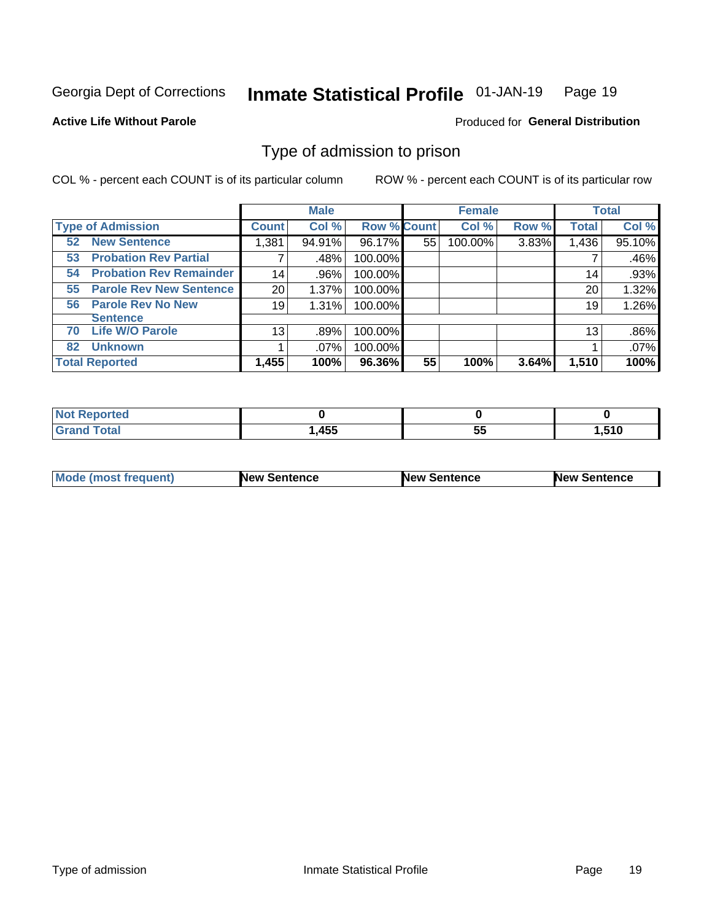Georgia Dept of Corrections **Inmate Statistical Profile** 01-JAN-19 Page 19

**Active Life Without Parole**

Produced for **General Distribution**

## Type of admission to prison

COL % - percent each COUNT is of its particular column

ROW % - percent each COUNT is of its particular row

| | Male | | | Female | | | Total | |
|---|---|---|---|---|---|---|---|---|
| **Type of Admission** | **Count** | **Col %** | **Row %** | **Count** | **Col %** | **Row %** | **Total** | **Col %** |
| **52 New Sentence** | 1,381 | 94.91% | 96.17% | 55 | 100.00% | 3.83% | 1,436 | 95.10% |
| **53 Probation Rev Partial** | 7 | .48% | 100.00% | | | | 7 | .46% |
| **54 Probation Rev Remainder** | 14 | .96% | 100.00% | | | | 14 | .93% |
| **55 Parole Rev New Sentence** | 20 | 1.37% | 100.00% | | | | 20 | 1.32% |
| **56 Parole Rev No New Sentence** | 19 | 1.31% | 100.00% | | | | 19 | 1.26% |
| **70 Life W/O Parole** | 13 | .89% | 100.00% | | | | 13 | .86% |
| **82 Unknown** | 1 | .07% | 100.00% | | | | 1 | .07% |
| **Total Reported** | **1,455** | **100%** | **96.36%** | **55** | **100%** | **3.64%** | **1,510** | **100%** |

| | Male | Female | Total |
|---|---|---|---|
| **Not Reported** | **0** | **0** | **0** |
| **Grand Total** | **1,455** | **55** | **1,510** |

| | Male | Female | Total |
|---|---|---|---|
| **Mode (most frequent)** | **New Sentence** | **New Sentence** | **New Sentence** |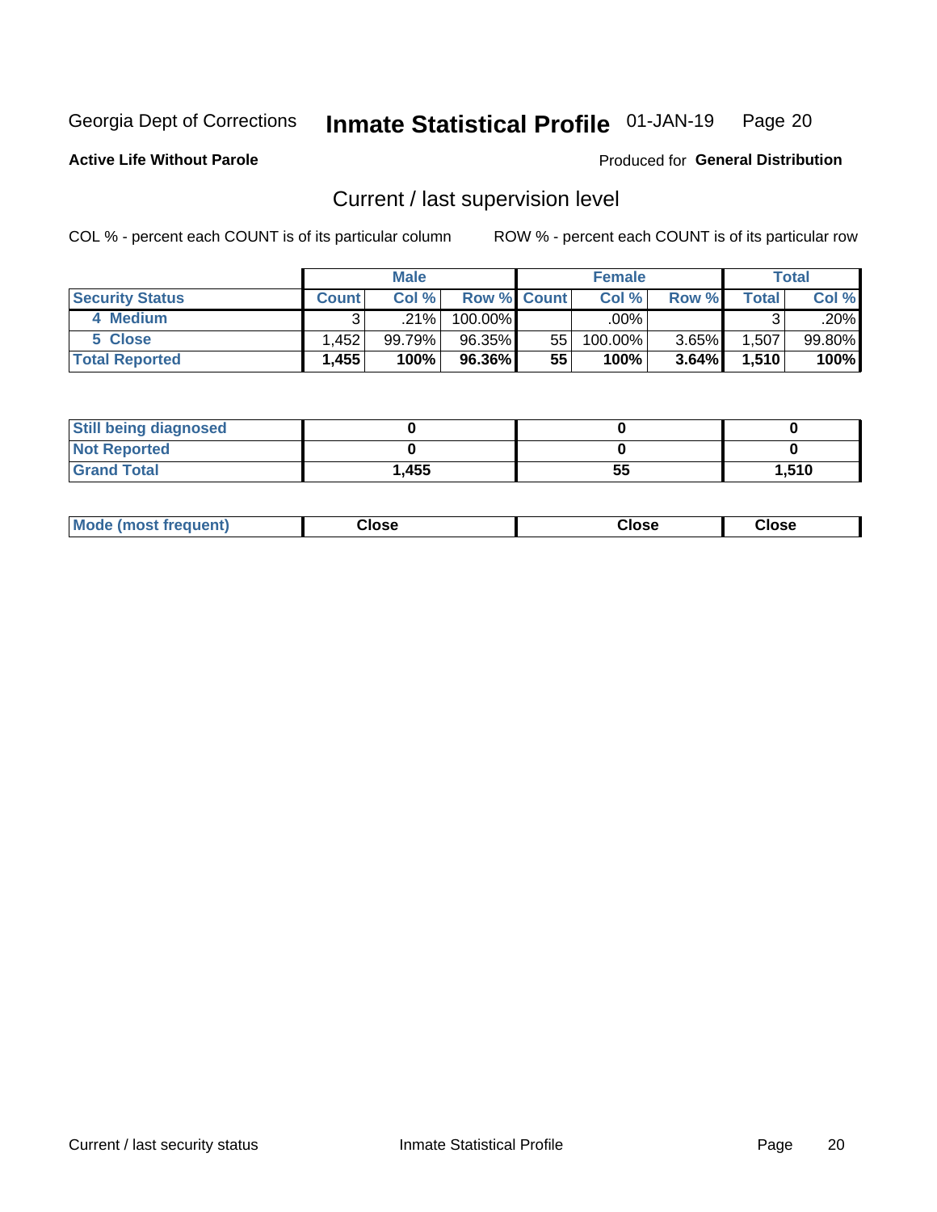Georgia Dept of Corrections **Inmate Statistical Profile** 01-JAN-19

**Active Life Without Parole**

Produced for **General Distribution**

## Current / last supervision level

COL % - percent each COUNT is of its particular column ROW % - percent each COUNT is of its particular row

| | Male | | | Female | | | Total | |
|---|---|---|---|---|---|---|---|---|
| **Security Status** | **Count** | **Col %** | **Row %** | **Count** | **Col %** | **Row %** | **Total** | **Col %** |
| **4 Medium** | 3 | .21% | 100.00% | | .00% | | 3 | .20% |
| **5 Close** | 1,452 | 99.79% | 96.35% | 55 | 100.00% | 3.65% | 1,507 | 99.80% |
| **Total Reported** | **1,455** | **100%** | **96.36%** | **55** | **100%** | **3.64%** | **1,510** | **100%** |

| | Male | Female | Total |
|---|---|---|---|
| **Still being diagnosed** | **0** | **0** | **0** |
| **Not Reported** | **0** | **0** | **0** |
| **Grand Total** | **1,455** | **55** | **1,510** |

| | Male | Female | Total |
|---|---|---|---|
| **Mode (most frequent)** | **Close** | **Close** | **Close** |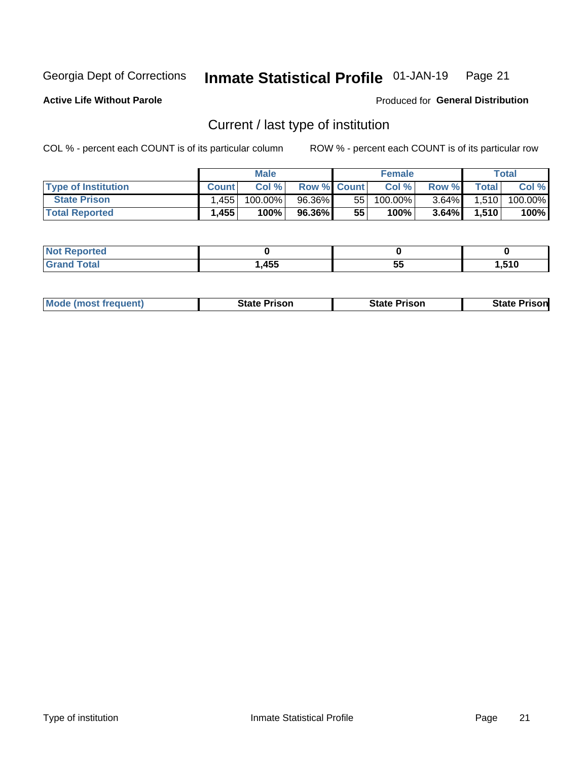Georgia Dept of Corrections **Inmate Statistical Profile** 01-JAN-19

**Active Life Without Parole**

Produced for **General Distribution**

## Current / last type of institution

COL % - percent each COUNT is of its particular column ROW % - percent each COUNT is of its particular row

| | Male | | | Female | | | Total | |
|---|---|---|---|---|---|---|---|---|
| Type of Institution | Count | Col % | Row % | Count | Col % | Row % | Total | Col % |
| State Prison | 1,455 | 100.00% | 96.36% | 55 | 100.00% | 3.64% | 1,510 | 100.00% |
| **Total Reported** | **1,455** | **100%** | **96.36%** | **55** | **100%** | **3.64%** | **1,510** | **100%** |

| | Male | Female | Total |
|---|---|---|---|
| Not Reported | **0** | **0** | **0** |
| Grand Total | **1,455** | **55** | **1,510** |

| | Male | Female | Total |
|---|---|---|---|
| Mode (most frequent) | **State Prison** | **State Prison** | **State Prison** |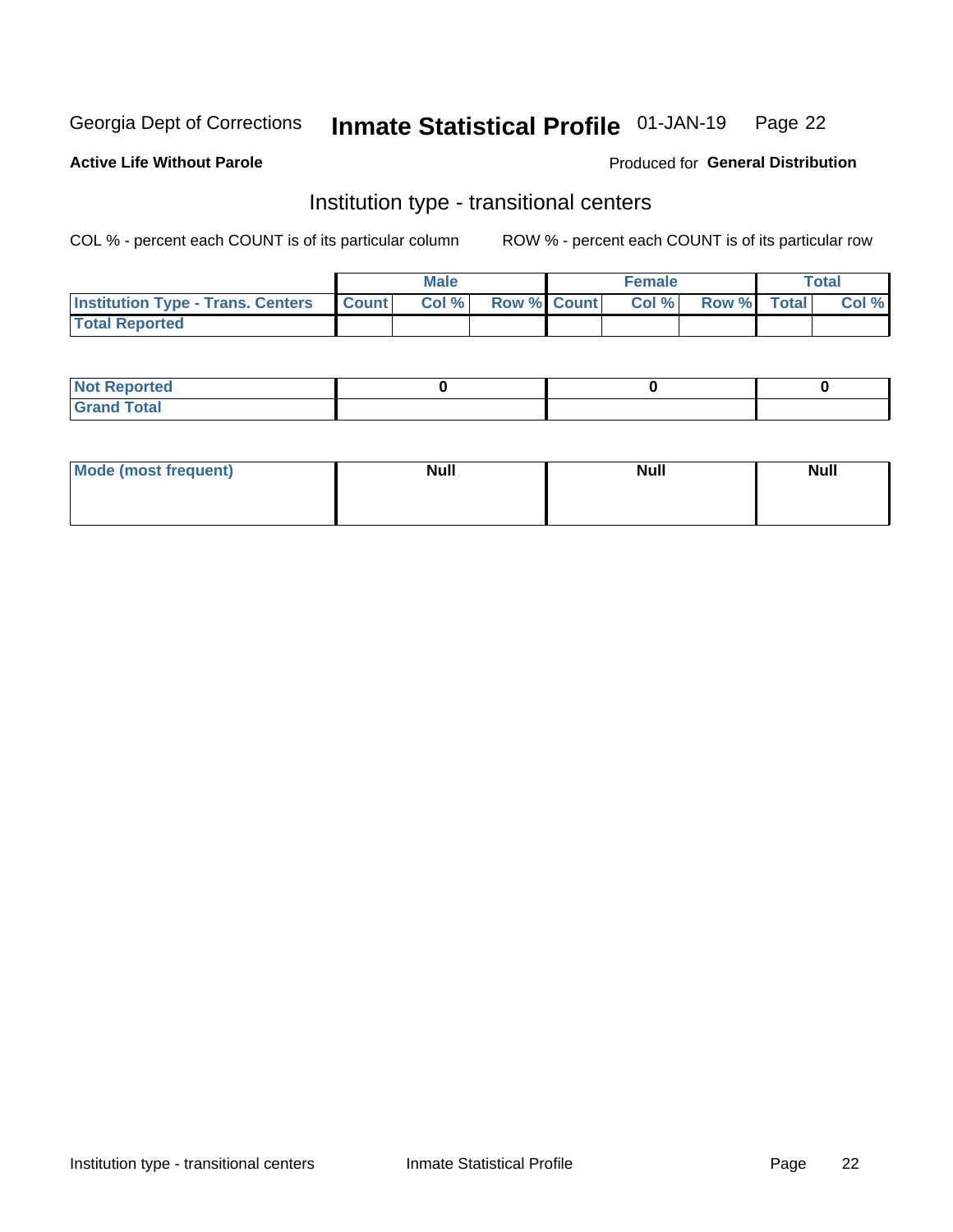Georgia Dept of Corrections **Inmate Statistical Profile** 01-JAN-19

**Active Life Without Parole**

Produced for **General Distribution**

## Institution type - transitional centers

COL % - percent each COUNT is of its particular column

ROW % - percent each COUNT is of its particular row

| | Male | | | Female | | | Total | |
|---|---|---|---|---|---|---|---|---|
| **Institution Type - Trans. Centers** | **Count** | **Col %** | **Row %** | **Count** | **Col %** | **Row %** | **Total** | **Col %** |
| **Total Reported** | | | | | | | | |

| | Male | Female | Total |
|---|---|---|---|
| **Not Reported** | 0 | 0 | 0 |
| **Grand Total** | | | |

| | Male | Female | Total |
|---|---|---|---|
| **Mode (most frequent)** | **Null** | **Null** | **Null** |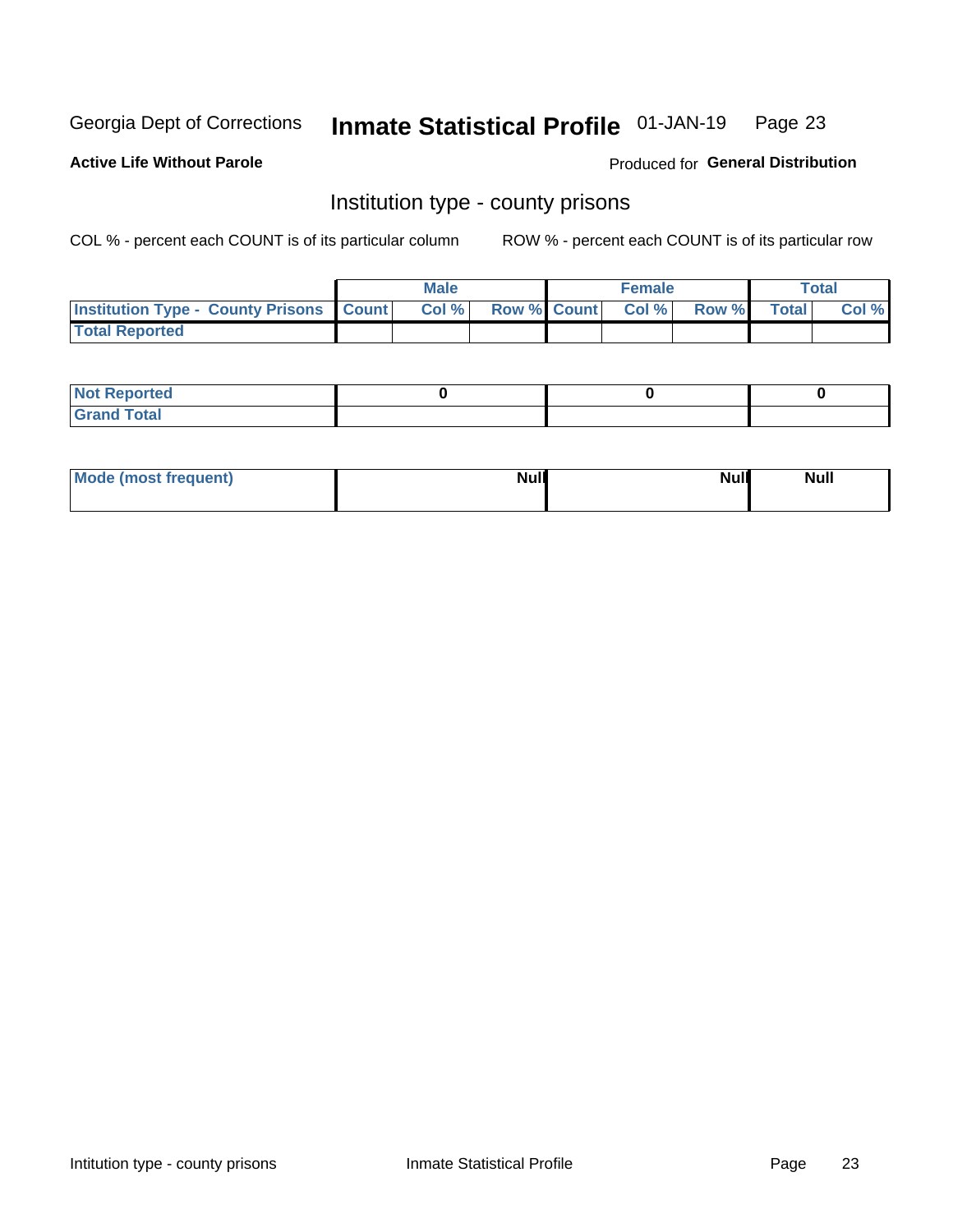Georgia Dept of Corrections **Inmate Statistical Profile** 01-JAN-19

**Active Life Without Parole**

Produced for **General Distribution**

## Institution type - county prisons

COL % - percent each COUNT is of its particular column

ROW % - percent each COUNT is of its particular row

| | Male | | | Female | | | Total | |
|---|---|---|---|---|---|---|---|---|
| **Institution Type - County Prisons** | **Count** | **Col %** | **Row %** | **Count** | **Col %** | **Row %** | **Total** | **Col %** |
| **Total Reported** | | | | | | | | |

| | Male | Female | Total |
|---|---|---|---|
| **Not Reported** | **0** | **0** | **0** |
| **Grand Total** | | | |

| | Male | Female | Total |
|---|---|---|---|
| **Mode (most frequent)** | **Null** | **Null** | **Null** |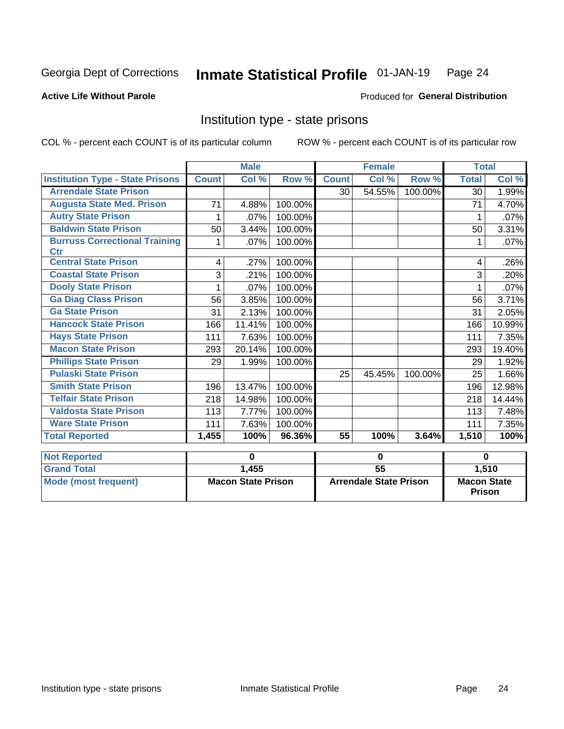Georgia Dept of Corrections **Inmate Statistical Profile** 01-JAN-19

**Active Life Without Parole**

Produced for **General Distribution**

## Institution type - state prisons

COL % - percent each COUNT is of its particular column

ROW % - percent each COUNT is of its particular row

| | Male | | | Female | | | Total | |
|---|---|---|---|---|---|---|---|---|
| **Institution Type - State Prisons** | **Count** | **Col %** | **Row %** | **Count** | **Col %** | **Row %** | **Total** | **Col %** |
| Arrendale State Prison | | | | 30 | 54.55% | 100.00% | 30 | 1.99% |
| Augusta State Med. Prison | 71 | 4.88% | 100.00% | | | | 71 | 4.70% |
| Autry State Prison | 1 | .07% | 100.00% | | | | 1 | .07% |
| Baldwin State Prison | 50 | 3.44% | 100.00% | | | | 50 | 3.31% |
| Burruss Correctional Training Ctr | 1 | .07% | 100.00% | | | | 1 | .07% |
| Central State Prison | 4 | .27% | 100.00% | | | | 4 | .26% |
| Coastal State Prison | 3 | .21% | 100.00% | | | | 3 | .20% |
| Dooly State Prison | 1 | .07% | 100.00% | | | | 1 | .07% |
| Ga Diag Class Prison | 56 | 3.85% | 100.00% | | | | 56 | 3.71% |
| Ga State Prison | 31 | 2.13% | 100.00% | | | | 31 | 2.05% |
| Hancock State Prison | 166 | 11.41% | 100.00% | | | | 166 | 10.99% |
| Hays State Prison | 111 | 7.63% | 100.00% | | | | 111 | 7.35% |
| Macon State Prison | 293 | 20.14% | 100.00% | | | | 293 | 19.40% |
| Phillips State Prison | 29 | 1.99% | 100.00% | | | | 29 | 1.92% |
| Pulaski State Prison | | | | 25 | 45.45% | 100.00% | 25 | 1.66% |
| Smith State Prison | 196 | 13.47% | 100.00% | | | | 196 | 12.98% |
| Telfair State Prison | 218 | 14.98% | 100.00% | | | | 218 | 14.44% |
| Valdosta State Prison | 113 | 7.77% | 100.00% | | | | 113 | 7.48% |
| Ware State Prison | 111 | 7.63% | 100.00% | | | | 111 | 7.35% |
| **Total Reported** | **1,455** | **100%** | **96.36%** | **55** | **100%** | **3.64%** | **1,510** | **100%** |

| | Male | Female | Total |
|---|---|---|---|
| Not Reported | 0 | 0 | 0 |
| Grand Total | 1,455 | 55 | 1,510 |
| Mode (most frequent) | Macon State Prison | Arrendale State Prison | Macon State Prison |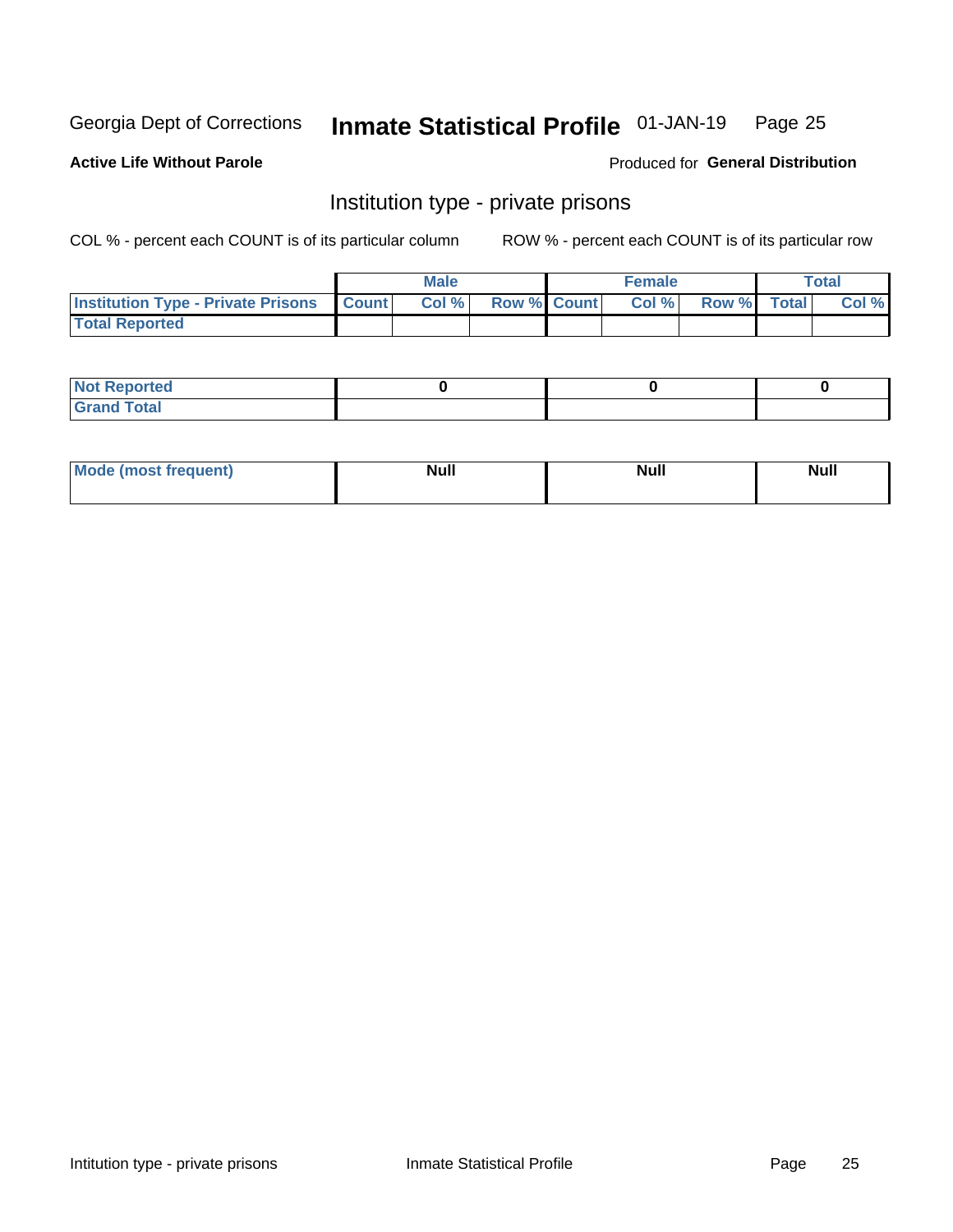Georgia Dept of Corrections **Inmate Statistical Profile** 01-JAN-19 Page 25

**Active Life Without Parole**

Produced for **General Distribution**

## Institution type - private prisons

COL % - percent each COUNT is of its particular column ROW % - percent each COUNT is of its particular row

| | Male | | | Female | | | Total | |
|---|---|---|---|---|---|---|---|---|
| **Institution Type - Private Prisons** | **Count** | **Col %** | **Row %** | **Count** | **Col %** | **Row %** | **Total** | **Col %** |
| **Total Reported** | | | | | | | | |

| | Male | Female | Total |
|---|---|---|---|
| **Not Reported** | 0 | 0 | 0 |
| **Grand Total** | | | |

| | Male | Female | Total |
|---|---|---|---|
| **Mode (most frequent)** | Null | Null | Null |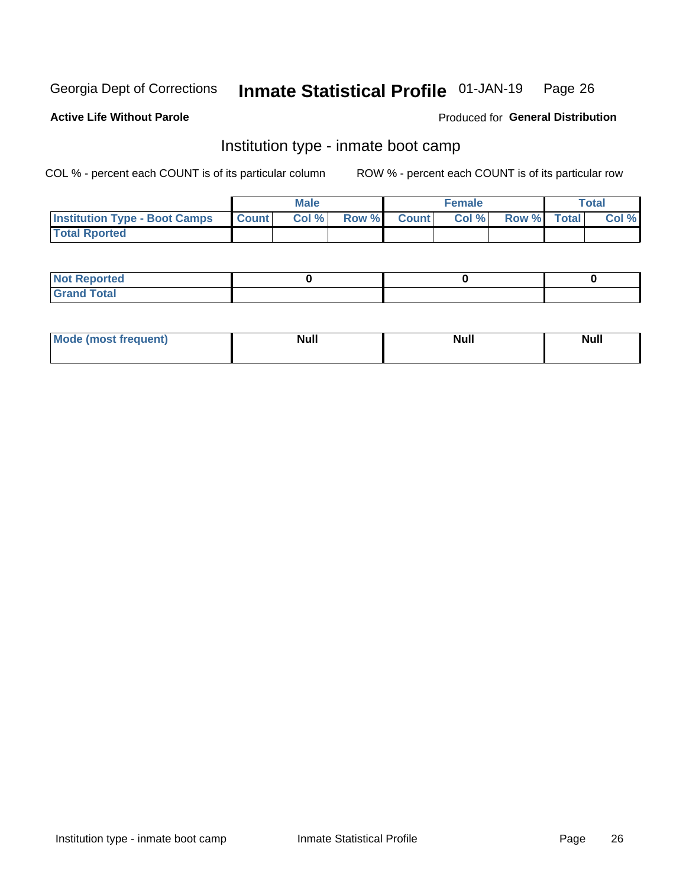Georgia Dept of Corrections **Inmate Statistical Profile** 01-JAN-19

**Active Life Without Parole**

Produced for **General Distribution**

## Institution type - inmate boot camp

COL % - percent each COUNT is of its particular column ROW % - percent each COUNT is of its particular row

| | Male | | | Female | | | Total | |
|---|---|---|---|---|---|---|---|---|
| Institution Type - Boot Camps | Count | Col % | Row % | Count | Col % | Row % | Total | Col % |
| Total Rported | | | | | | | | |

| | Male | Female | Total |
|---|---|---|---|
| Not Reported | 0 | 0 | 0 |
| Grand Total | | | |

| | Male | Female | Total |
|---|---|---|---|
| Mode (most frequent) | Null | Null | Null |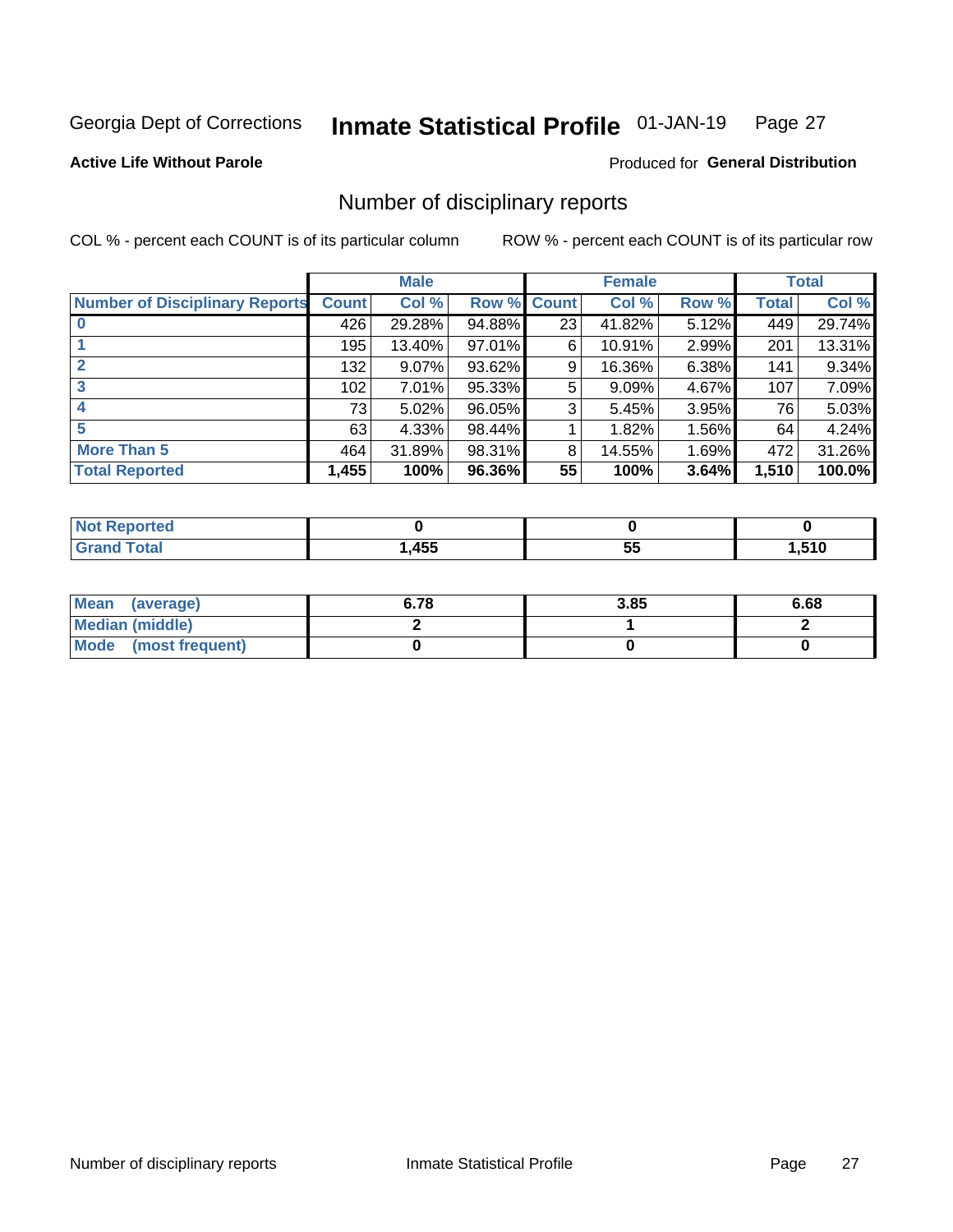Georgia Dept of Corrections **Inmate Statistical Profile** 01-JAN-19

**Active Life Without Parole**

Produced for **General Distribution**

## Number of disciplinary reports

COL % - percent each COUNT is of its particular column

ROW % - percent each COUNT is of its particular row

| | Male | | | Female | | | Total | |
|---|---|---|---|---|---|---|---|---|
| **Number of Disciplinary Reports** | **Count** | **Col %** | **Row %** | **Count** | **Col %** | **Row %** | **Total** | **Col %** |
| **0** | 426 | 29.28% | 94.88% | 23 | 41.82% | 5.12% | 449 | 29.74% |
| **1** | 195 | 13.40% | 97.01% | 6 | 10.91% | 2.99% | 201 | 13.31% |
| **2** | 132 | 9.07% | 93.62% | 9 | 16.36% | 6.38% | 141 | 9.34% |
| **3** | 102 | 7.01% | 95.33% | 5 | 9.09% | 4.67% | 107 | 7.09% |
| **4** | 73 | 5.02% | 96.05% | 3 | 5.45% | 3.95% | 76 | 5.03% |
| **5** | 63 | 4.33% | 98.44% | 1 | 1.82% | 1.56% | 64 | 4.24% |
| **More Than 5** | 464 | 31.89% | 98.31% | 8 | 14.55% | 1.69% | 472 | 31.26% |
| **Total Reported** | **1,455** | **100%** | **96.36%** | **55** | **100%** | **3.64%** | **1,510** | **100.0%** |

| | Male | Female | Total |
|---|---|---|---|
| **Not Reported** | **0** | **0** | **0** |
| **Grand Total** | **1,455** | **55** | **1,510** |

| | Male | Female | Total |
|---|---|---|---|
| **Mean (average)** | **6.78** | **3.85** | **6.68** |
| **Median (middle)** | **2** | **1** | **2** |
| **Mode (most frequent)** | **0** | **0** | **0** |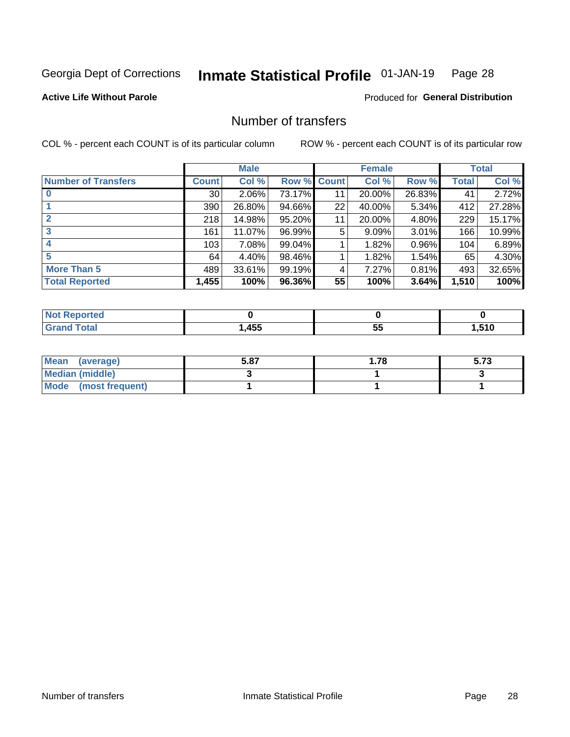Georgia Dept of Corrections **Inmate Statistical Profile** 01-JAN-19

**Active Life Without Parole**

Produced for **General Distribution**

## Number of transfers

COL % - percent each COUNT is of its particular column

ROW % - percent each COUNT is of its particular row

| | Male | | | Female | | | Total | |
|---|---|---|---|---|---|---|---|---|
| **Number of Transfers** | **Count** | **Col %** | **Row %** | **Count** | **Col %** | **Row %** | **Total** | **Col %** |
| **0** | 30 | 2.06% | 73.17% | 11 | 20.00% | 26.83% | 41 | 2.72% |
| **1** | 390 | 26.80% | 94.66% | 22 | 40.00% | 5.34% | 412 | 27.28% |
| **2** | 218 | 14.98% | 95.20% | 11 | 20.00% | 4.80% | 229 | 15.17% |
| **3** | 161 | 11.07% | 96.99% | 5 | 9.09% | 3.01% | 166 | 10.99% |
| **4** | 103 | 7.08% | 99.04% | 1 | 1.82% | 0.96% | 104 | 6.89% |
| **5** | 64 | 4.40% | 98.46% | 1 | 1.82% | 1.54% | 65 | 4.30% |
| **More Than 5** | 489 | 33.61% | 99.19% | 4 | 7.27% | 0.81% | 493 | 32.65% |
| **Total Reported** | **1,455** | **100%** | **96.36%** | **55** | **100%** | **3.64%** | **1,510** | **100%** |

| | Male | Female | Total |
|---|---|---|---|
| **Not Reported** | **0** | **0** | **0** |
| **Grand Total** | **1,455** | **55** | **1,510** |

| | Male | Female | Total |
|---|---|---|---|
| **Mean (average)** | **5.87** | **1.78** | **5.73** |
| **Median (middle)** | **3** | **1** | **3** |
| **Mode (most frequent)** | **1** | **1** | **1** |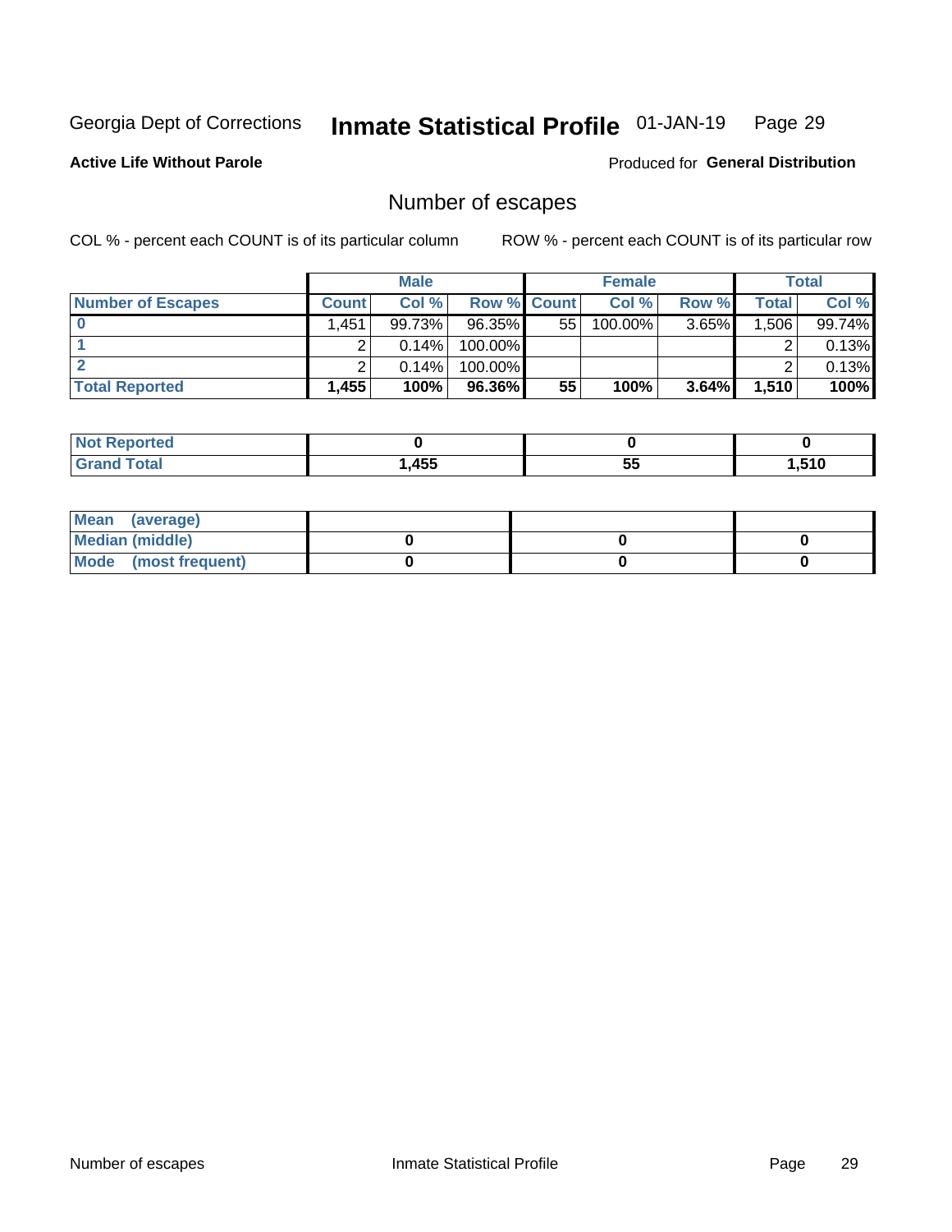Georgia Dept of Corrections **Inmate Statistical Profile** 01-JAN-19

**Active Life Without Parole**

Produced for **General Distribution**

## Number of escapes

COL % - percent each COUNT is of its particular column

ROW % - percent each COUNT is of its particular row

| | Male | | | Female | | | Total | |
|---|---|---|---|---|---|---|---|---|
| **Number of Escapes** | **Count** | **Col %** | **Row %** | **Count** | **Col %** | **Row %** | **Total** | **Col %** |
| **0** | 1,451 | 99.73% | 96.35% | 55 | 100.00% | 3.65% | 1,506 | 99.74% |
| **1** | 2 | 0.14% | 100.00% | | | | 2 | 0.13% |
| **2** | 2 | 0.14% | 100.00% | | | | 2 | 0.13% |
| **Total Reported** | **1,455** | **100%** | **96.36%** | **55** | **100%** | **3.64%** | **1,510** | **100%** |

| | Male | Female | Total |
|---|---|---|---|
| **Not Reported** | **0** | **0** | **0** |
| **Grand Total** | **1,455** | **55** | **1,510** |

| | Male | Female | Total |
|---|---|---|---|
| **Mean (average)** | | | |
| **Median (middle)** | **0** | **0** | **0** |
| **Mode (most frequent)** | **0** | **0** | **0** |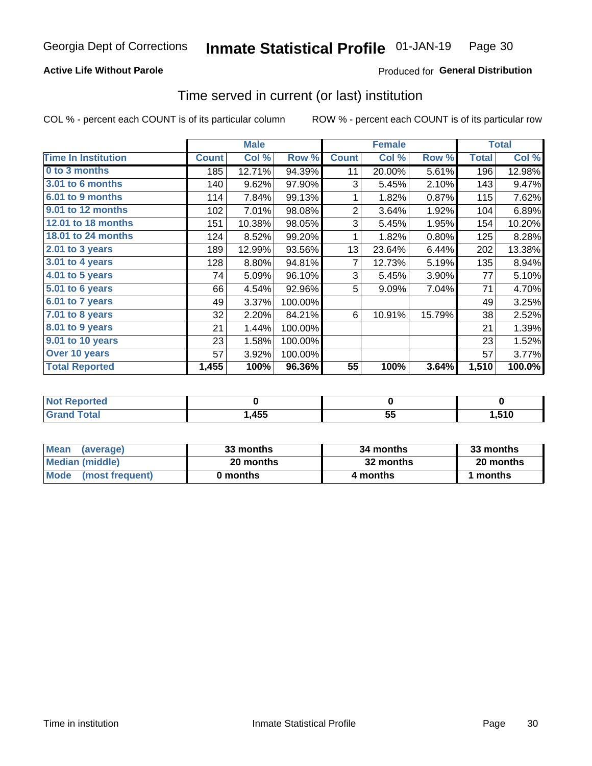Georgia Dept of Corrections **Inmate Statistical Profile** 01-JAN-19

**Active Life Without Parole**

Produced for **General Distribution**

## Time served in current (or last) institution

COL % - percent each COUNT is of its particular column

ROW % - percent each COUNT is of its particular row

| | Male | | | Female | | | Total | |
|---|---|---|---|---|---|---|---|---|
| Time In Institution | Count | Col % | Row % | Count | Col % | Row % | Total | Col % |
| 0 to 3 months | 185 | 12.71% | 94.39% | 11 | 20.00% | 5.61% | 196 | 12.98% |
| 3.01 to 6 months | 140 | 9.62% | 97.90% | 3 | 5.45% | 2.10% | 143 | 9.47% |
| 6.01 to 9 months | 114 | 7.84% | 99.13% | 1 | 1.82% | 0.87% | 115 | 7.62% |
| 9.01 to 12 months | 102 | 7.01% | 98.08% | 2 | 3.64% | 1.92% | 104 | 6.89% |
| 12.01 to 18 months | 151 | 10.38% | 98.05% | 3 | 5.45% | 1.95% | 154 | 10.20% |
| 18.01 to 24 months | 124 | 8.52% | 99.20% | 1 | 1.82% | 0.80% | 125 | 8.28% |
| 2.01 to 3 years | 189 | 12.99% | 93.56% | 13 | 23.64% | 6.44% | 202 | 13.38% |
| 3.01 to 4 years | 128 | 8.80% | 94.81% | 7 | 12.73% | 5.19% | 135 | 8.94% |
| 4.01 to 5 years | 74 | 5.09% | 96.10% | 3 | 5.45% | 3.90% | 77 | 5.10% |
| 5.01 to 6 years | 66 | 4.54% | 92.96% | 5 | 9.09% | 7.04% | 71 | 4.70% |
| 6.01 to 7 years | 49 | 3.37% | 100.00% | | | | 49 | 3.25% |
| 7.01 to 8 years | 32 | 2.20% | 84.21% | 6 | 10.91% | 15.79% | 38 | 2.52% |
| 8.01 to 9 years | 21 | 1.44% | 100.00% | | | | 21 | 1.39% |
| 9.01 to 10 years | 23 | 1.58% | 100.00% | | | | 23 | 1.52% |
| Over 10 years | 57 | 3.92% | 100.00% | | | | 57 | 3.77% |
| **Total Reported** | **1,455** | **100%** | **96.36%** | **55** | **100%** | **3.64%** | **1,510** | **100.0%** |

| | Male | Female | Total |
|---|---|---|---|
| Not Reported | 0 | 0 | 0 |
| Grand Total | 1,455 | 55 | 1,510 |

| | Male | Female | Total |
|---|---|---|---|
| Mean (average) | 33 months | 34 months | 33 months |
| Median (middle) | 20 months | 32 months | 20 months |
| Mode (most frequent) | 0 months | 4 months | 1 months |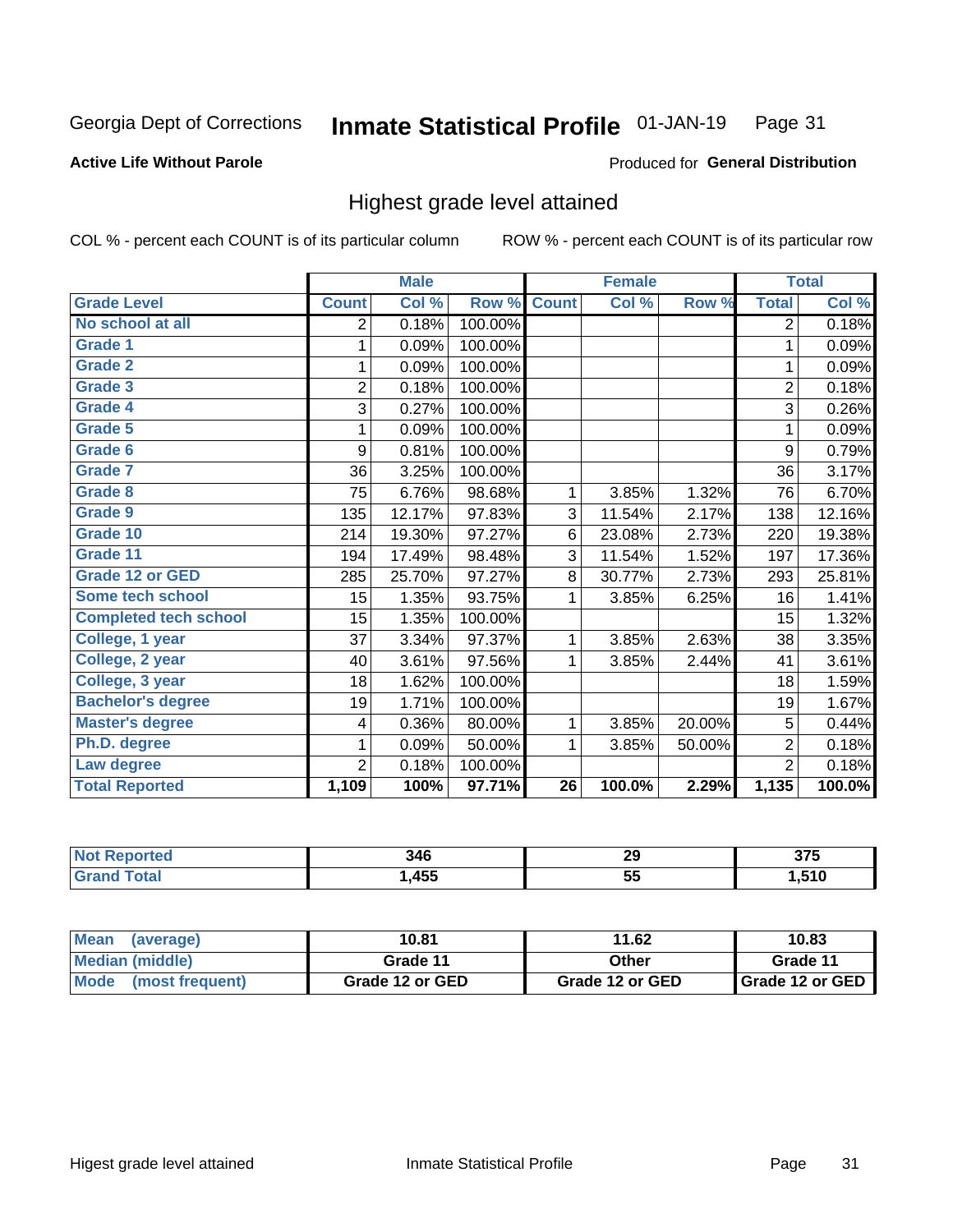Georgia Dept of Corrections **Inmate Statistical Profile** 01-JAN-19 Page 31

**Active Life Without Parole**

Produced for **General Distribution**

## Highest grade level attained

COL % - percent each COUNT is of its particular column ROW % - percent each COUNT is of its particular row

| | Male | | | Female | | | Total | |
|---|---|---|---|---|---|---|---|---|
| **Grade Level** | **Count** | **Col %** | **Row %** | **Count** | **Col %** | **Row %** | **Total** | **Col %** |
| No school at all | 2 | 0.18% | 100.00% | | | | 2 | 0.18% |
| Grade 1 | 1 | 0.09% | 100.00% | | | | 1 | 0.09% |
| Grade 2 | 1 | 0.09% | 100.00% | | | | 1 | 0.09% |
| Grade 3 | 2 | 0.18% | 100.00% | | | | 2 | 0.18% |
| Grade 4 | 3 | 0.27% | 100.00% | | | | 3 | 0.26% |
| Grade 5 | 1 | 0.09% | 100.00% | | | | 1 | 0.09% |
| Grade 6 | 9 | 0.81% | 100.00% | | | | 9 | 0.79% |
| Grade 7 | 36 | 3.25% | 100.00% | | | | 36 | 3.17% |
| Grade 8 | 75 | 6.76% | 98.68% | 1 | 3.85% | 1.32% | 76 | 6.70% |
| Grade 9 | 135 | 12.17% | 97.83% | 3 | 11.54% | 2.17% | 138 | 12.16% |
| Grade 10 | 214 | 19.30% | 97.27% | 6 | 23.08% | 2.73% | 220 | 19.38% |
| Grade 11 | 194 | 17.49% | 98.48% | 3 | 11.54% | 1.52% | 197 | 17.36% |
| Grade 12 or GED | 285 | 25.70% | 97.27% | 8 | 30.77% | 2.73% | 293 | 25.81% |
| Some tech school | 15 | 1.35% | 93.75% | 1 | 3.85% | 6.25% | 16 | 1.41% |
| Completed tech school | 15 | 1.35% | 100.00% | | | | 15 | 1.32% |
| College, 1 year | 37 | 3.34% | 97.37% | 1 | 3.85% | 2.63% | 38 | 3.35% |
| College, 2 year | 40 | 3.61% | 97.56% | 1 | 3.85% | 2.44% | 41 | 3.61% |
| College, 3 year | 18 | 1.62% | 100.00% | | | | 18 | 1.59% |
| Bachelor's degree | 19 | 1.71% | 100.00% | | | | 19 | 1.67% |
| Master's degree | 4 | 0.36% | 80.00% | 1 | 3.85% | 20.00% | 5 | 0.44% |
| Ph.D. degree | 1 | 0.09% | 50.00% | 1 | 3.85% | 50.00% | 2 | 0.18% |
| Law degree | 2 | 0.18% | 100.00% | | | | 2 | 0.18% |
| **Total Reported** | **1,109** | **100%** | **97.71%** | **26** | **100.0%** | **2.29%** | **1,135** | **100.0%** |

| | Male | Female | Total |
|---|---|---|---|
| Not Reported | **346** | **29** | **375** |
| Grand Total | **1,455** | **55** | **1,510** |

| | Male | Female | Total |
|---|---|---|---|
| Mean (average) | **10.81** | **11.62** | **10.83** |
| Median (middle) | **Grade 11** | **Other** | **Grade 11** |
| Mode (most frequent) | **Grade 12 or GED** | **Grade 12 or GED** | **Grade 12 or GED** |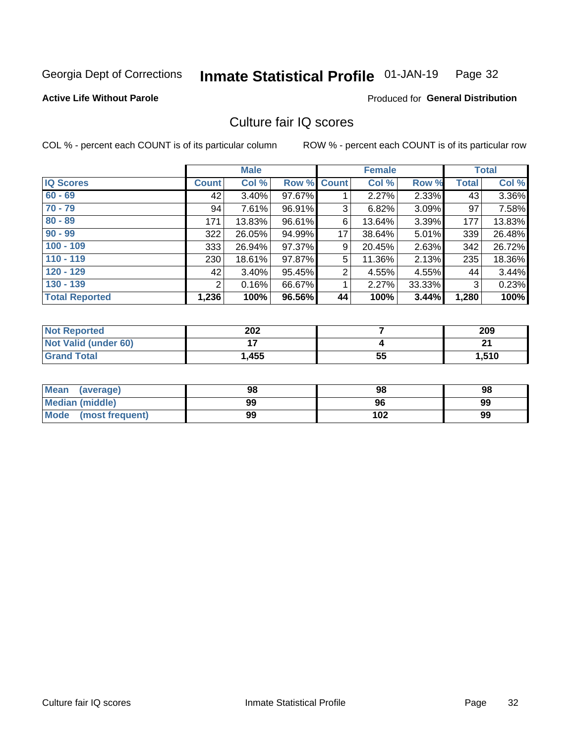Georgia Dept of Corrections **Inmate Statistical Profile** 01-JAN-19 Page 32

**Active Life Without Parole**

Produced for **General Distribution**

## Culture fair IQ scores

COL % - percent each COUNT is of its particular column

ROW % - percent each COUNT is of its particular row

| | Male | | | Female | | | Total | |
|---|---|---|---|---|---|---|---|---|
| **IQ Scores** | **Count** | **Col %** | **Row %** | **Count** | **Col %** | **Row %** | **Total** | **Col %** |
| **60 - 69** | 42 | 3.40% | 97.67% | 1 | 2.27% | 2.33% | 43 | 3.36% |
| **70 - 79** | 94 | 7.61% | 96.91% | 3 | 6.82% | 3.09% | 97 | 7.58% |
| **80 - 89** | 171 | 13.83% | 96.61% | 6 | 13.64% | 3.39% | 177 | 13.83% |
| **90 - 99** | 322 | 26.05% | 94.99% | 17 | 38.64% | 5.01% | 339 | 26.48% |
| **100 - 109** | 333 | 26.94% | 97.37% | 9 | 20.45% | 2.63% | 342 | 26.72% |
| **110 - 119** | 230 | 18.61% | 97.87% | 5 | 11.36% | 2.13% | 235 | 18.36% |
| **120 - 129** | 42 | 3.40% | 95.45% | 2 | 4.55% | 4.55% | 44 | 3.44% |
| **130 - 139** | 2 | 0.16% | 66.67% | 1 | 2.27% | 33.33% | 3 | 0.23% |
| **Total Reported** | **1,236** | **100%** | **96.56%** | **44** | **100%** | **3.44%** | **1,280** | **100%** |

| | Male | Female | Total |
|---|---|---|---|
| **Not Reported** | **202** | **7** | **209** |
| **Not Valid (under 60)** | **17** | **4** | **21** |
| **Grand Total** | **1,455** | **55** | **1,510** |

| | Male | Female | Total |
|---|---|---|---|
| **Mean (average)** | **98** | **98** | **98** |
| **Median (middle)** | **99** | **96** | **99** |
| **Mode (most frequent)** | **99** | **102** | **99** |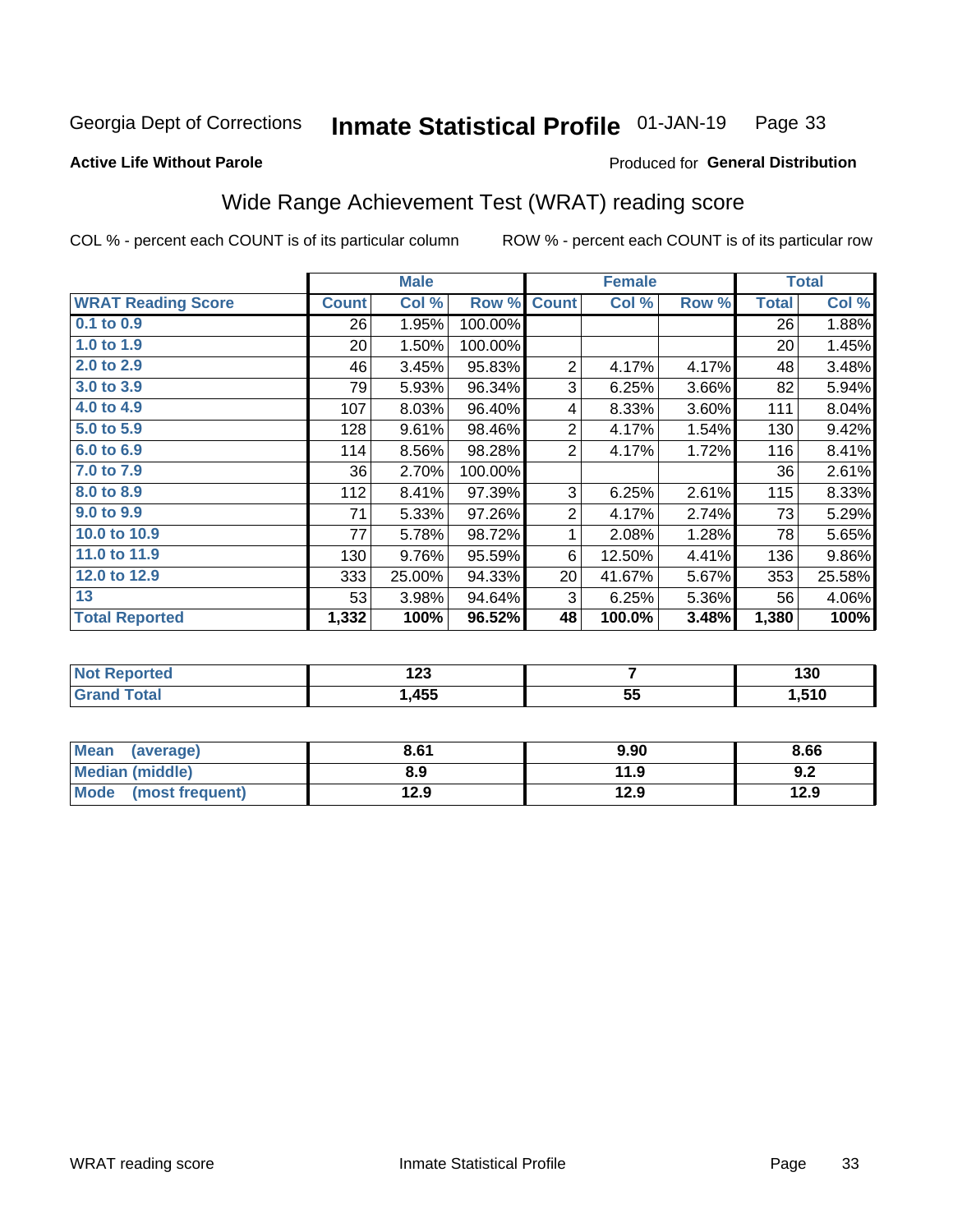Georgia Dept of Corrections **Inmate Statistical Profile** 01-JAN-19 Page 33

**Active Life Without Parole**

Produced for **General Distribution**

## Wide Range Achievement Test (WRAT) reading score

COL % - percent each COUNT is of its particular column ROW % - percent each COUNT is of its particular row

| | Male | | | Female | | | Total | |
|---|---|---|---|---|---|---|---|---|
| **WRAT Reading Score** | **Count** | **Col %** | **Row %** | **Count** | **Col %** | **Row %** | **Total** | **Col %** |
| 0.1 to 0.9 | 26 | 1.95% | 100.00% | | | | 26 | 1.88% |
| 1.0 to 1.9 | 20 | 1.50% | 100.00% | | | | 20 | 1.45% |
| 2.0 to 2.9 | 46 | 3.45% | 95.83% | 2 | 4.17% | 4.17% | 48 | 3.48% |
| 3.0 to 3.9 | 79 | 5.93% | 96.34% | 3 | 6.25% | 3.66% | 82 | 5.94% |
| 4.0 to 4.9 | 107 | 8.03% | 96.40% | 4 | 8.33% | 3.60% | 111 | 8.04% |
| 5.0 to 5.9 | 128 | 9.61% | 98.46% | 2 | 4.17% | 1.54% | 130 | 9.42% |
| 6.0 to 6.9 | 114 | 8.56% | 98.28% | 2 | 4.17% | 1.72% | 116 | 8.41% |
| 7.0 to 7.9 | 36 | 2.70% | 100.00% | | | | 36 | 2.61% |
| 8.0 to 8.9 | 112 | 8.41% | 97.39% | 3 | 6.25% | 2.61% | 115 | 8.33% |
| 9.0 to 9.9 | 71 | 5.33% | 97.26% | 2 | 4.17% | 2.74% | 73 | 5.29% |
| 10.0 to 10.9 | 77 | 5.78% | 98.72% | 1 | 2.08% | 1.28% | 78 | 5.65% |
| 11.0 to 11.9 | 130 | 9.76% | 95.59% | 6 | 12.50% | 4.41% | 136 | 9.86% |
| 12.0 to 12.9 | 333 | 25.00% | 94.33% | 20 | 41.67% | 5.67% | 353 | 25.58% |
| 13 | 53 | 3.98% | 94.64% | 3 | 6.25% | 5.36% | 56 | 4.06% |
| **Total Reported** | **1,332** | **100%** | **96.52%** | **48** | **100.0%** | **3.48%** | **1,380** | **100%** |

| | Male | Female | Total |
|---|---|---|---|
| Not Reported | 123 | 7 | 130 |
| Grand Total | 1,455 | 55 | 1,510 |

| | Male | Female | Total |
|---|---|---|---|
| Mean (average) | 8.61 | 9.90 | 8.66 |
| Median (middle) | 8.9 | 11.9 | 9.2 |
| Mode (most frequent) | 12.9 | 12.9 | 12.9 |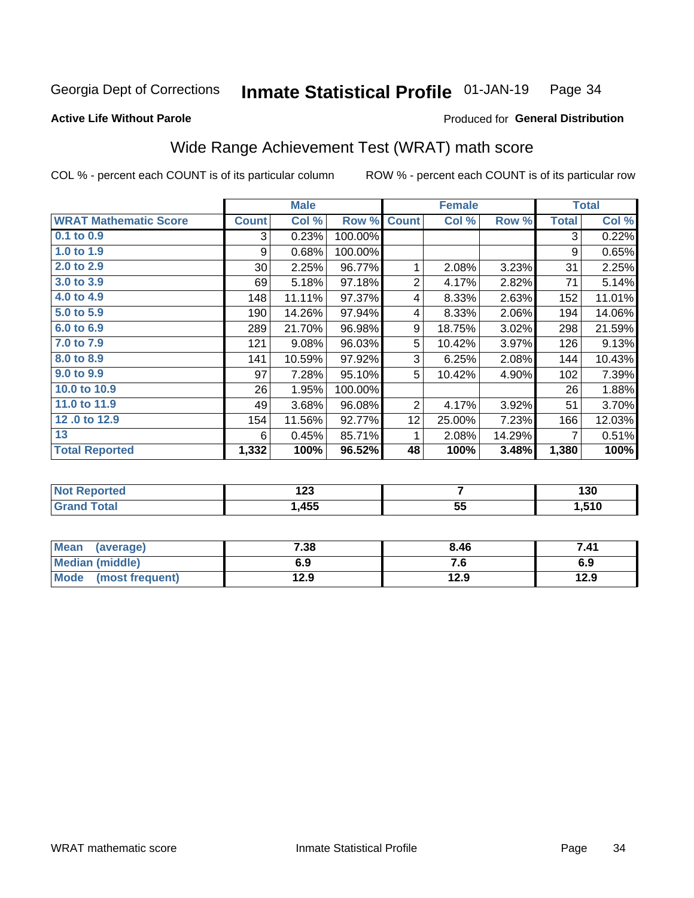Georgia Dept of Corrections **Inmate Statistical Profile** 01-JAN-19 Page 34

**Active Life Without Parole**

Produced for **General Distribution**

## Wide Range Achievement Test (WRAT) math score

COL % - percent each COUNT is of its particular column ROW % - percent each COUNT is of its particular row

| | Male | | | Female | | | Total | |
|---|---|---|---|---|---|---|---|---|
| **WRAT Mathematic Score** | **Count** | **Col %** | **Row %** | **Count** | **Col %** | **Row %** | **Total** | **Col %** |
| 0.1 to 0.9 | 3 | 0.23% | 100.00% | | | | 3 | 0.22% |
| 1.0 to 1.9 | 9 | 0.68% | 100.00% | | | | 9 | 0.65% |
| 2.0 to 2.9 | 30 | 2.25% | 96.77% | 1 | 2.08% | 3.23% | 31 | 2.25% |
| 3.0 to 3.9 | 69 | 5.18% | 97.18% | 2 | 4.17% | 2.82% | 71 | 5.14% |
| 4.0 to 4.9 | 148 | 11.11% | 97.37% | 4 | 8.33% | 2.63% | 152 | 11.01% |
| 5.0 to 5.9 | 190 | 14.26% | 97.94% | 4 | 8.33% | 2.06% | 194 | 14.06% |
| 6.0 to 6.9 | 289 | 21.70% | 96.98% | 9 | 18.75% | 3.02% | 298 | 21.59% |
| 7.0 to 7.9 | 121 | 9.08% | 96.03% | 5 | 10.42% | 3.97% | 126 | 9.13% |
| 8.0 to 8.9 | 141 | 10.59% | 97.92% | 3 | 6.25% | 2.08% | 144 | 10.43% |
| 9.0 to 9.9 | 97 | 7.28% | 95.10% | 5 | 10.42% | 4.90% | 102 | 7.39% |
| 10.0 to 10.9 | 26 | 1.95% | 100.00% | | | | 26 | 1.88% |
| 11.0 to 11.9 | 49 | 3.68% | 96.08% | 2 | 4.17% | 3.92% | 51 | 3.70% |
| 12 .0 to 12.9 | 154 | 11.56% | 92.77% | 12 | 25.00% | 7.23% | 166 | 12.03% |
| 13 | 6 | 0.45% | 85.71% | 1 | 2.08% | 14.29% | 7 | 0.51% |
| **Total Reported** | **1,332** | **100%** | **96.52%** | **48** | **100%** | **3.48%** | **1,380** | **100%** |

| | Male | Female | Total |
|---|---|---|---|
| Not Reported | 123 | 7 | 130 |
| Grand Total | 1,455 | 55 | 1,510 |

| | Male | Female | Total |
|---|---|---|---|
| Mean (average) | 7.38 | 8.46 | 7.41 |
| Median (middle) | 6.9 | 7.6 | 6.9 |
| Mode (most frequent) | 12.9 | 12.9 | 12.9 |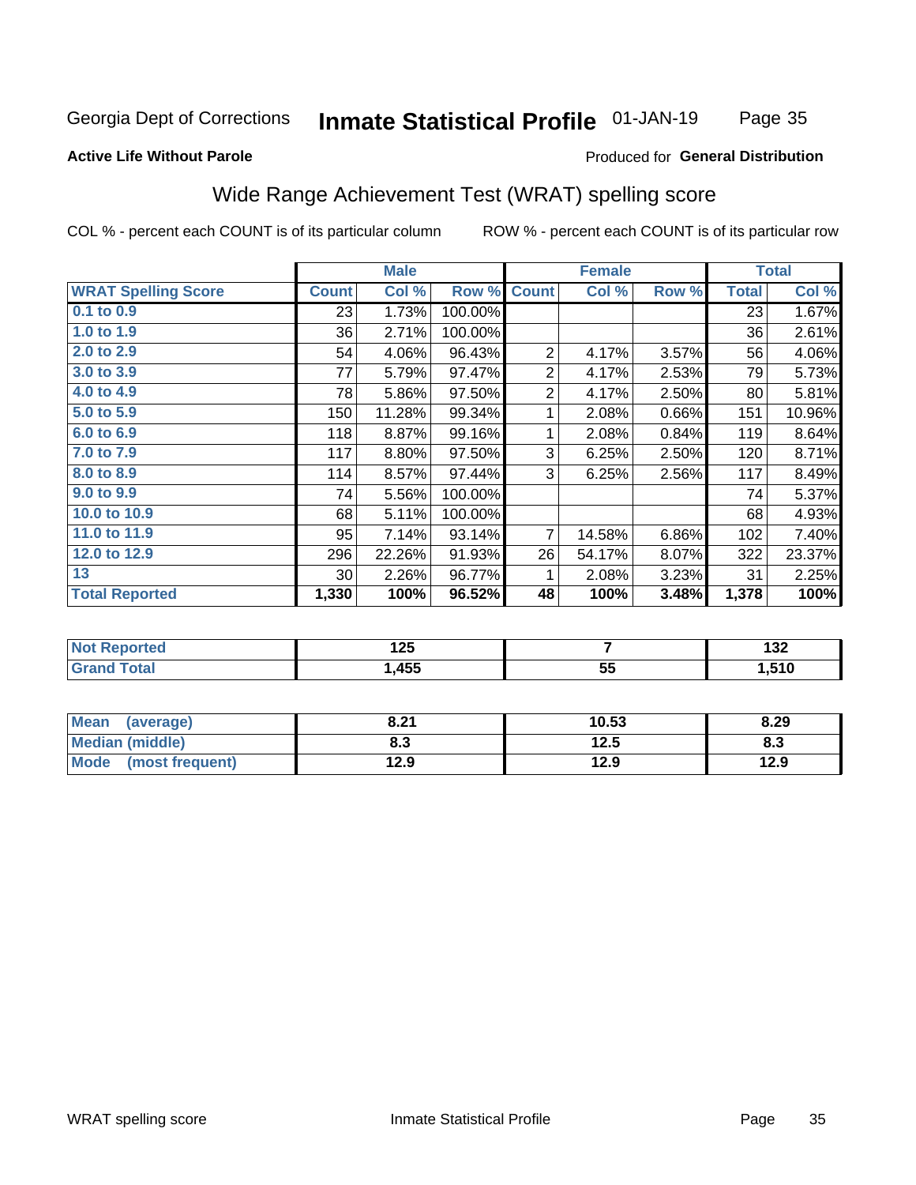Georgia Dept of Corrections **Inmate Statistical Profile** 01-JAN-19

**Active Life Without Parole**

Produced for **General Distribution**

## Wide Range Achievement Test (WRAT) spelling score

COL % - percent each COUNT is of its particular column ROW % - percent each COUNT is of its particular row

| | Male | | | Female | | | Total | |
|---|---|---|---|---|---|---|---|---|
| **WRAT Spelling Score** | **Count** | **Col %** | **Row %** | **Count** | **Col %** | **Row %** | **Total** | **Col %** |
| 0.1 to 0.9 | 23 | 1.73% | 100.00% | | | | 23 | 1.67% |
| 1.0 to 1.9 | 36 | 2.71% | 100.00% | | | | 36 | 2.61% |
| 2.0 to 2.9 | 54 | 4.06% | 96.43% | 2 | 4.17% | 3.57% | 56 | 4.06% |
| 3.0 to 3.9 | 77 | 5.79% | 97.47% | 2 | 4.17% | 2.53% | 79 | 5.73% |
| 4.0 to 4.9 | 78 | 5.86% | 97.50% | 2 | 4.17% | 2.50% | 80 | 5.81% |
| 5.0 to 5.9 | 150 | 11.28% | 99.34% | 1 | 2.08% | 0.66% | 151 | 10.96% |
| 6.0 to 6.9 | 118 | 8.87% | 99.16% | 1 | 2.08% | 0.84% | 119 | 8.64% |
| 7.0 to 7.9 | 117 | 8.80% | 97.50% | 3 | 6.25% | 2.50% | 120 | 8.71% |
| 8.0 to 8.9 | 114 | 8.57% | 97.44% | 3 | 6.25% | 2.56% | 117 | 8.49% |
| 9.0 to 9.9 | 74 | 5.56% | 100.00% | | | | 74 | 5.37% |
| 10.0 to 10.9 | 68 | 5.11% | 100.00% | | | | 68 | 4.93% |
| 11.0 to 11.9 | 95 | 7.14% | 93.14% | 7 | 14.58% | 6.86% | 102 | 7.40% |
| 12.0 to 12.9 | 296 | 22.26% | 91.93% | 26 | 54.17% | 8.07% | 322 | 23.37% |
| 13 | 30 | 2.26% | 96.77% | 1 | 2.08% | 3.23% | 31 | 2.25% |
| **Total Reported** | **1,330** | **100%** | **96.52%** | **48** | **100%** | **3.48%** | **1,378** | **100%** |

| | Male | Female | Total |
|---|---|---|---|
| Not Reported | 125 | 7 | 132 |
| Grand Total | 1,455 | 55 | 1,510 |

| | Male | Female | Total |
|---|---|---|---|
| Mean (average) | 8.21 | 10.53 | 8.29 |
| Median (middle) | 8.3 | 12.5 | 8.3 |
| Mode (most frequent) | 12.9 | 12.9 | 12.9 |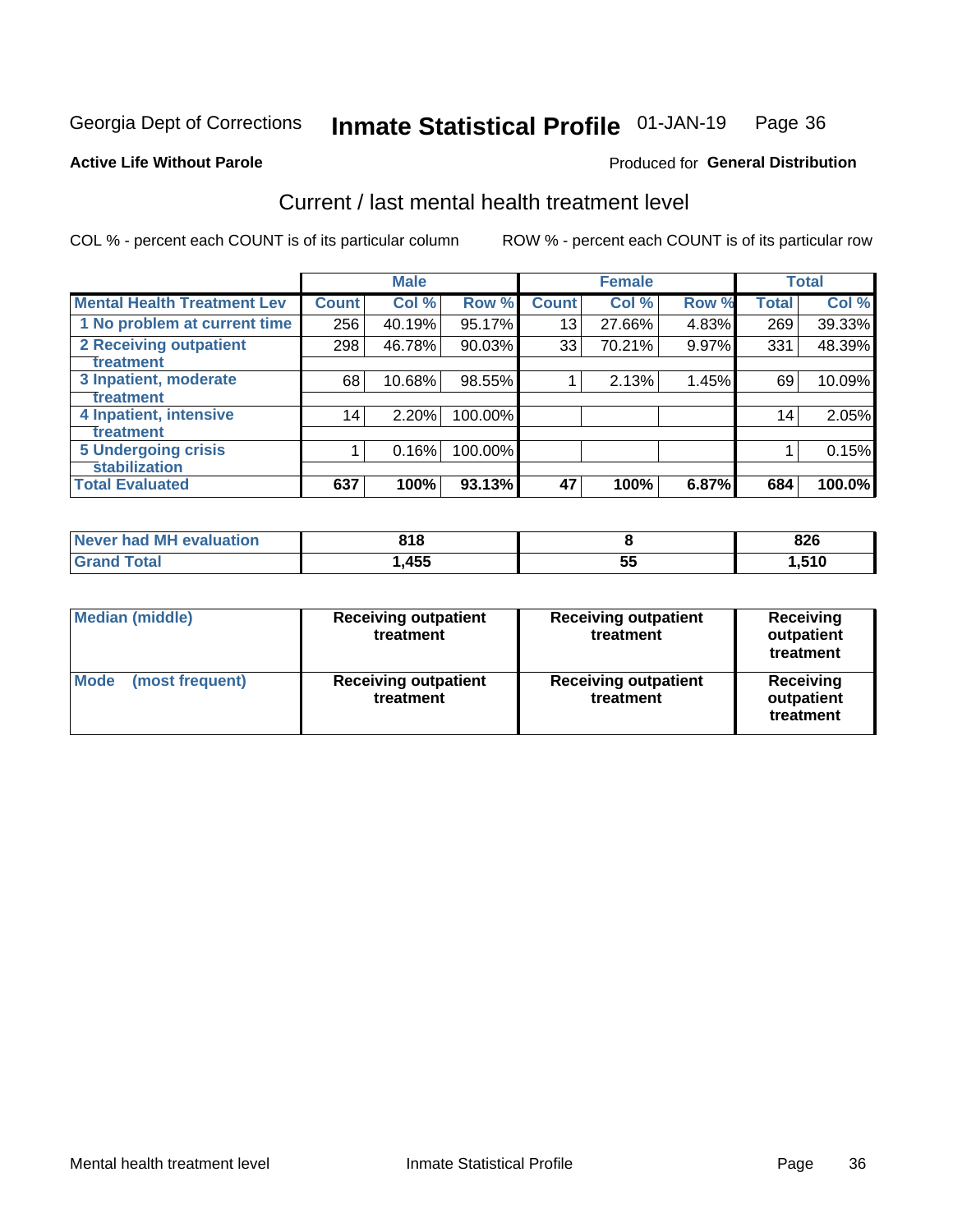Georgia Dept of Corrections **Inmate Statistical Profile** 01-JAN-19

**Active Life Without Parole**

Produced for **General Distribution**

## Current / last mental health treatment level

COL % - percent each COUNT is of its particular column

ROW % - percent each COUNT is of its particular row

| | Male | | | Female | | | Total | |
|---|---|---|---|---|---|---|---|---|
| **Mental Health Treatment Lev** | **Count** | **Col %** | **Row %** | **Count** | **Col %** | **Row %** | **Total** | **Col %** |
| **1 No problem at current time** | 256 | 40.19% | 95.17% | 13 | 27.66% | 4.83% | 269 | 39.33% |
| **2 Receiving outpatient treatment** | 298 | 46.78% | 90.03% | 33 | 70.21% | 9.97% | 331 | 48.39% |
| **3 Inpatient, moderate treatment** | 68 | 10.68% | 98.55% | 1 | 2.13% | 1.45% | 69 | 10.09% |
| **4 Inpatient, intensive treatment** | 14 | 2.20% | 100.00% | | | | 14 | 2.05% |
| **5 Undergoing crisis stabilization** | 1 | 0.16% | 100.00% | | | | 1 | 0.15% |
| **Total Evaluated** | **637** | **100%** | **93.13%** | **47** | **100%** | **6.87%** | **684** | **100.0%** |

| | Male | Female | Total |
|---|---|---|---|
| **Never had MH evaluation** | **818** | **8** | **826** |
| **Grand Total** | **1,455** | **55** | **1,510** |

| | Male | Female | Total |
|---|---|---|---|
| **Median (middle)** | **Receiving outpatient treatment** | **Receiving outpatient treatment** | **Receiving outpatient treatment** |
| **Mode (most frequent)** | **Receiving outpatient treatment** | **Receiving outpatient treatment** | **Receiving outpatient treatment** |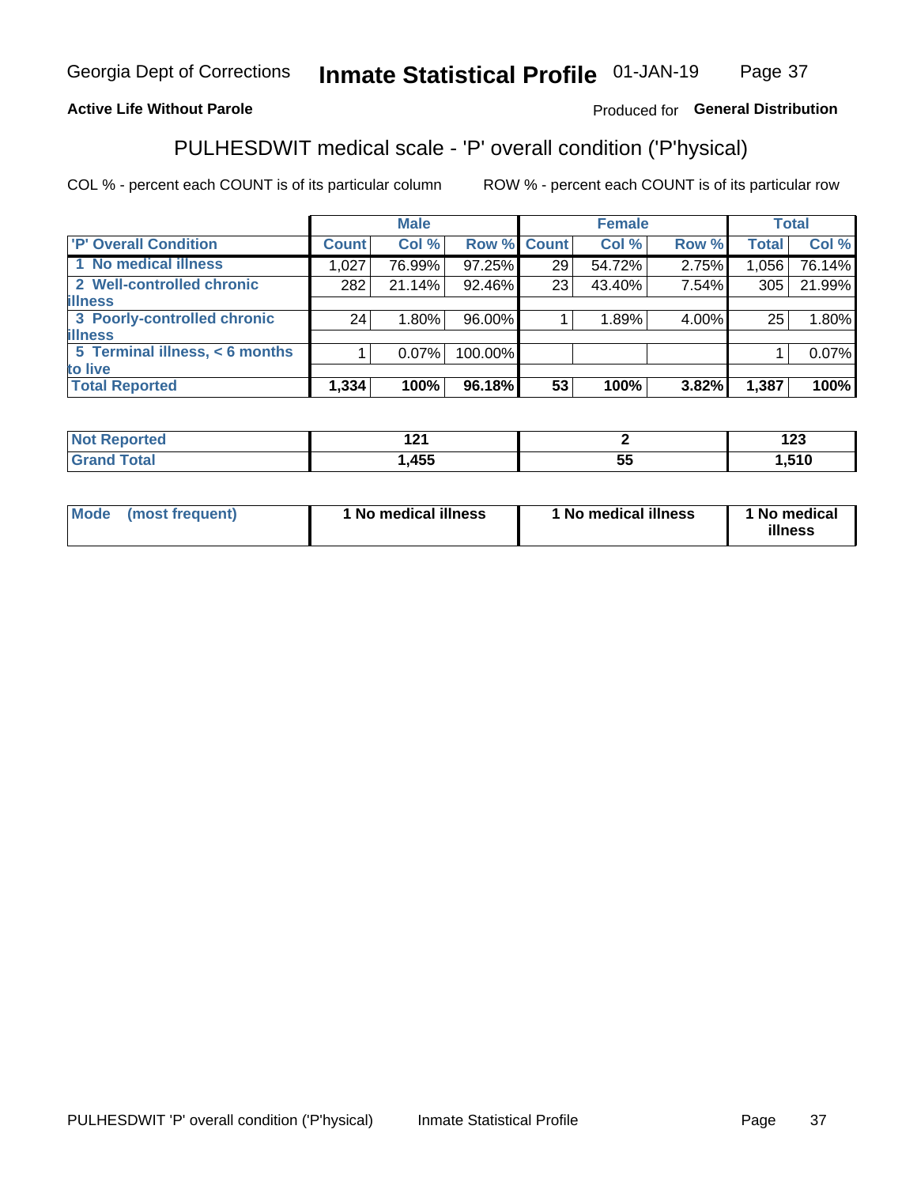Georgia Dept of Corrections **Inmate Statistical Profile** 01-JAN-19

**Active Life Without Parole**

Produced for **General Distribution**

## PULHESDWIT medical scale - 'P' overall condition ('P'hysical)

COL % - percent each COUNT is of its particular column

ROW % - percent each COUNT is of its particular row

| | Male | | | Female | | | Total | |
|---|---|---|---|---|---|---|---|---|
| **'P' Overall Condition** | **Count** | **Col %** | **Row %** | **Count** | **Col %** | **Row %** | **Total** | **Col %** |
| 1 No medical illness | 1,027 | 76.99% | 97.25% | 29 | 54.72% | 2.75% | 1,056 | 76.14% |
| 2 Well-controlled chronic illness | 282 | 21.14% | 92.46% | 23 | 43.40% | 7.54% | 305 | 21.99% |
| 3 Poorly-controlled chronic illness | 24 | 1.80% | 96.00% | 1 | 1.89% | 4.00% | 25 | 1.80% |
| 5 Terminal illness, < 6 months to live | 1 | 0.07% | 100.00% | | | | 1 | 0.07% |
| **Total Reported** | **1,334** | **100%** | **96.18%** | **53** | **100%** | **3.82%** | **1,387** | **100%** |

| | Male | Female | Total |
|---|---|---|---|
| **Not Reported** | **121** | **2** | **123** |
| **Grand Total** | **1,455** | **55** | **1,510** |

| | Male | Female | Total |
|---|---|---|---|
| **Mode (most frequent)** | **1 No medical illness** | **1 No medical illness** | **1 No medical illness** |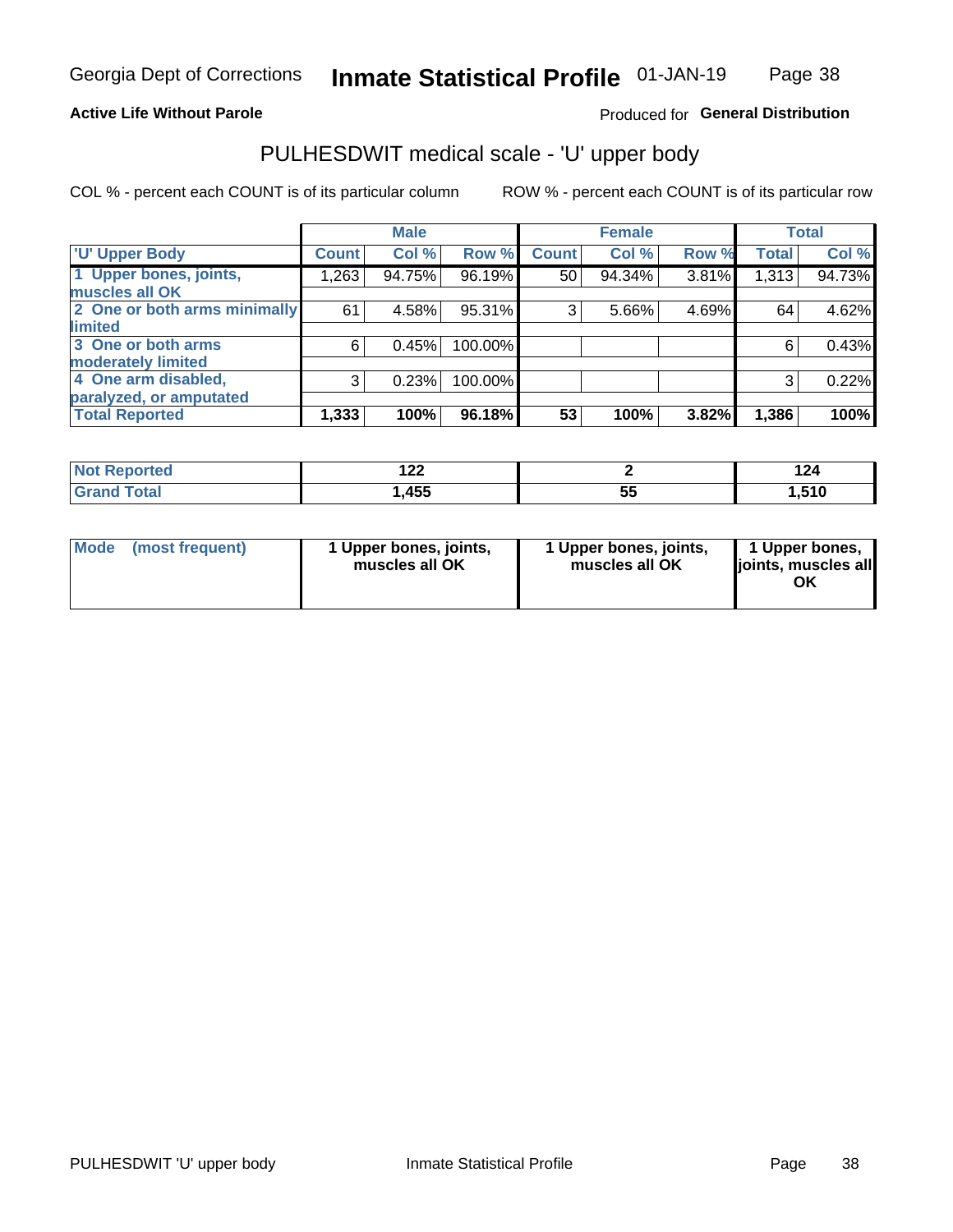Georgia Dept of Corrections **Inmate Statistical Profile** 01-JAN-19

**Active Life Without Parole**

Produced for **General Distribution**

## PULHESDWIT medical scale - 'U' upper body

COL % - percent each COUNT is of its particular column

ROW % - percent each COUNT is of its particular row

| | Male | | | Female | | | Total | |
|---|---|---|---|---|---|---|---|---|
| **'U' Upper Body** | **Count** | **Col %** | **Row %** | **Count** | **Col %** | **Row %** | **Total** | **Col %** |
| **1 Upper bones, joints, muscles all OK** | 1,263 | 94.75% | 96.19% | 50 | 94.34% | 3.81% | 1,313 | 94.73% |
| **2 One or both arms minimally limited** | 61 | 4.58% | 95.31% | 3 | 5.66% | 4.69% | 64 | 4.62% |
| **3 One or both arms moderately limited** | 6 | 0.45% | 100.00% | | | | 6 | 0.43% |
| **4 One arm disabled, paralyzed, or amputated** | 3 | 0.23% | 100.00% | | | | 3 | 0.22% |
| **Total Reported** | **1,333** | **100%** | **96.18%** | **53** | **100%** | **3.82%** | **1,386** | **100%** |

| | Male | Female | Total |
|---|---|---|---|
| **Not Reported** | **122** | **2** | **124** |
| **Grand Total** | **1,455** | **55** | **1,510** |

| | Male | Female | Total |
|---|---|---|---|
| **Mode (most frequent)** | **1 Upper bones, joints, muscles all OK** | **1 Upper bones, joints, muscles all OK** | **1 Upper bones, joints, muscles all OK** |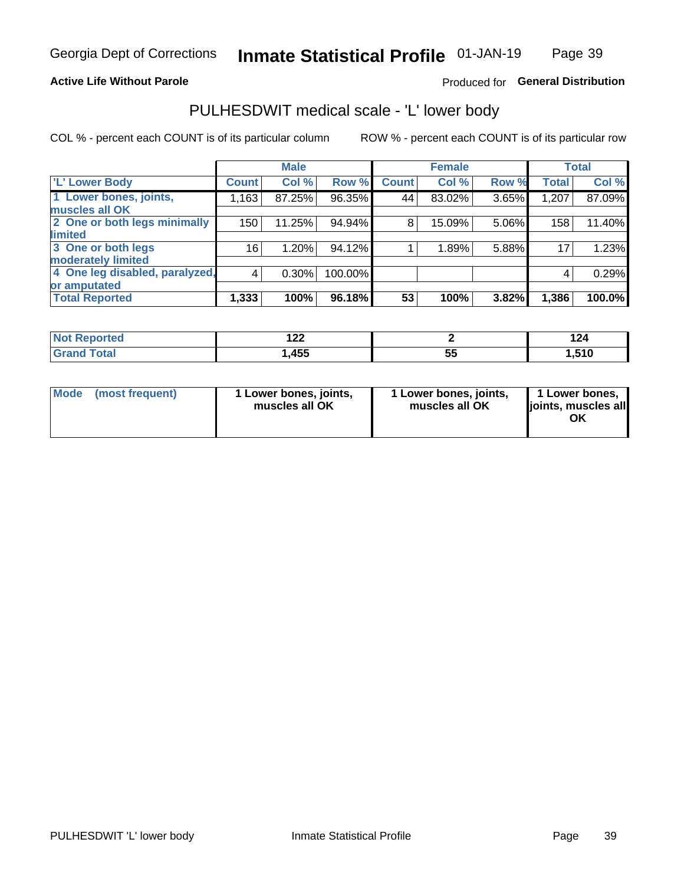Georgia Dept of Corrections **Inmate Statistical Profile** 01-JAN-19

**Active Life Without Parole**

Produced for **General Distribution**

## PULHESDWIT medical scale - 'L' lower body

COL % - percent each COUNT is of its particular column ROW % - percent each COUNT is of its particular row

| | Male | | | Female | | | Total | |
|---|---|---|---|---|---|---|---|---|
| 'L' Lower Body | Count | Col % | Row % | Count | Col % | Row % | Total | Col % |
| 1 Lower bones, joints, muscles all OK | 1,163 | 87.25% | 96.35% | 44 | 83.02% | 3.65% | 1,207 | 87.09% |
| 2 One or both legs minimally limited | 150 | 11.25% | 94.94% | 8 | 15.09% | 5.06% | 158 | 11.40% |
| 3 One or both legs moderately limited | 16 | 1.20% | 94.12% | 1 | 1.89% | 5.88% | 17 | 1.23% |
| 4 One leg disabled, paralyzed, or amputated | 4 | 0.30% | 100.00% | | | | 4 | 0.29% |
| **Total Reported** | **1,333** | **100%** | **96.18%** | **53** | **100%** | **3.82%** | **1,386** | **100.0%** |

| | Male | Female | Total |
|---|---|---|---|
| Not Reported | 122 | 2 | 124 |
| Grand Total | 1,455 | 55 | 1,510 |

| | Male | Female | Total |
|---|---|---|---|
| Mode (most frequent) | 1 Lower bones, joints, muscles all OK | 1 Lower bones, joints, muscles all OK | 1 Lower bones, joints, muscles all OK |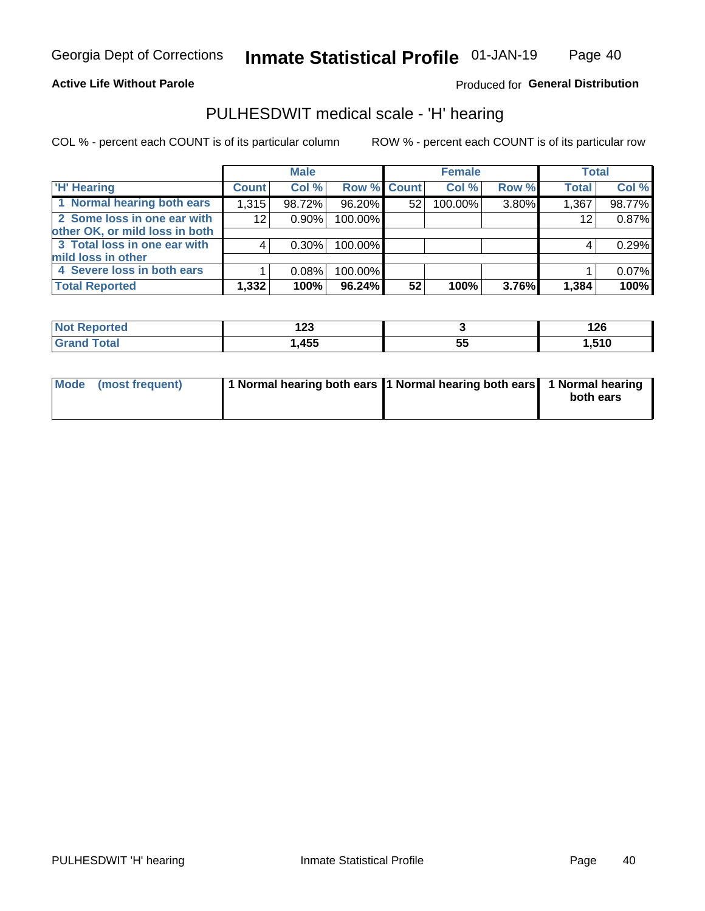Georgia Dept of Corrections **Inmate Statistical Profile** 01-JAN-19

**Active Life Without Parole**

Produced for **General Distribution**

## PULHESDWIT medical scale - 'H' hearing

COL % - percent each COUNT is of its particular column ROW % - percent each COUNT is of its particular row

| | Male | | | Female | | | Total | |
|---|---|---|---|---|---|---|---|---|
| 'H' Hearing | Count | Col % | Row % | Count | Col % | Row % | Total | Col % |
| 1 Normal hearing both ears | 1,315 | 98.72% | 96.20% | 52 | 100.00% | 3.80% | 1,367 | 98.77% |
| 2 Some loss in one ear with other OK, or mild loss in both | 12 | 0.90% | 100.00% | | | | 12 | 0.87% |
| 3 Total loss in one ear with mild loss in other | 4 | 0.30% | 100.00% | | | | 4 | 0.29% |
| 4 Severe loss in both ears | 1 | 0.08% | 100.00% | | | | 1 | 0.07% |
| **Total Reported** | **1,332** | **100%** | **96.24%** | **52** | **100%** | **3.76%** | **1,384** | **100%** |

| | Male | Female | Total |
|---|---|---|---|
| Not Reported | 123 | 3 | 126 |
| Grand Total | 1,455 | 55 | 1,510 |

| | Male | Female | Total |
|---|---|---|---|
| Mode (most frequent) | 1 Normal hearing both ears | 1 Normal hearing both ears | 1 Normal hearing both ears |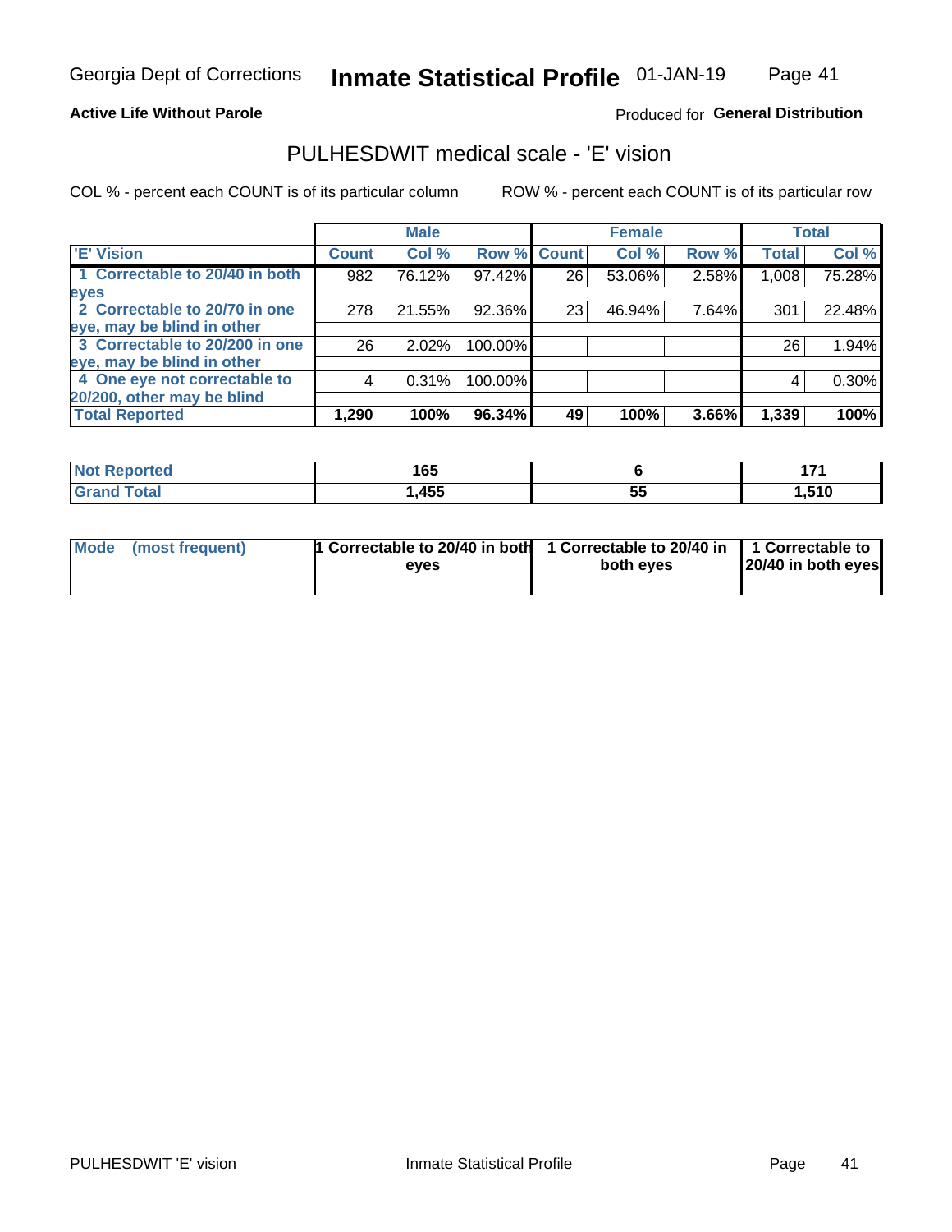Georgia Dept of Corrections **Inmate Statistical Profile** 01-JAN-19

**Active Life Without Parole**

Produced for **General Distribution**

## PULHESDWIT medical scale - 'E' vision

COL % - percent each COUNT is of its particular column

ROW % - percent each COUNT is of its particular row

| | Male | | | Female | | | Total | |
|---|---|---|---|---|---|---|---|---|
| 'E' Vision | Count | Col % | Row % | Count | Col % | Row % | Total | Col % |
| 1 Correctable to 20/40 in both eyes | 982 | 76.12% | 97.42% | 26 | 53.06% | 2.58% | 1,008 | 75.28% |
| 2 Correctable to 20/70 in one eye, may be blind in other | 278 | 21.55% | 92.36% | 23 | 46.94% | 7.64% | 301 | 22.48% |
| 3 Correctable to 20/200 in one eye, may be blind in other | 26 | 2.02% | 100.00% | | | | 26 | 1.94% |
| 4 One eye not correctable to 20/200, other may be blind | 4 | 0.31% | 100.00% | | | | 4 | 0.30% |
| **Total Reported** | **1,290** | **100%** | **96.34%** | **49** | **100%** | **3.66%** | **1,339** | **100%** |

| | Male | Female | Total |
|---|---|---|---|
| Not Reported | 165 | 6 | 171 |
| Grand Total | 1,455 | 55 | 1,510 |

| | Male | Female | Total |
|---|---|---|---|
| Mode (most frequent) | 1 Correctable to 20/40 in both eyes | 1 Correctable to 20/40 in both eyes | 1 Correctable to 20/40 in both eyes |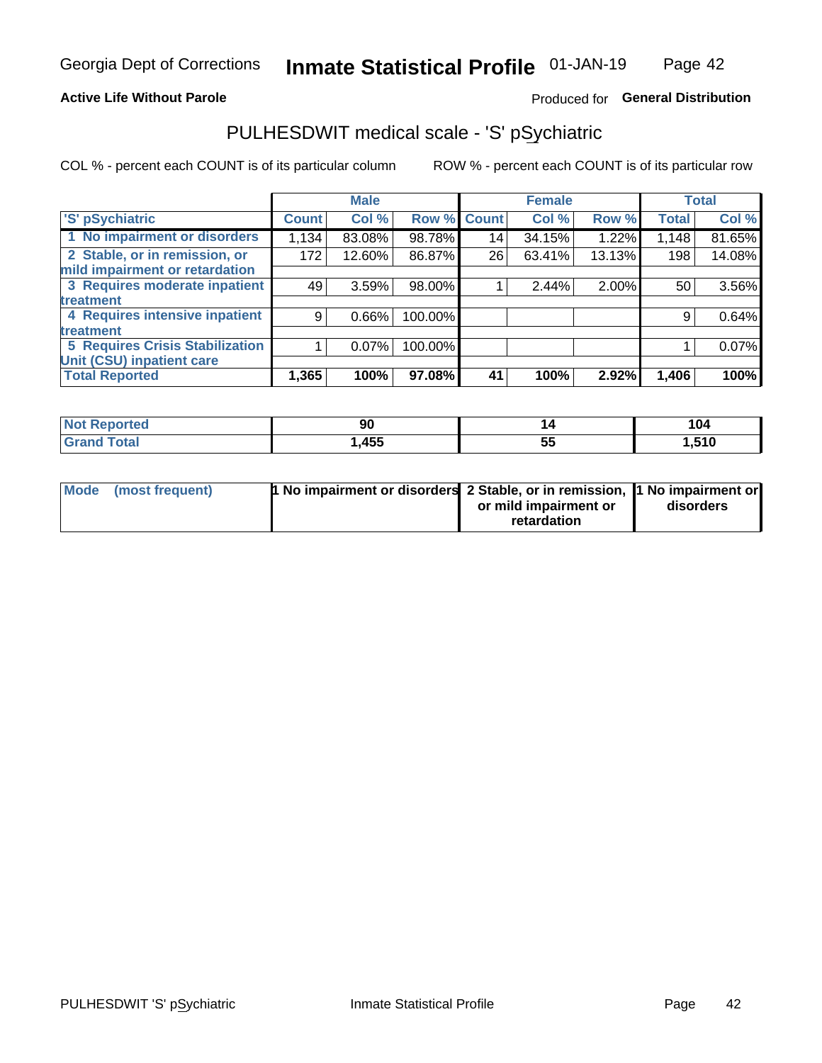Georgia Dept of Corrections **Inmate Statistical Profile** 01-JAN-19

**Active Life Without Parole**

Produced for **General Distribution**

## PULHESDWIT medical scale - 'S' pSychiatric

COL % - percent each COUNT is of its particular column ROW % - percent each COUNT is of its particular row

| | Male | | | Female | | | Total | |
|---|---|---|---|---|---|---|---|---|
| 'S' pSychiatric | Count | Col % | Row % | Count | Col % | Row % | Total | Col % |
| 1 No impairment or disorders | 1,134 | 83.08% | 98.78% | 14 | 34.15% | 1.22% | 1,148 | 81.65% |
| 2 Stable, or in remission, or mild impairment or retardation | 172 | 12.60% | 86.87% | 26 | 63.41% | 13.13% | 198 | 14.08% |
| 3 Requires moderate inpatient treatment | 49 | 3.59% | 98.00% | 1 | 2.44% | 2.00% | 50 | 3.56% |
| 4 Requires intensive inpatient treatment | 9 | 0.66% | 100.00% | | | | 9 | 0.64% |
| 5 Requires Crisis Stabilization Unit (CSU) inpatient care | 1 | 0.07% | 100.00% | | | | 1 | 0.07% |
| **Total Reported** | **1,365** | **100%** | **97.08%** | **41** | **100%** | **2.92%** | **1,406** | **100%** |

| | Male | Female | Total |
|---|---|---|---|
| Not Reported | 90 | 14 | 104 |
| Grand Total | 1,455 | 55 | 1,510 |

| | Male | Female | Total |
|---|---|---|---|
| Mode (most frequent) | 1 No impairment or disorders | 2 Stable, or in remission, or mild impairment or retardation | 1 No impairment or disorders |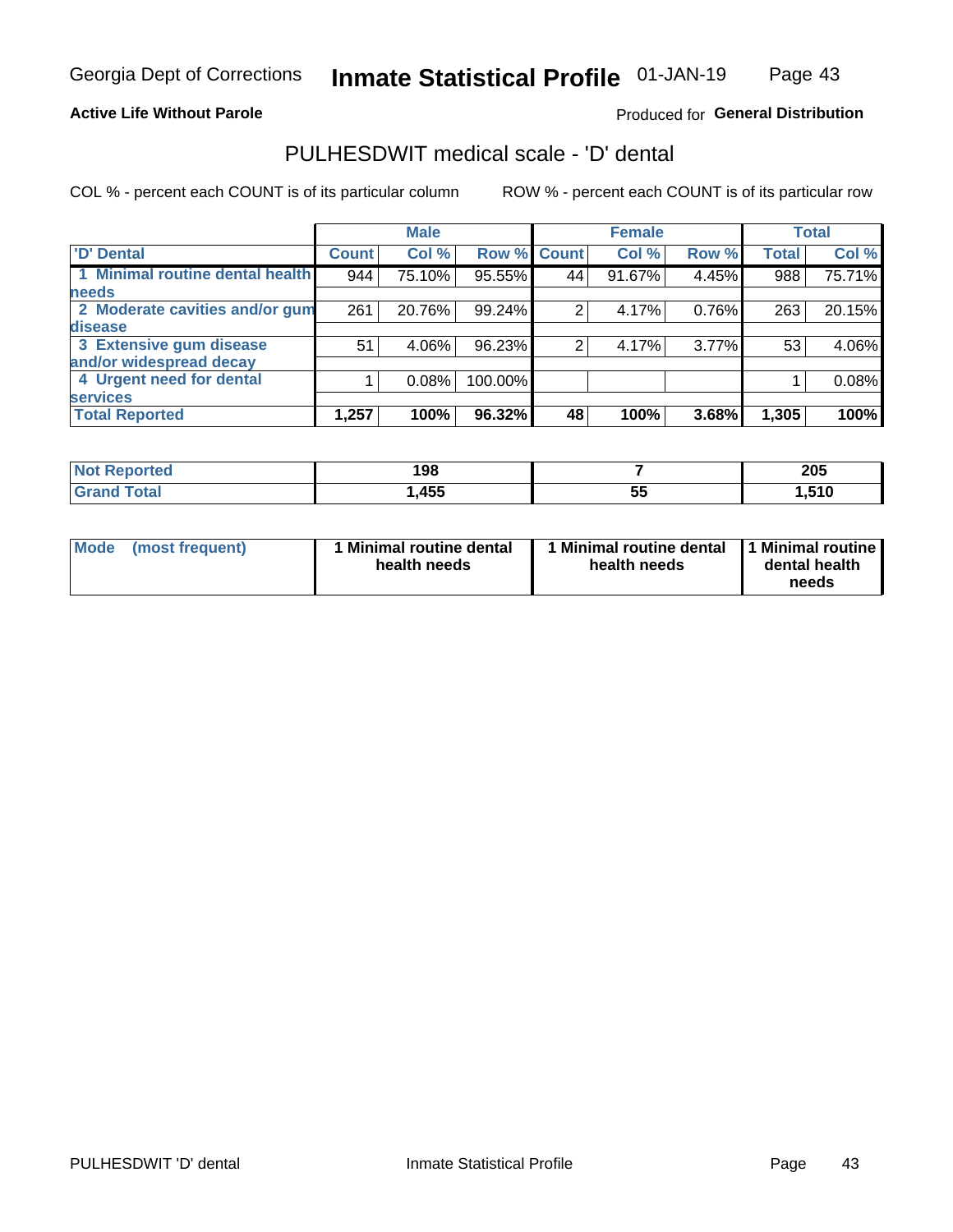Georgia Dept of Corrections **Inmate Statistical Profile** 01-JAN-19

**Active Life Without Parole**

Produced for **General Distribution**

# PULHESDWIT medical scale - 'D' dental

COL % - percent each COUNT is of its particular column

ROW % - percent each COUNT is of its particular row

| | Male | | | Female | | | Total | |
|---|---|---|---|---|---|---|---|---|
| 'D' Dental | Count | Col % | Row % | Count | Col % | Row % | Total | Col % |
| 1 Minimal routine dental health needs | 944 | 75.10% | 95.55% | 44 | 91.67% | 4.45% | 988 | 75.71% |
| 2 Moderate cavities and/or gum disease | 261 | 20.76% | 99.24% | 2 | 4.17% | 0.76% | 263 | 20.15% |
| 3 Extensive gum disease and/or widespread decay | 51 | 4.06% | 96.23% | 2 | 4.17% | 3.77% | 53 | 4.06% |
| 4 Urgent need for dental services | 1 | 0.08% | 100.00% | | | | 1 | 0.08% |
| **Total Reported** | **1,257** | **100%** | **96.32%** | **48** | **100%** | **3.68%** | **1,305** | **100%** |

| | Male | Female | Total |
|---|---|---|---|
| **Not Reported** | **198** | **7** | **205** |
| **Grand Total** | **1,455** | **55** | **1,510** |

| | Male | Female | Total |
|---|---|---|---|
| **Mode (most frequent)** | **1 Minimal routine dental health needs** | **1 Minimal routine dental health needs** | **1 Minimal routine dental health needs** |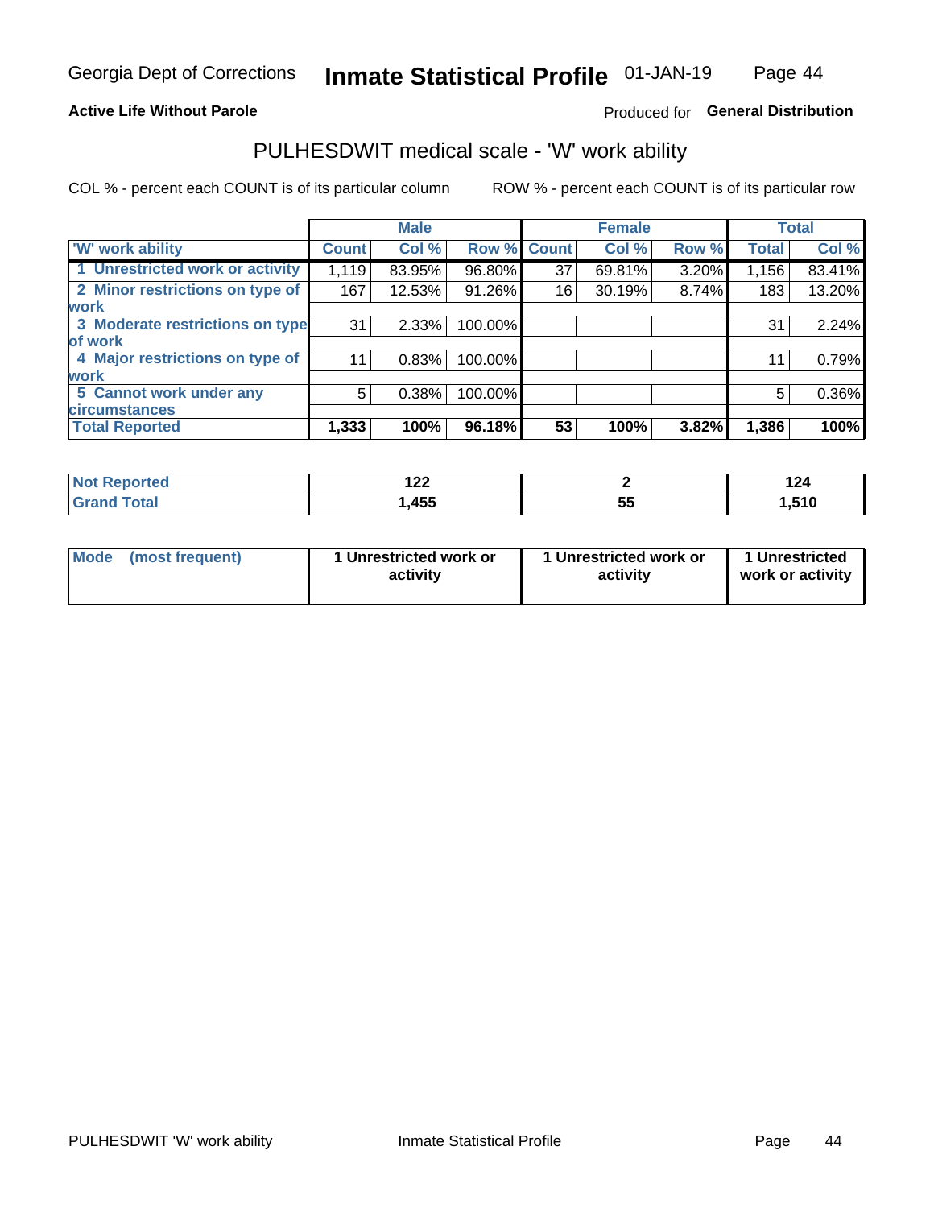Georgia Dept of Corrections **Inmate Statistical Profile** 01-JAN-19

**Active Life Without Parole**

Produced for **General Distribution**

## PULHESDWIT medical scale - 'W' work ability

COL % - percent each COUNT is of its particular column ROW % - percent each COUNT is of its particular row

| | Male | | | Female | | | Total | |
|---|---|---|---|---|---|---|---|---|
| 'W' work ability | Count | Col % | Row % | Count | Col % | Row % | Total | Col % |
| 1 Unrestricted work or activity | 1,119 | 83.95% | 96.80% | 37 | 69.81% | 3.20% | 1,156 | 83.41% |
| 2 Minor restrictions on type of work | 167 | 12.53% | 91.26% | 16 | 30.19% | 8.74% | 183 | 13.20% |
| 3 Moderate restrictions on type of work | 31 | 2.33% | 100.00% | | | | 31 | 2.24% |
| 4 Major restrictions on type of work | 11 | 0.83% | 100.00% | | | | 11 | 0.79% |
| 5 Cannot work under any circumstances | 5 | 0.38% | 100.00% | | | | 5 | 0.36% |
| **Total Reported** | **1,333** | **100%** | **96.18%** | **53** | **100%** | **3.82%** | **1,386** | **100%** |

| | Male | Female | Total |
|---|---|---|---|
| Not Reported | 122 | 2 | 124 |
| Grand Total | 1,455 | 55 | 1,510 |

| | Male | Female | Total |
|---|---|---|---|
| Mode (most frequent) | 1 Unrestricted work or activity | 1 Unrestricted work or activity | 1 Unrestricted work or activity |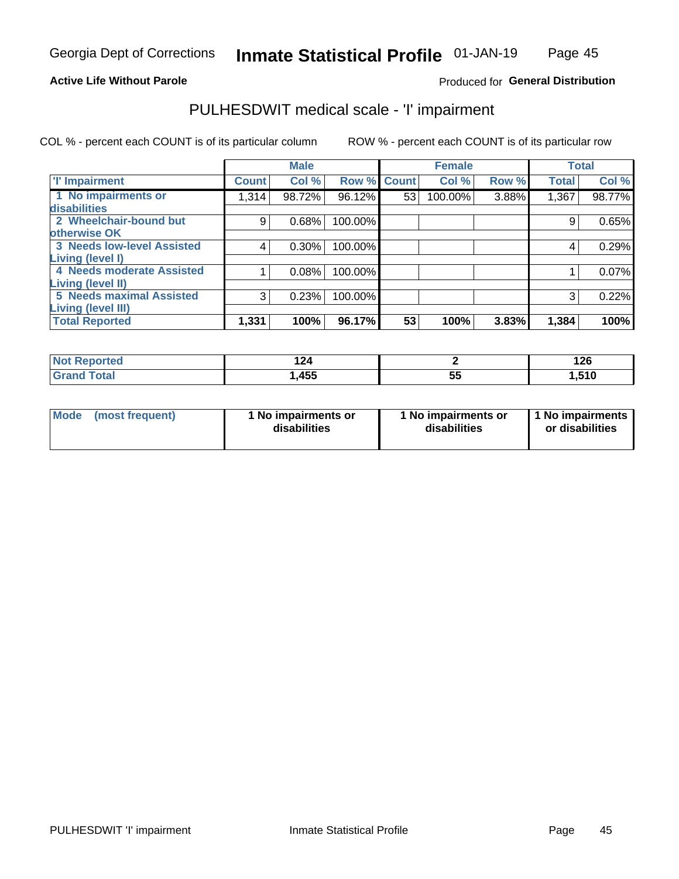Georgia Dept of Corrections **Inmate Statistical Profile** 01-JAN-19

**Active Life Without Parole**

Produced for **General Distribution**

## PULHESDWIT medical scale - 'I' impairment

COL % - percent each COUNT is of its particular column

ROW % - percent each COUNT is of its particular row

| | Male | | | Female | | | Total | |
|---|---|---|---|---|---|---|---|---|
| **'I' Impairment** | **Count** | **Col %** | **Row %** | **Count** | **Col %** | **Row %** | **Total** | **Col %** |
| **1 No impairments or disabilities** | 1,314 | 98.72% | 96.12% | 53 | 100.00% | 3.88% | 1,367 | 98.77% |
| **2 Wheelchair-bound but otherwise OK** | 9 | 0.68% | 100.00% | | | | 9 | 0.65% |
| **3 Needs low-level Assisted Living (level I)** | 4 | 0.30% | 100.00% | | | | 4 | 0.29% |
| **4 Needs moderate Assisted Living (level II)** | 1 | 0.08% | 100.00% | | | | 1 | 0.07% |
| **5 Needs maximal Assisted Living (level III)** | 3 | 0.23% | 100.00% | | | | 3 | 0.22% |
| **Total Reported** | **1,331** | **100%** | **96.17%** | **53** | **100%** | **3.83%** | **1,384** | **100%** |

| | Male | Female | Total |
|---|---|---|---|
| **Not Reported** | **124** | **2** | **126** |
| **Grand Total** | **1,455** | **55** | **1,510** |

| | Male | Female | Total |
|---|---|---|---|
| **Mode (most frequent)** | **1 No impairments or disabilities** | **1 No impairments or disabilities** | **1 No impairments or disabilities** |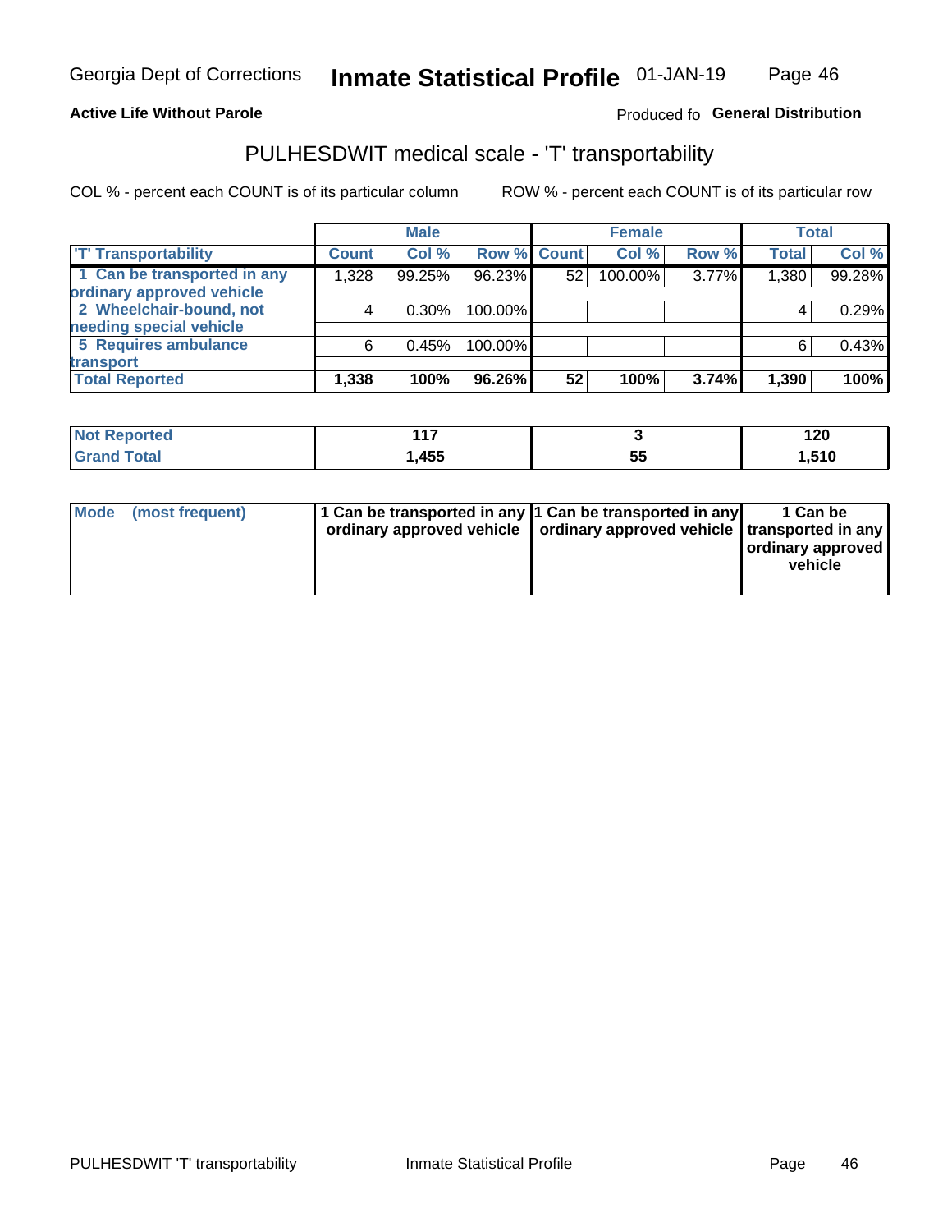Georgia Dept of Corrections **Inmate Statistical Profile** 01-JAN-19

**Active Life Without Parole**

Produced fo **General Distribution**

## PULHESDWIT medical scale - 'T' transportability

COL % - percent each COUNT is of its particular column ROW % - percent each COUNT is of its particular row

| | Male | | | Female | | | Total | |
|---|---|---|---|---|---|---|---|---|
| 'T' Transportability | Count | Col % | Row % | Count | Col % | Row % | Total | Col % |
| 1 Can be transported in any ordinary approved vehicle | 1,328 | 99.25% | 96.23% | 52 | 100.00% | 3.77% | 1,380 | 99.28% |
| 2 Wheelchair-bound, not needing special vehicle | 4 | 0.30% | 100.00% | | | | 4 | 0.29% |
| 5 Requires ambulance transport | 6 | 0.45% | 100.00% | | | | 6 | 0.43% |
| **Total Reported** | **1,338** | **100%** | **96.26%** | **52** | **100%** | **3.74%** | **1,390** | **100%** |

| | Male | Female | Total |
|---|---|---|---|
| Not Reported | 117 | 3 | 120 |
| Grand Total | 1,455 | 55 | 1,510 |

| Mode (most frequent) | Male | Female | Total |
|---|---|---|---|
| | 1 Can be transported in any ordinary approved vehicle | 1 Can be transported in any ordinary approved vehicle | 1 Can be transported in any ordinary approved vehicle |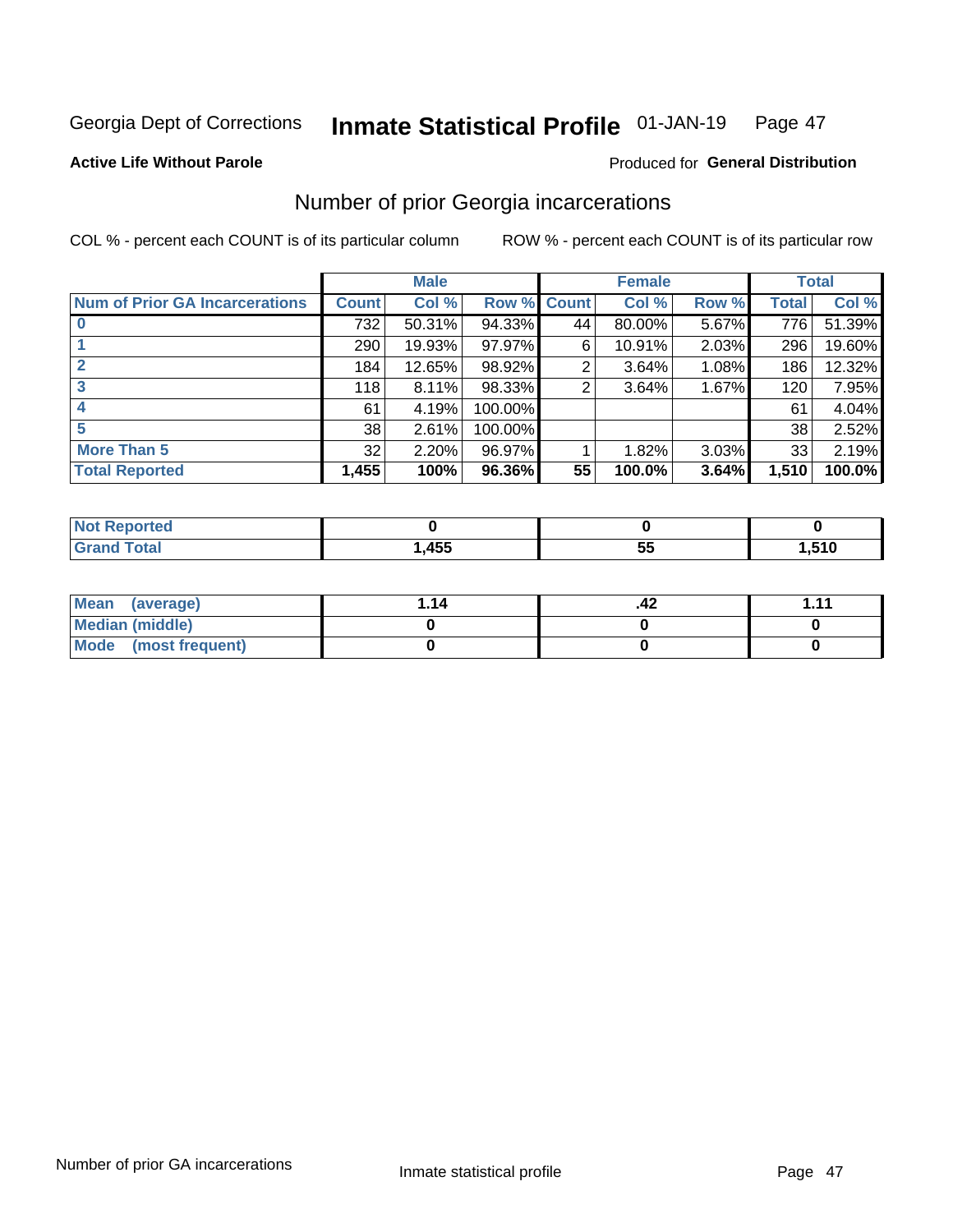Georgia Dept of Corrections **Inmate Statistical Profile** 01-JAN-19

**Active Life Without Parole**

Produced for **General Distribution**

## Number of prior Georgia incarcerations

COL % - percent each COUNT is of its particular column ROW % - percent each COUNT is of its particular row

| | Male | | | Female | | | Total | |
|---|---|---|---|---|---|---|---|---|
| **Num of Prior GA Incarcerations** | **Count** | **Col %** | **Row %** | **Count** | **Col %** | **Row %** | **Total** | **Col %** |
| **0** | 732 | 50.31% | 94.33% | 44 | 80.00% | 5.67% | 776 | 51.39% |
| **1** | 290 | 19.93% | 97.97% | 6 | 10.91% | 2.03% | 296 | 19.60% |
| **2** | 184 | 12.65% | 98.92% | 2 | 3.64% | 1.08% | 186 | 12.32% |
| **3** | 118 | 8.11% | 98.33% | 2 | 3.64% | 1.67% | 120 | 7.95% |
| **4** | 61 | 4.19% | 100.00% | | | | 61 | 4.04% |
| **5** | 38 | 2.61% | 100.00% | | | | 38 | 2.52% |
| **More Than 5** | 32 | 2.20% | 96.97% | 1 | 1.82% | 3.03% | 33 | 2.19% |
| **Total Reported** | **1,455** | **100%** | **96.36%** | **55** | **100.0%** | **3.64%** | **1,510** | **100.0%** |

| | Male | Female | Total |
|---|---|---|---|
| **Not Reported** | **0** | **0** | **0** |
| **Grand Total** | **1,455** | **55** | **1,510** |

| | Male | Female | Total |
|---|---|---|---|
| **Mean (average)** | **1.14** | **.42** | **1.11** |
| **Median (middle)** | **0** | **0** | **0** |
| **Mode (most frequent)** | **0** | **0** | **0** |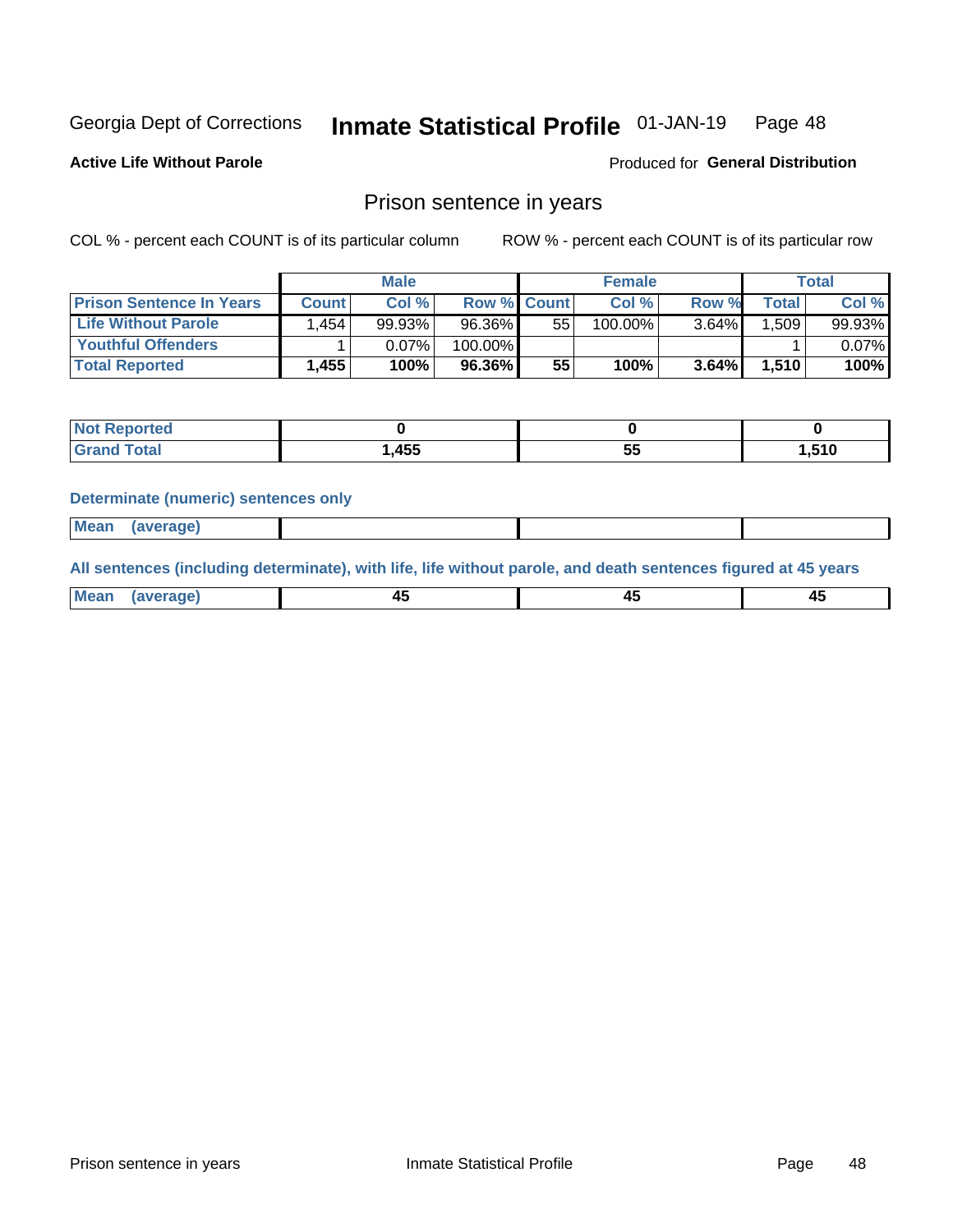Georgia Dept of Corrections **Inmate Statistical Profile** 01-JAN-19 Page 48

**Active Life Without Parole**

Produced for **General Distribution**

## Prison sentence in years

COL % - percent each COUNT is of its particular column

ROW % - percent each COUNT is of its particular row

| | Male | | | Female | | | Total | |
|---|---|---|---|---|---|---|---|---|
| **Prison Sentence In Years** | **Count** | **Col %** | **Row %** | **Count** | **Col %** | **Row %** | **Total** | **Col %** |
| **Life Without Parole** | 1,454 | 99.93% | 96.36% | 55 | 100.00% | 3.64% | 1,509 | 99.93% |
| **Youthful Offenders** | 1 | 0.07% | 100.00% | | | | 1 | 0.07% |
| **Total Reported** | **1,455** | **100%** | **96.36%** | **55** | **100%** | **3.64%** | **1,510** | **100%** |

| | Male | Female | Total |
|---|---|---|---|
| **Not Reported** | **0** | **0** | **0** |
| **Grand Total** | **1,455** | **55** | **1,510** |

**Determinate (numeric) sentences only**

| | Male | Female | Total |
|---|---|---|---|
| **Mean (average)** | | | |

**All sentences (including determinate), with life, life without parole, and death sentences figured at 45 years**

| | Male | Female | Total |
|---|---|---|---|
| **Mean (average)** | **45** | **45** | **45** |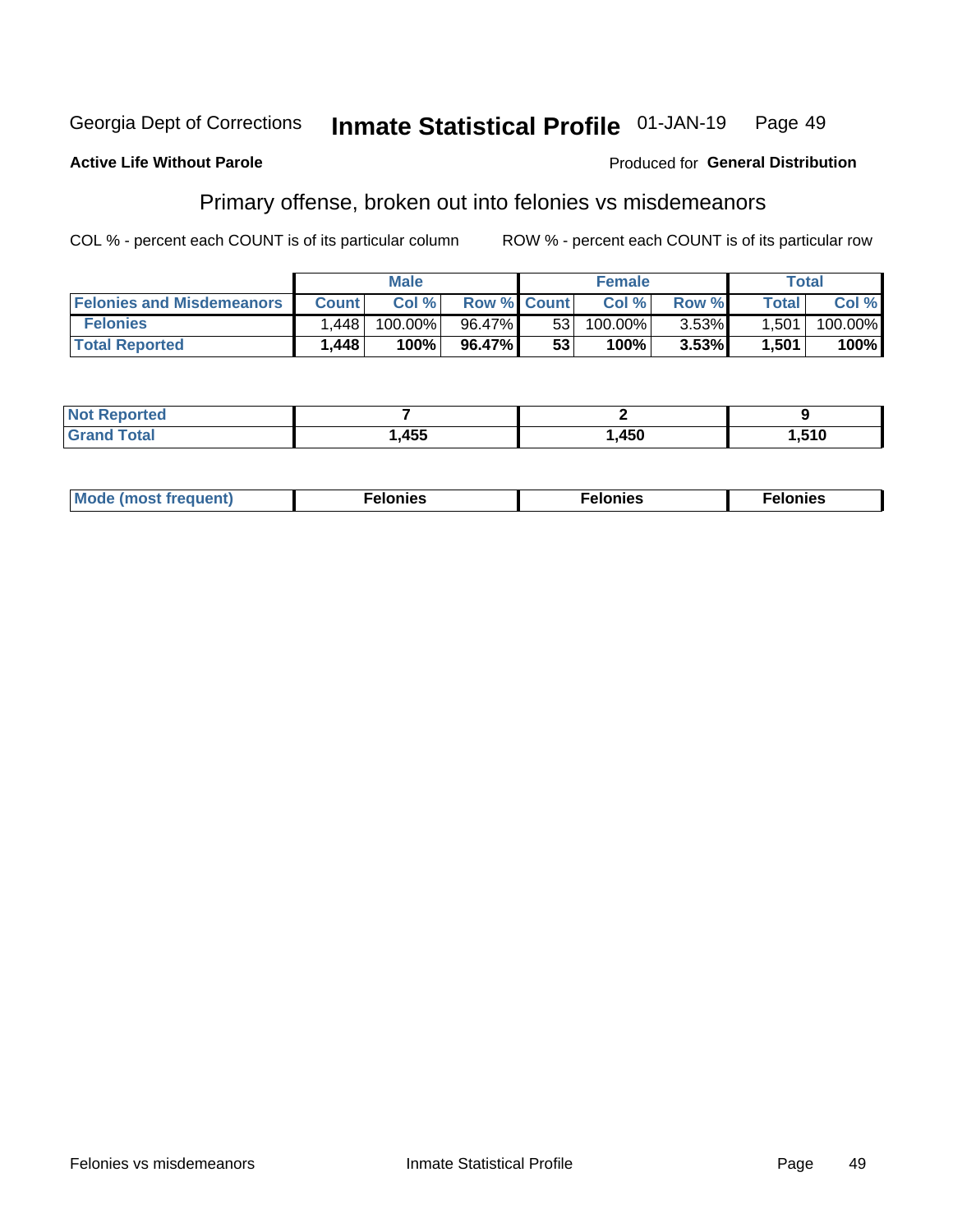Georgia Dept of Corrections **Inmate Statistical Profile** 01-JAN-19

**Active Life Without Parole**

Produced for **General Distribution**

## Primary offense, broken out into felonies vs misdemeanors

COL % - percent each COUNT is of its particular column

ROW % - percent each COUNT is of its particular row

| | Male | | | Female | | | Total | |
|---|---|---|---|---|---|---|---|---|
| **Felonies and Misdemeanors** | **Count** | **Col %** | **Row %** | **Count** | **Col %** | **Row %** | **Total** | **Col %** |
| **Felonies** | 1,448 | 100.00% | 96.47% | 53 | 100.00% | 3.53% | 1,501 | 100.00% |
| **Total Reported** | **1,448** | **100%** | **96.47%** | **53** | **100%** | **3.53%** | **1,501** | **100%** |

| | Male | Female | Total |
|---|---|---|---|
| **Not Reported** | **7** | **2** | **9** |
| **Grand Total** | **1,455** | **1,450** | **1,510** |

| | Male | Female | Total |
|---|---|---|---|
| **Mode (most frequent)** | **Felonies** | **Felonies** | **Felonies** |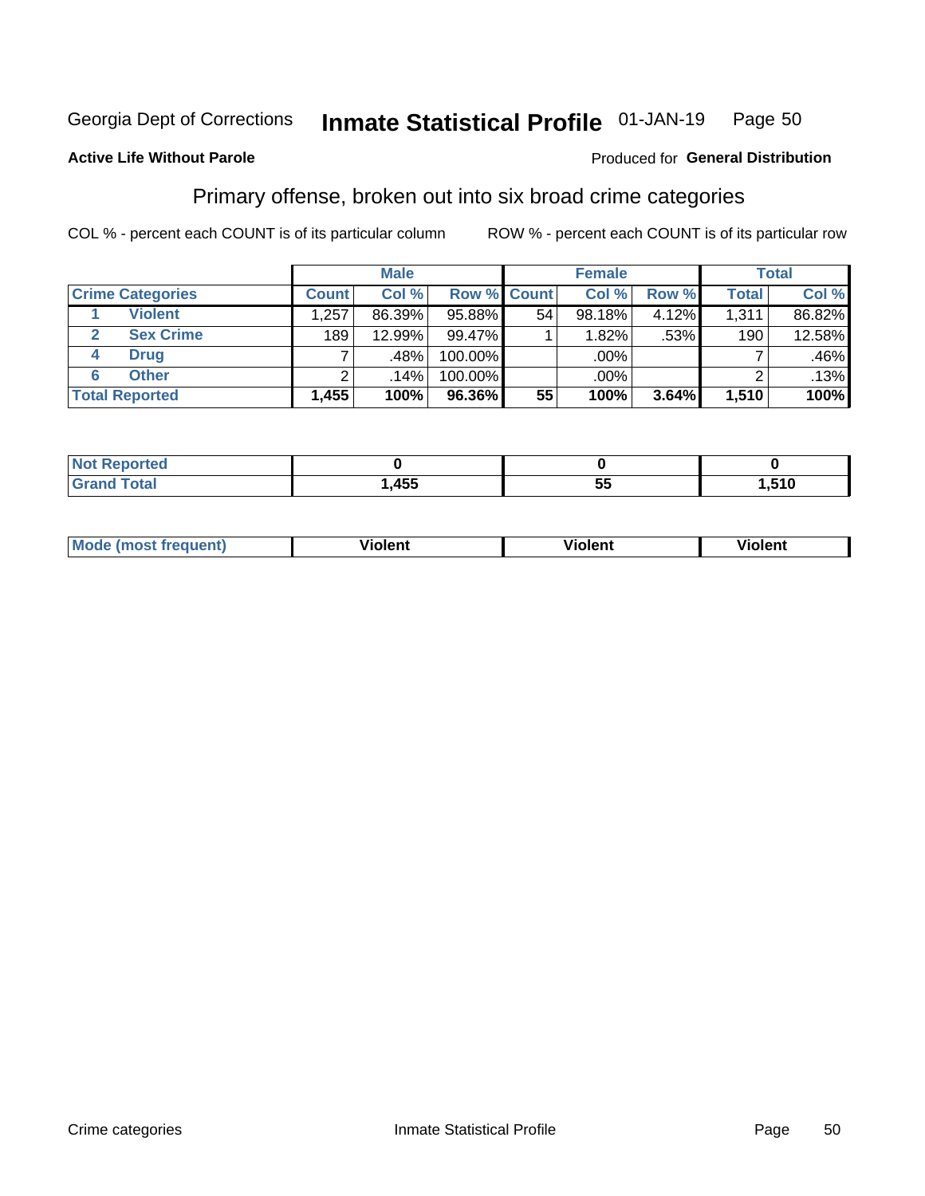Georgia Dept of Corrections **Inmate Statistical Profile** 01-JAN-19 Page 50

**Active Life Without Parole**

Produced for **General Distribution**

## Primary offense, broken out into six broad crime categories

COL % - percent each COUNT is of its particular column

ROW % - percent each COUNT is of its particular row

| | | Male | | | Female | | | Total | |
|---|---|---|---|---|---|---|---|---|---|
| **Crime Categories** | | **Count** | **Col %** | **Row %** | **Count** | **Col %** | **Row %** | **Total** | **Col %** |
| 1 | Violent | 1,257 | 86.39% | 95.88% | 54 | 98.18% | 4.12% | 1,311 | 86.82% |
| 2 | Sex Crime | 189 | 12.99% | 99.47% | 1 | 1.82% | .53% | 190 | 12.58% |
| 4 | Drug | 7 | .48% | 100.00% | | .00% | | 7 | .46% |
| 6 | Other | 2 | .14% | 100.00% | | .00% | | 2 | .13% |
| **Total Reported** | | **1,455** | **100%** | **96.36%** | **55** | **100%** | **3.64%** | **1,510** | **100%** |

| | Male | Female | Total |
|---|---|---|---|
| **Not Reported** | **0** | **0** | **0** |
| **Grand Total** | **1,455** | **55** | **1,510** |

| | Male | Female | Total |
|---|---|---|---|
| **Mode (most frequent)** | **Violent** | **Violent** | **Violent** |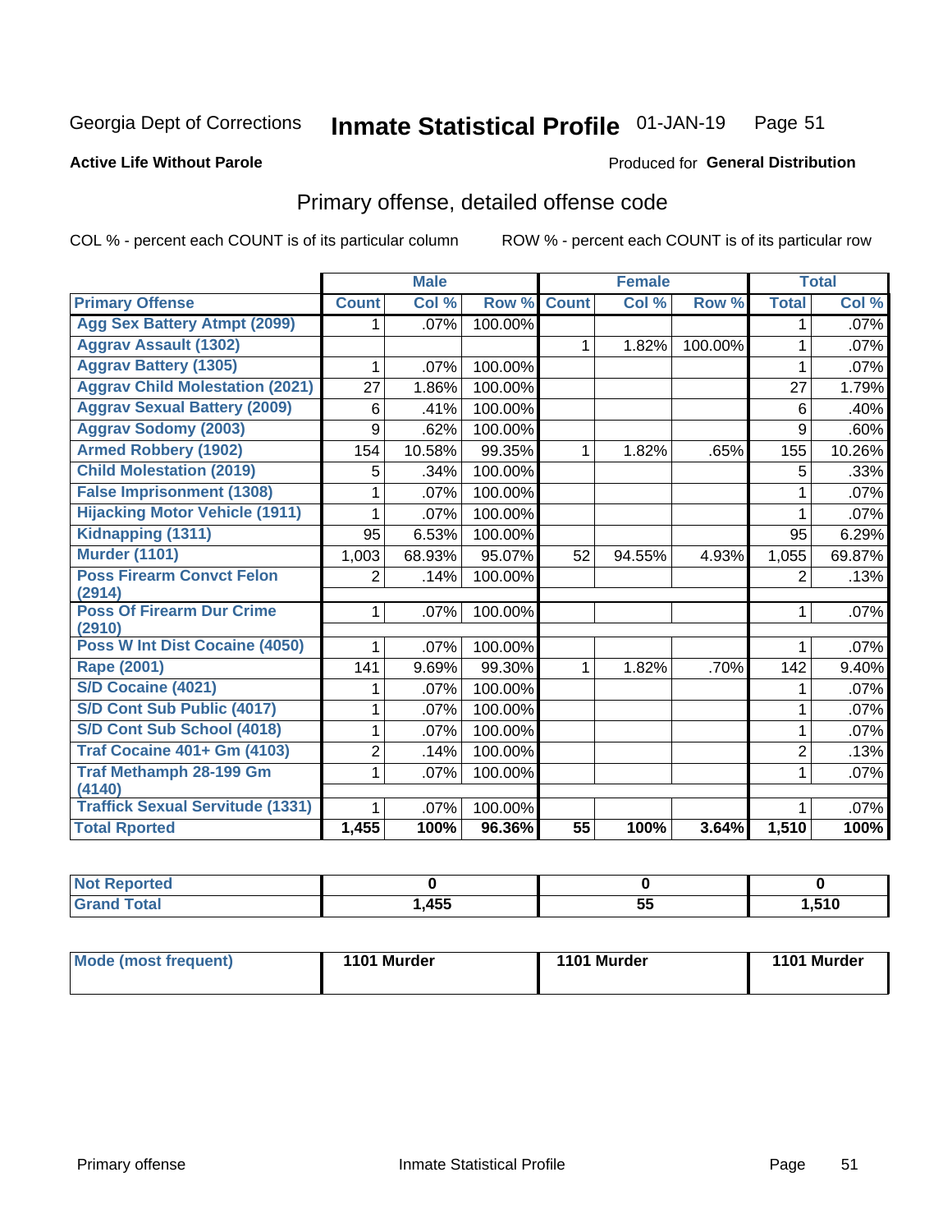Georgia Dept of Corrections **Inmate Statistical Profile** 01-JAN-19

**Active Life Without Parole**

Produced for **General Distribution**

## Primary offense, detailed offense code

COL % - percent each COUNT is of its particular column ROW % - percent each COUNT is of its particular row

| | Male | | | Female | | | Total | |
|---|---|---|---|---|---|---|---|---|
| **Primary Offense** | **Count** | **Col %** | **Row %** | **Count** | **Col %** | **Row %** | **Total** | **Col %** |
| Agg Sex Battery Atmpt (2099) | 1 | .07% | 100.00% | | | | 1 | .07% |
| Aggrav Assault (1302) | | | | 1 | 1.82% | 100.00% | 1 | .07% |
| Aggrav Battery (1305) | 1 | .07% | 100.00% | | | | 1 | .07% |
| Aggrav Child Molestation (2021) | 27 | 1.86% | 100.00% | | | | 27 | 1.79% |
| Aggrav Sexual Battery (2009) | 6 | .41% | 100.00% | | | | 6 | .40% |
| Aggrav Sodomy (2003) | 9 | .62% | 100.00% | | | | 9 | .60% |
| Armed Robbery (1902) | 154 | 10.58% | 99.35% | 1 | 1.82% | .65% | 155 | 10.26% |
| Child Molestation (2019) | 5 | .34% | 100.00% | | | | 5 | .33% |
| False Imprisonment (1308) | 1 | .07% | 100.00% | | | | 1 | .07% |
| Hijacking Motor Vehicle (1911) | 1 | .07% | 100.00% | | | | 1 | .07% |
| Kidnapping (1311) | 95 | 6.53% | 100.00% | | | | 95 | 6.29% |
| Murder (1101) | 1,003 | 68.93% | 95.07% | 52 | 94.55% | 4.93% | 1,055 | 69.87% |
| Poss Firearm Convct Felon (2914) | 2 | .14% | 100.00% | | | | 2 | .13% |
| Poss Of Firearm Dur Crime (2910) | 1 | .07% | 100.00% | | | | 1 | .07% |
| Poss W Int Dist Cocaine (4050) | 1 | .07% | 100.00% | | | | 1 | .07% |
| Rape (2001) | 141 | 9.69% | 99.30% | 1 | 1.82% | .70% | 142 | 9.40% |
| S/D Cocaine (4021) | 1 | .07% | 100.00% | | | | 1 | .07% |
| S/D Cont Sub Public (4017) | 1 | .07% | 100.00% | | | | 1 | .07% |
| S/D Cont Sub School (4018) | 1 | .07% | 100.00% | | | | 1 | .07% |
| Traf Cocaine 401+ Gm (4103) | 2 | .14% | 100.00% | | | | 2 | .13% |
| Traf Methamph 28-199 Gm (4140) | 1 | .07% | 100.00% | | | | 1 | .07% |
| Traffick Sexual Servitude (1331) | 1 | .07% | 100.00% | | | | 1 | .07% |
| **Total Rported** | **1,455** | **100%** | **96.36%** | **55** | **100%** | **3.64%** | **1,510** | **100%** |

| | Male | Female | Total |
|---|---|---|---|
| Not Reported | 0 | 0 | 0 |
| Grand Total | 1,455 | 55 | 1,510 |

| | Male | Female | Total |
|---|---|---|---|
| Mode (most frequent) | 1101 Murder | 1101 Murder | 1101 Murder |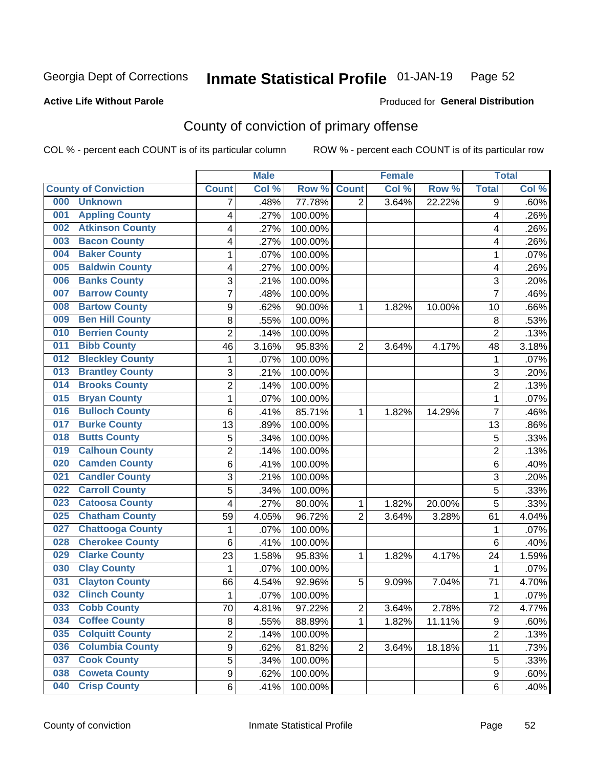Georgia Dept of Corrections **Inmate Statistical Profile** 01-JAN-19 Page 52

**Active Life Without Parole**

Produced for **General Distribution**

## County of conviction of primary offense

COL % - percent each COUNT is of its particular column ROW % - percent each COUNT is of its particular row

| County of Conviction | Male | | | Female | | | Total | |
|---|---|---|---|---|---|---|---|---|
| | Count | Col % | Row % | Count | Col % | Row % | Total | Col % |
| 000 Unknown | 7 | .48% | 77.78% | 2 | 3.64% | 22.22% | 9 | .60% |
| 001 Appling County | 4 | .27% | 100.00% | | | | 4 | .26% |
| 002 Atkinson County | 4 | .27% | 100.00% | | | | 4 | .26% |
| 003 Bacon County | 4 | .27% | 100.00% | | | | 4 | .26% |
| 004 Baker County | 1 | .07% | 100.00% | | | | 1 | .07% |
| 005 Baldwin County | 4 | .27% | 100.00% | | | | 4 | .26% |
| 006 Banks County | 3 | .21% | 100.00% | | | | 3 | .20% |
| 007 Barrow County | 7 | .48% | 100.00% | | | | 7 | .46% |
| 008 Bartow County | 9 | .62% | 90.00% | 1 | 1.82% | 10.00% | 10 | .66% |
| 009 Ben Hill County | 8 | .55% | 100.00% | | | | 8 | .53% |
| 010 Berrien County | 2 | .14% | 100.00% | | | | 2 | .13% |
| 011 Bibb County | 46 | 3.16% | 95.83% | 2 | 3.64% | 4.17% | 48 | 3.18% |
| 012 Bleckley County | 1 | .07% | 100.00% | | | | 1 | .07% |
| 013 Brantley County | 3 | .21% | 100.00% | | | | 3 | .20% |
| 014 Brooks County | 2 | .14% | 100.00% | | | | 2 | .13% |
| 015 Bryan County | 1 | .07% | 100.00% | | | | 1 | .07% |
| 016 Bulloch County | 6 | .41% | 85.71% | 1 | 1.82% | 14.29% | 7 | .46% |
| 017 Burke County | 13 | .89% | 100.00% | | | | 13 | .86% |
| 018 Butts County | 5 | .34% | 100.00% | | | | 5 | .33% |
| 019 Calhoun County | 2 | .14% | 100.00% | | | | 2 | .13% |
| 020 Camden County | 6 | .41% | 100.00% | | | | 6 | .40% |
| 021 Candler County | 3 | .21% | 100.00% | | | | 3 | .20% |
| 022 Carroll County | 5 | .34% | 100.00% | | | | 5 | .33% |
| 023 Catoosa County | 4 | .27% | 80.00% | 1 | 1.82% | 20.00% | 5 | .33% |
| 025 Chatham County | 59 | 4.05% | 96.72% | 2 | 3.64% | 3.28% | 61 | 4.04% |
| 027 Chattooga County | 1 | .07% | 100.00% | | | | 1 | .07% |
| 028 Cherokee County | 6 | .41% | 100.00% | | | | 6 | .40% |
| 029 Clarke County | 23 | 1.58% | 95.83% | 1 | 1.82% | 4.17% | 24 | 1.59% |
| 030 Clay County | 1 | .07% | 100.00% | | | | 1 | .07% |
| 031 Clayton County | 66 | 4.54% | 92.96% | 5 | 9.09% | 7.04% | 71 | 4.70% |
| 032 Clinch County | 1 | .07% | 100.00% | | | | 1 | .07% |
| 033 Cobb County | 70 | 4.81% | 97.22% | 2 | 3.64% | 2.78% | 72 | 4.77% |
| 034 Coffee County | 8 | .55% | 88.89% | 1 | 1.82% | 11.11% | 9 | .60% |
| 035 Colquitt County | 2 | .14% | 100.00% | | | | 2 | .13% |
| 036 Columbia County | 9 | .62% | 81.82% | 2 | 3.64% | 18.18% | 11 | .73% |
| 037 Cook County | 5 | .34% | 100.00% | | | | 5 | .33% |
| 038 Coweta County | 9 | .62% | 100.00% | | | | 9 | .60% |
| 040 Crisp County | 6 | .41% | 100.00% | | | | 6 | .40% |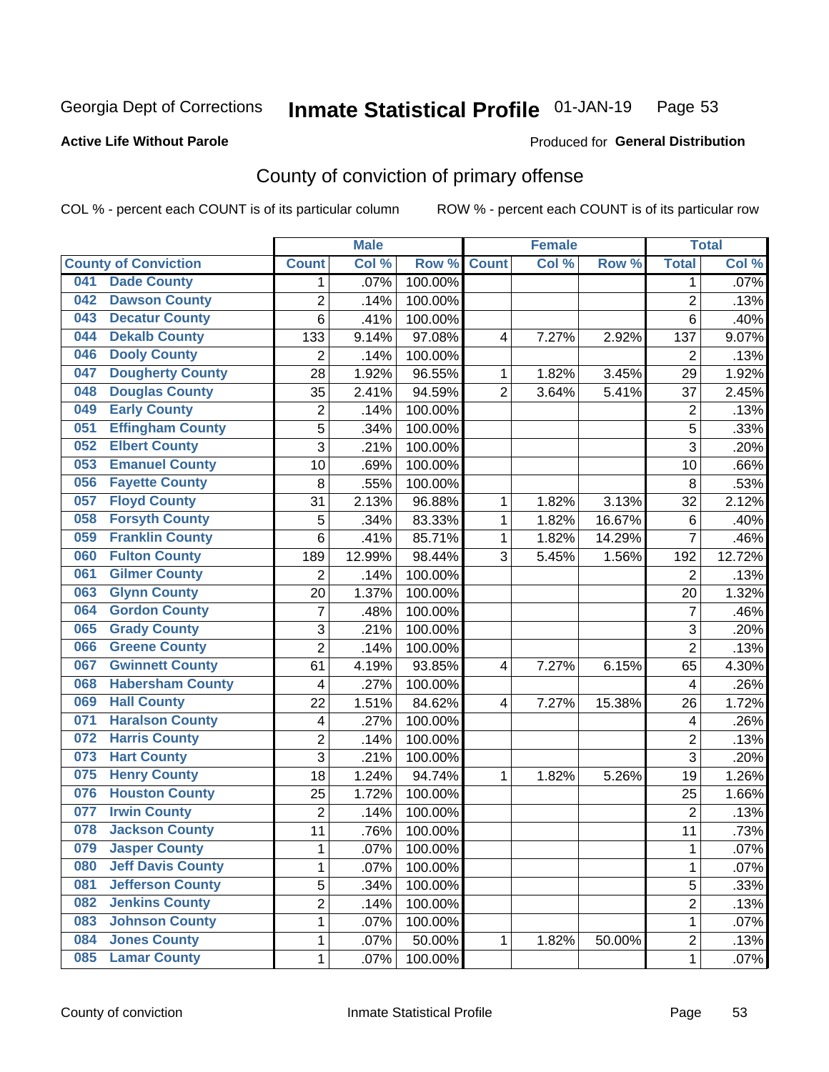Georgia Dept of Corrections **Inmate Statistical Profile** 01-JAN-19 Page 53

**Active Life Without Parole**

Produced for **General Distribution**

# County of conviction of primary offense

COL % - percent each COUNT is of its particular column ROW % - percent each COUNT is of its particular row

| County of Conviction | Male | | | Female | | | Total | |
|---|---|---|---|---|---|---|---|---|
| | Count | Col % | Row % | Count | Col % | Row % | Total | Col % |
| 041 Dade County | 1 | .07% | 100.00% | | | | 1 | .07% |
| 042 Dawson County | 2 | .14% | 100.00% | | | | 2 | .13% |
| 043 Decatur County | 6 | .41% | 100.00% | | | | 6 | .40% |
| 044 Dekalb County | 133 | 9.14% | 97.08% | 4 | 7.27% | 2.92% | 137 | 9.07% |
| 046 Dooly County | 2 | .14% | 100.00% | | | | 2 | .13% |
| 047 Dougherty County | 28 | 1.92% | 96.55% | 1 | 1.82% | 3.45% | 29 | 1.92% |
| 048 Douglas County | 35 | 2.41% | 94.59% | 2 | 3.64% | 5.41% | 37 | 2.45% |
| 049 Early County | 2 | .14% | 100.00% | | | | 2 | .13% |
| 051 Effingham County | 5 | .34% | 100.00% | | | | 5 | .33% |
| 052 Elbert County | 3 | .21% | 100.00% | | | | 3 | .20% |
| 053 Emanuel County | 10 | .69% | 100.00% | | | | 10 | .66% |
| 056 Fayette County | 8 | .55% | 100.00% | | | | 8 | .53% |
| 057 Floyd County | 31 | 2.13% | 96.88% | 1 | 1.82% | 3.13% | 32 | 2.12% |
| 058 Forsyth County | 5 | .34% | 83.33% | 1 | 1.82% | 16.67% | 6 | .40% |
| 059 Franklin County | 6 | .41% | 85.71% | 1 | 1.82% | 14.29% | 7 | .46% |
| 060 Fulton County | 189 | 12.99% | 98.44% | 3 | 5.45% | 1.56% | 192 | 12.72% |
| 061 Gilmer County | 2 | .14% | 100.00% | | | | 2 | .13% |
| 063 Glynn County | 20 | 1.37% | 100.00% | | | | 20 | 1.32% |
| 064 Gordon County | 7 | .48% | 100.00% | | | | 7 | .46% |
| 065 Grady County | 3 | .21% | 100.00% | | | | 3 | .20% |
| 066 Greene County | 2 | .14% | 100.00% | | | | 2 | .13% |
| 067 Gwinnett County | 61 | 4.19% | 93.85% | 4 | 7.27% | 6.15% | 65 | 4.30% |
| 068 Habersham County | 4 | .27% | 100.00% | | | | 4 | .26% |
| 069 Hall County | 22 | 1.51% | 84.62% | 4 | 7.27% | 15.38% | 26 | 1.72% |
| 071 Haralson County | 4 | .27% | 100.00% | | | | 4 | .26% |
| 072 Harris County | 2 | .14% | 100.00% | | | | 2 | .13% |
| 073 Hart County | 3 | .21% | 100.00% | | | | 3 | .20% |
| 075 Henry County | 18 | 1.24% | 94.74% | 1 | 1.82% | 5.26% | 19 | 1.26% |
| 076 Houston County | 25 | 1.72% | 100.00% | | | | 25 | 1.66% |
| 077 Irwin County | 2 | .14% | 100.00% | | | | 2 | .13% |
| 078 Jackson County | 11 | .76% | 100.00% | | | | 11 | .73% |
| 079 Jasper County | 1 | .07% | 100.00% | | | | 1 | .07% |
| 080 Jeff Davis County | 1 | .07% | 100.00% | | | | 1 | .07% |
| 081 Jefferson County | 5 | .34% | 100.00% | | | | 5 | .33% |
| 082 Jenkins County | 2 | .14% | 100.00% | | | | 2 | .13% |
| 083 Johnson County | 1 | .07% | 100.00% | | | | 1 | .07% |
| 084 Jones County | 1 | .07% | 50.00% | 1 | 1.82% | 50.00% | 2 | .13% |
| 085 Lamar County | 1 | .07% | 100.00% | | | | 1 | .07% |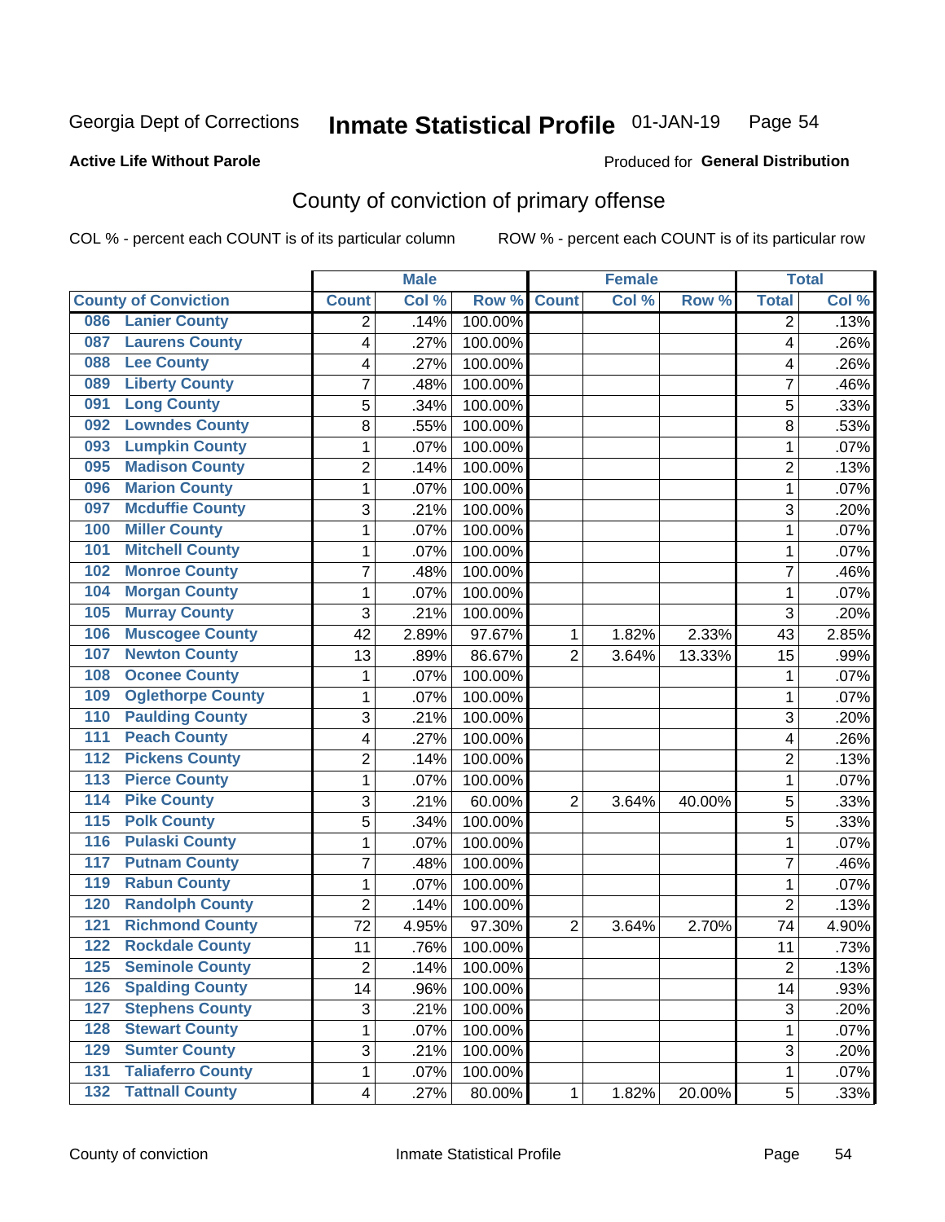Georgia Dept of Corrections **Inmate Statistical Profile** 01-JAN-19

**Active Life Without Parole**

Produced for **General Distribution**

## County of conviction of primary offense

COL % - percent each COUNT is of its particular column    ROW % - percent each COUNT is of its particular row

| County of Conviction | Male | | | Female | | | Total | |
|---|---|---|---|---|---|---|---|---|
| | Count | Col % | Row % | Count | Col % | Row % | Total | Col % |
| 086 Lanier County | 2 | .14% | 100.00% | | | | 2 | .13% |
| 087 Laurens County | 4 | .27% | 100.00% | | | | 4 | .26% |
| 088 Lee County | 4 | .27% | 100.00% | | | | 4 | .26% |
| 089 Liberty County | 7 | .48% | 100.00% | | | | 7 | .46% |
| 091 Long County | 5 | .34% | 100.00% | | | | 5 | .33% |
| 092 Lowndes County | 8 | .55% | 100.00% | | | | 8 | .53% |
| 093 Lumpkin County | 1 | .07% | 100.00% | | | | 1 | .07% |
| 095 Madison County | 2 | .14% | 100.00% | | | | 2 | .13% |
| 096 Marion County | 1 | .07% | 100.00% | | | | 1 | .07% |
| 097 Mcduffie County | 3 | .21% | 100.00% | | | | 3 | .20% |
| 100 Miller County | 1 | .07% | 100.00% | | | | 1 | .07% |
| 101 Mitchell County | 1 | .07% | 100.00% | | | | 1 | .07% |
| 102 Monroe County | 7 | .48% | 100.00% | | | | 7 | .46% |
| 104 Morgan County | 1 | .07% | 100.00% | | | | 1 | .07% |
| 105 Murray County | 3 | .21% | 100.00% | | | | 3 | .20% |
| 106 Muscogee County | 42 | 2.89% | 97.67% | 1 | 1.82% | 2.33% | 43 | 2.85% |
| 107 Newton County | 13 | .89% | 86.67% | 2 | 3.64% | 13.33% | 15 | .99% |
| 108 Oconee County | 1 | .07% | 100.00% | | | | 1 | .07% |
| 109 Oglethorpe County | 1 | .07% | 100.00% | | | | 1 | .07% |
| 110 Paulding County | 3 | .21% | 100.00% | | | | 3 | .20% |
| 111 Peach County | 4 | .27% | 100.00% | | | | 4 | .26% |
| 112 Pickens County | 2 | .14% | 100.00% | | | | 2 | .13% |
| 113 Pierce County | 1 | .07% | 100.00% | | | | 1 | .07% |
| 114 Pike County | 3 | .21% | 60.00% | 2 | 3.64% | 40.00% | 5 | .33% |
| 115 Polk County | 5 | .34% | 100.00% | | | | 5 | .33% |
| 116 Pulaski County | 1 | .07% | 100.00% | | | | 1 | .07% |
| 117 Putnam County | 7 | .48% | 100.00% | | | | 7 | .46% |
| 119 Rabun County | 1 | .07% | 100.00% | | | | 1 | .07% |
| 120 Randolph County | 2 | .14% | 100.00% | | | | 2 | .13% |
| 121 Richmond County | 72 | 4.95% | 97.30% | 2 | 3.64% | 2.70% | 74 | 4.90% |
| 122 Rockdale County | 11 | .76% | 100.00% | | | | 11 | .73% |
| 125 Seminole County | 2 | .14% | 100.00% | | | | 2 | .13% |
| 126 Spalding County | 14 | .96% | 100.00% | | | | 14 | .93% |
| 127 Stephens County | 3 | .21% | 100.00% | | | | 3 | .20% |
| 128 Stewart County | 1 | .07% | 100.00% | | | | 1 | .07% |
| 129 Sumter County | 3 | .21% | 100.00% | | | | 3 | .20% |
| 131 Taliaferro County | 1 | .07% | 100.00% | | | | 1 | .07% |
| 132 Tattnall County | 4 | .27% | 80.00% | 1 | 1.82% | 20.00% | 5 | .33% |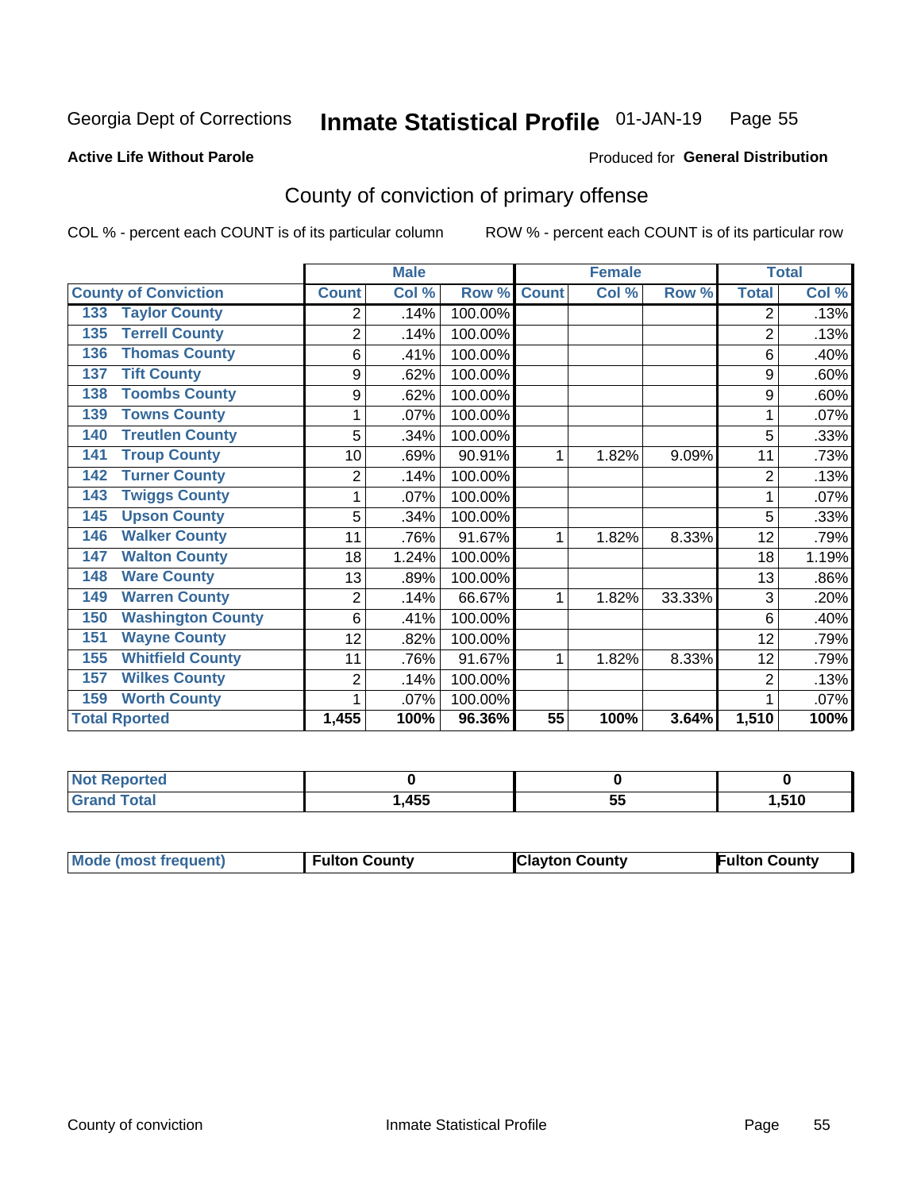Georgia Dept of Corrections **Inmate Statistical Profile** 01-JAN-19 Page 55

**Active Life Without Parole**

Produced for **General Distribution**

## County of conviction of primary offense

COL % - percent each COUNT is of its particular column ROW % - percent each COUNT is of its particular row

| | Male | | | Female | | | Total | |
|---|---|---|---|---|---|---|---|---|
| **County of Conviction** | **Count** | **Col %** | **Row %** | **Count** | **Col %** | **Row %** | **Total** | **Col %** |
| 133 Taylor County | 2 | .14% | 100.00% | | | | 2 | .13% |
| 135 Terrell County | 2 | .14% | 100.00% | | | | 2 | .13% |
| 136 Thomas County | 6 | .41% | 100.00% | | | | 6 | .40% |
| 137 Tift County | 9 | .62% | 100.00% | | | | 9 | .60% |
| 138 Toombs County | 9 | .62% | 100.00% | | | | 9 | .60% |
| 139 Towns County | 1 | .07% | 100.00% | | | | 1 | .07% |
| 140 Treutlen County | 5 | .34% | 100.00% | | | | 5 | .33% |
| 141 Troup County | 10 | .69% | 90.91% | 1 | 1.82% | 9.09% | 11 | .73% |
| 142 Turner County | 2 | .14% | 100.00% | | | | 2 | .13% |
| 143 Twiggs County | 1 | .07% | 100.00% | | | | 1 | .07% |
| 145 Upson County | 5 | .34% | 100.00% | | | | 5 | .33% |
| 146 Walker County | 11 | .76% | 91.67% | 1 | 1.82% | 8.33% | 12 | .79% |
| 147 Walton County | 18 | 1.24% | 100.00% | | | | 18 | 1.19% |
| 148 Ware County | 13 | .89% | 100.00% | | | | 13 | .86% |
| 149 Warren County | 2 | .14% | 66.67% | 1 | 1.82% | 33.33% | 3 | .20% |
| 150 Washington County | 6 | .41% | 100.00% | | | | 6 | .40% |
| 151 Wayne County | 12 | .82% | 100.00% | | | | 12 | .79% |
| 155 Whitfield County | 11 | .76% | 91.67% | 1 | 1.82% | 8.33% | 12 | .79% |
| 157 Wilkes County | 2 | .14% | 100.00% | | | | 2 | .13% |
| 159 Worth County | 1 | .07% | 100.00% | | | | 1 | .07% |
| **Total Rported** | **1,455** | **100%** | **96.36%** | **55** | **100%** | **3.64%** | **1,510** | **100%** |

| | Male | Female | Total |
|---|---|---|---|
| **Not Reported** | **0** | **0** | **0** |
| **Grand Total** | **1,455** | **55** | **1,510** |

| | Male | Female | Total |
|---|---|---|---|
| **Mode (most frequent)** | **Fulton County** | **Clayton County** | **Fulton County** |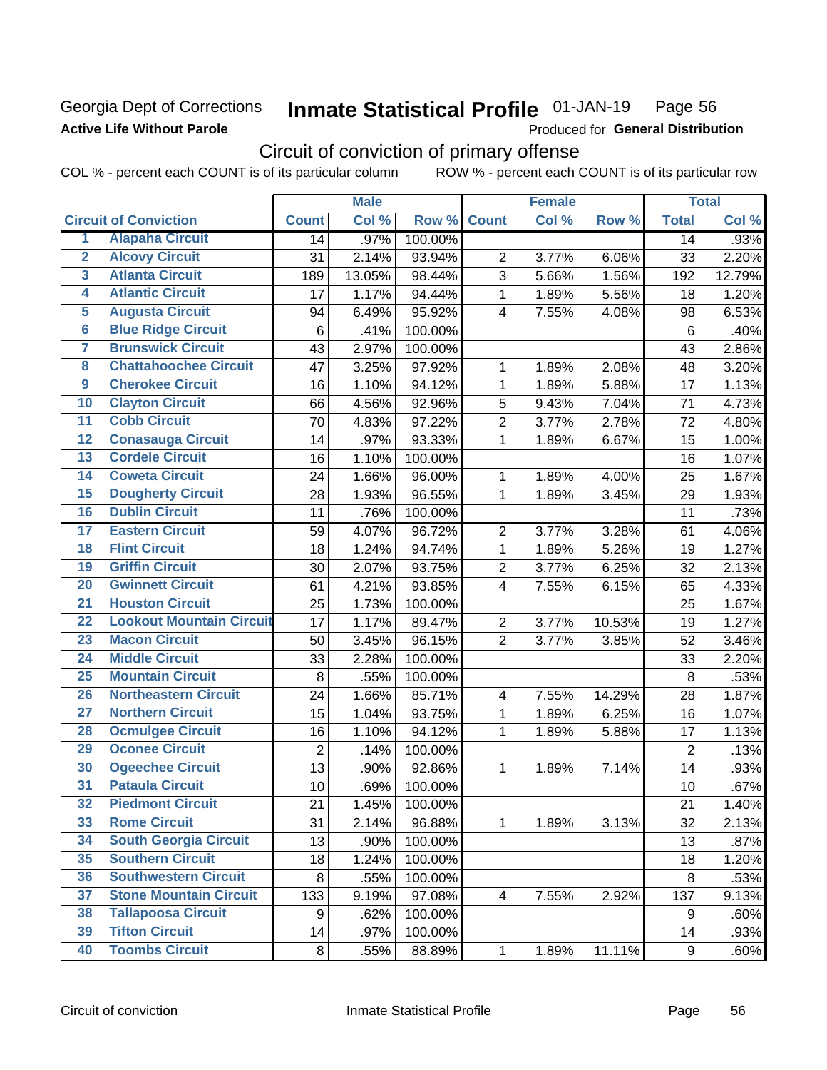Georgia Dept of Corrections

**Active Life Without Parole**

# Inmate Statistical Profile 01-JAN-19 Page 56

Produced for **General Distribution**

## Circuit of conviction of primary offense

COL % - percent each COUNT is of its particular column ROW % - percent each COUNT is of its particular row

| | Circuit of Conviction | Male | | | Female | | | Total | |
|---|---|---|---|---|---|---|---|---|---|
| | | Count | Col % | Row % | Count | Col % | Row % | Total | Col % |
| 1 | Alapaha Circuit | 14 | .97% | 100.00% | | | | 14 | .93% |
| 2 | Alcovy Circuit | 31 | 2.14% | 93.94% | 2 | 3.77% | 6.06% | 33 | 2.20% |
| 3 | Atlanta Circuit | 189 | 13.05% | 98.44% | 3 | 5.66% | 1.56% | 192 | 12.79% |
| 4 | Atlantic Circuit | 17 | 1.17% | 94.44% | 1 | 1.89% | 5.56% | 18 | 1.20% |
| 5 | Augusta Circuit | 94 | 6.49% | 95.92% | 4 | 7.55% | 4.08% | 98 | 6.53% |
| 6 | Blue Ridge Circuit | 6 | .41% | 100.00% | | | | 6 | .40% |
| 7 | Brunswick Circuit | 43 | 2.97% | 100.00% | | | | 43 | 2.86% |
| 8 | Chattahoochee Circuit | 47 | 3.25% | 97.92% | 1 | 1.89% | 2.08% | 48 | 3.20% |
| 9 | Cherokee Circuit | 16 | 1.10% | 94.12% | 1 | 1.89% | 5.88% | 17 | 1.13% |
| 10 | Clayton Circuit | 66 | 4.56% | 92.96% | 5 | 9.43% | 7.04% | 71 | 4.73% |
| 11 | Cobb Circuit | 70 | 4.83% | 97.22% | 2 | 3.77% | 2.78% | 72 | 4.80% |
| 12 | Conasauga Circuit | 14 | .97% | 93.33% | 1 | 1.89% | 6.67% | 15 | 1.00% |
| 13 | Cordele Circuit | 16 | 1.10% | 100.00% | | | | 16 | 1.07% |
| 14 | Coweta Circuit | 24 | 1.66% | 96.00% | 1 | 1.89% | 4.00% | 25 | 1.67% |
| 15 | Dougherty Circuit | 28 | 1.93% | 96.55% | 1 | 1.89% | 3.45% | 29 | 1.93% |
| 16 | Dublin Circuit | 11 | .76% | 100.00% | | | | 11 | .73% |
| 17 | Eastern Circuit | 59 | 4.07% | 96.72% | 2 | 3.77% | 3.28% | 61 | 4.06% |
| 18 | Flint Circuit | 18 | 1.24% | 94.74% | 1 | 1.89% | 5.26% | 19 | 1.27% |
| 19 | Griffin Circuit | 30 | 2.07% | 93.75% | 2 | 3.77% | 6.25% | 32 | 2.13% |
| 20 | Gwinnett Circuit | 61 | 4.21% | 93.85% | 4 | 7.55% | 6.15% | 65 | 4.33% |
| 21 | Houston Circuit | 25 | 1.73% | 100.00% | | | | 25 | 1.67% |
| 22 | Lookout Mountain Circuit | 17 | 1.17% | 89.47% | 2 | 3.77% | 10.53% | 19 | 1.27% |
| 23 | Macon Circuit | 50 | 3.45% | 96.15% | 2 | 3.77% | 3.85% | 52 | 3.46% |
| 24 | Middle Circuit | 33 | 2.28% | 100.00% | | | | 33 | 2.20% |
| 25 | Mountain Circuit | 8 | .55% | 100.00% | | | | 8 | .53% |
| 26 | Northeastern Circuit | 24 | 1.66% | 85.71% | 4 | 7.55% | 14.29% | 28 | 1.87% |
| 27 | Northern Circuit | 15 | 1.04% | 93.75% | 1 | 1.89% | 6.25% | 16 | 1.07% |
| 28 | Ocmulgee Circuit | 16 | 1.10% | 94.12% | 1 | 1.89% | 5.88% | 17 | 1.13% |
| 29 | Oconee Circuit | 2 | .14% | 100.00% | | | | 2 | .13% |
| 30 | Ogeechee Circuit | 13 | .90% | 92.86% | 1 | 1.89% | 7.14% | 14 | .93% |
| 31 | Pataula Circuit | 10 | .69% | 100.00% | | | | 10 | .67% |
| 32 | Piedmont Circuit | 21 | 1.45% | 100.00% | | | | 21 | 1.40% |
| 33 | Rome Circuit | 31 | 2.14% | 96.88% | 1 | 1.89% | 3.13% | 32 | 2.13% |
| 34 | South Georgia Circuit | 13 | .90% | 100.00% | | | | 13 | .87% |
| 35 | Southern Circuit | 18 | 1.24% | 100.00% | | | | 18 | 1.20% |
| 36 | Southwestern Circuit | 8 | .55% | 100.00% | | | | 8 | .53% |
| 37 | Stone Mountain Circuit | 133 | 9.19% | 97.08% | 4 | 7.55% | 2.92% | 137 | 9.13% |
| 38 | Tallapoosa Circuit | 9 | .62% | 100.00% | | | | 9 | .60% |
| 39 | Tifton Circuit | 14 | .97% | 100.00% | | | | 14 | .93% |
| 40 | Toombs Circuit | 8 | .55% | 88.89% | 1 | 1.89% | 11.11% | 9 | .60% |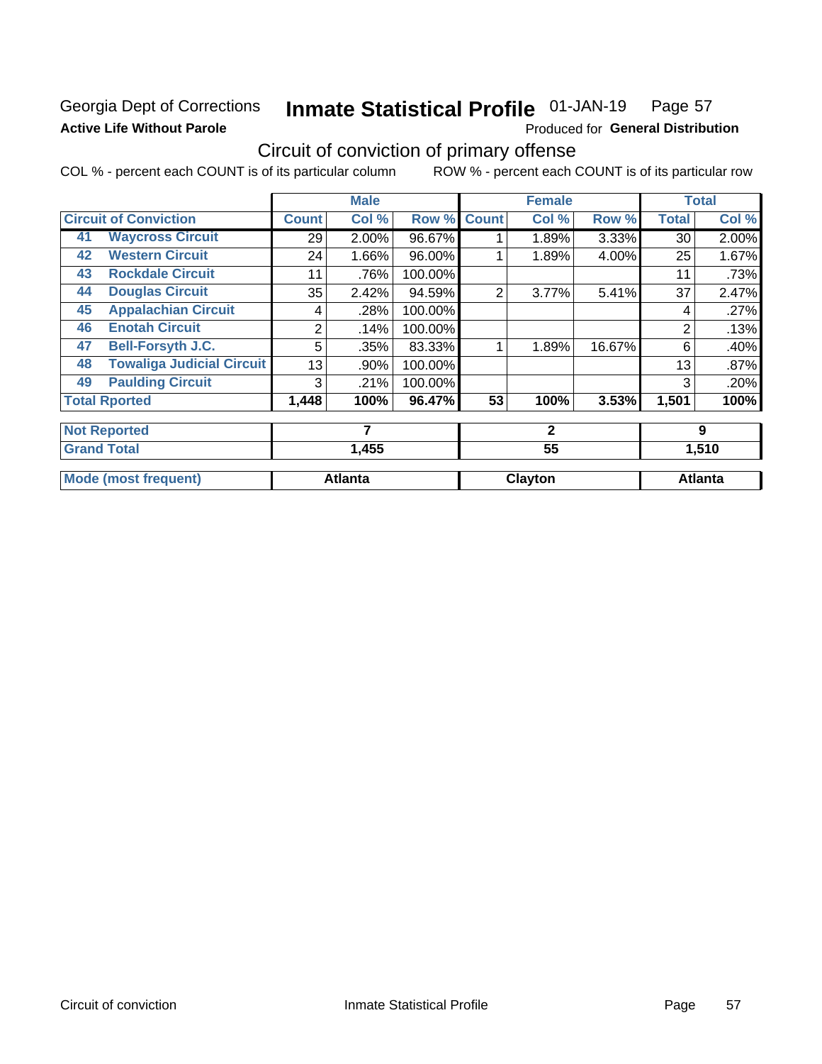Georgia Dept of Corrections

**Active Life Without Parole**

# Inmate Statistical Profile 01-JAN-19 Page 57

Produced for **General Distribution**

## Circuit of conviction of primary offense

COL % - percent each COUNT is of its particular column ROW % - percent each COUNT is of its particular row

| Circuit of Conviction | | Male | | | Female | | | Total | |
|---|---|---|---|---|---|---|---|---|---|
| | | Count | Col % | Row % | Count | Col % | Row % | Total | Col % |
| 41 | Waycross Circuit | 29 | 2.00% | 96.67% | 1 | 1.89% | 3.33% | 30 | 2.00% |
| 42 | Western Circuit | 24 | 1.66% | 96.00% | 1 | 1.89% | 4.00% | 25 | 1.67% |
| 43 | Rockdale Circuit | 11 | .76% | 100.00% | | | | 11 | .73% |
| 44 | Douglas Circuit | 35 | 2.42% | 94.59% | 2 | 3.77% | 5.41% | 37 | 2.47% |
| 45 | Appalachian Circuit | 4 | .28% | 100.00% | | | | 4 | .27% |
| 46 | Enotah Circuit | 2 | .14% | 100.00% | | | | 2 | .13% |
| 47 | Bell-Forsyth J.C. | 5 | .35% | 83.33% | 1 | 1.89% | 16.67% | 6 | .40% |
| 48 | Towaliga Judicial Circuit | 13 | .90% | 100.00% | | | | 13 | .87% |
| 49 | Paulding Circuit | 3 | .21% | 100.00% | | | | 3 | .20% |
| **Total Rported** | | **1,448** | **100%** | **96.47%** | **53** | **100%** | **3.53%** | **1,501** | **100%** |

| | Male | Female | Total |
|---|---|---|---|
| **Not Reported** | **7** | **2** | **9** |
| **Grand Total** | **1,455** | **55** | **1,510** |
| **Mode (most frequent)** | **Atlanta** | **Clayton** | **Atlanta** |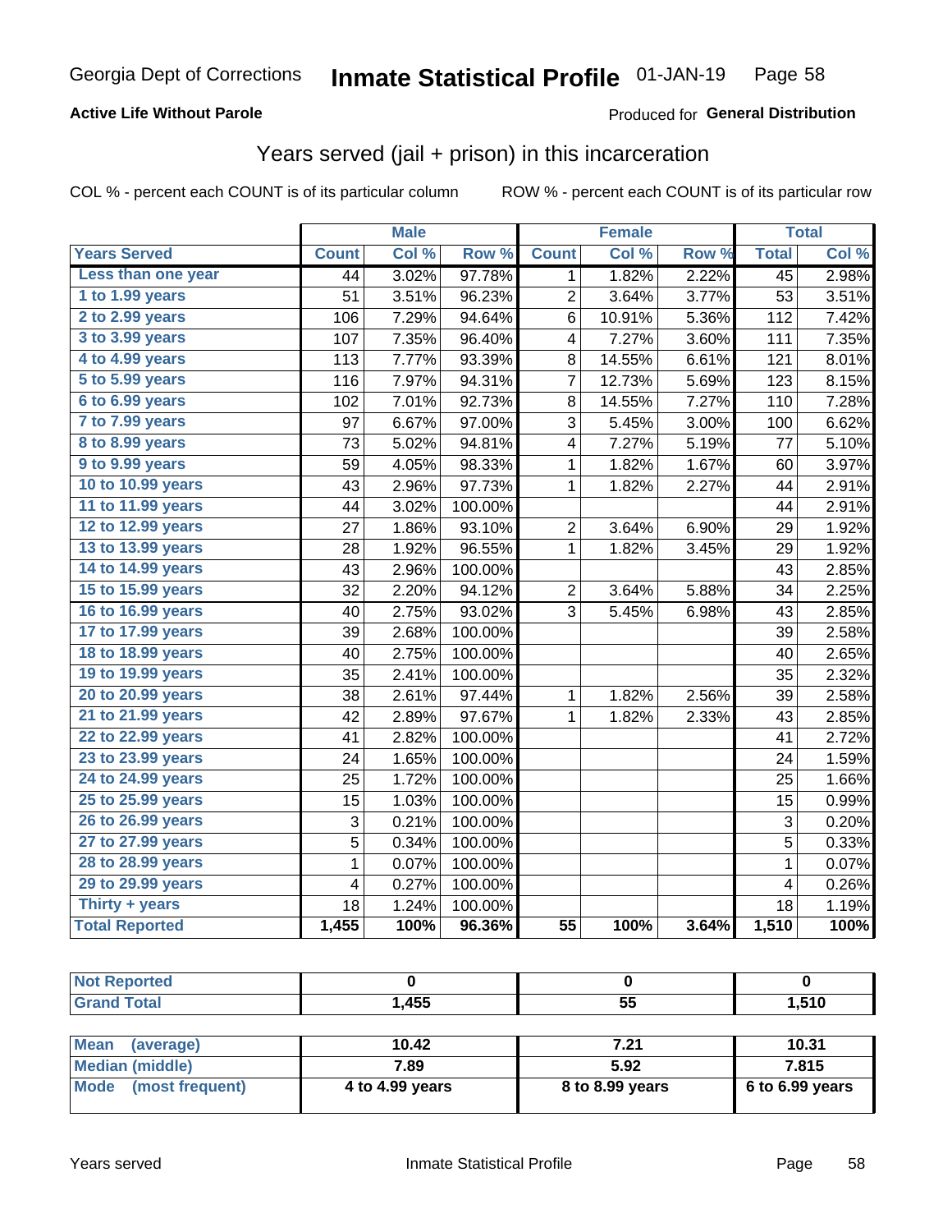Georgia Dept of Corrections **Inmate Statistical Profile** 01-JAN-19

**Active Life Without Parole**

Produced for **General Distribution**

## Years served (jail + prison) in this incarceration

COL % - percent each COUNT is of its particular column    ROW % - percent each COUNT is of its particular row

| | Male | | | Female | | | Total | |
|---|---|---|---|---|---|---|---|---|
| **Years Served** | **Count** | **Col %** | **Row %** | **Count** | **Col %** | **Row %** | **Total** | **Col %** |
| Less than one year | 44 | 3.02% | 97.78% | 1 | 1.82% | 2.22% | 45 | 2.98% |
| 1 to 1.99 years | 51 | 3.51% | 96.23% | 2 | 3.64% | 3.77% | 53 | 3.51% |
| 2 to 2.99 years | 106 | 7.29% | 94.64% | 6 | 10.91% | 5.36% | 112 | 7.42% |
| 3 to 3.99 years | 107 | 7.35% | 96.40% | 4 | 7.27% | 3.60% | 111 | 7.35% |
| 4 to 4.99 years | 113 | 7.77% | 93.39% | 8 | 14.55% | 6.61% | 121 | 8.01% |
| 5 to 5.99 years | 116 | 7.97% | 94.31% | 7 | 12.73% | 5.69% | 123 | 8.15% |
| 6 to 6.99 years | 102 | 7.01% | 92.73% | 8 | 14.55% | 7.27% | 110 | 7.28% |
| 7 to 7.99 years | 97 | 6.67% | 97.00% | 3 | 5.45% | 3.00% | 100 | 6.62% |
| 8 to 8.99 years | 73 | 5.02% | 94.81% | 4 | 7.27% | 5.19% | 77 | 5.10% |
| 9 to 9.99 years | 59 | 4.05% | 98.33% | 1 | 1.82% | 1.67% | 60 | 3.97% |
| 10 to 10.99 years | 43 | 2.96% | 97.73% | 1 | 1.82% | 2.27% | 44 | 2.91% |
| 11 to 11.99 years | 44 | 3.02% | 100.00% | | | | 44 | 2.91% |
| 12 to 12.99 years | 27 | 1.86% | 93.10% | 2 | 3.64% | 6.90% | 29 | 1.92% |
| 13 to 13.99 years | 28 | 1.92% | 96.55% | 1 | 1.82% | 3.45% | 29 | 1.92% |
| 14 to 14.99 years | 43 | 2.96% | 100.00% | | | | 43 | 2.85% |
| 15 to 15.99 years | 32 | 2.20% | 94.12% | 2 | 3.64% | 5.88% | 34 | 2.25% |
| 16 to 16.99 years | 40 | 2.75% | 93.02% | 3 | 5.45% | 6.98% | 43 | 2.85% |
| 17 to 17.99 years | 39 | 2.68% | 100.00% | | | | 39 | 2.58% |
| 18 to 18.99 years | 40 | 2.75% | 100.00% | | | | 40 | 2.65% |
| 19 to 19.99 years | 35 | 2.41% | 100.00% | | | | 35 | 2.32% |
| 20 to 20.99 years | 38 | 2.61% | 97.44% | 1 | 1.82% | 2.56% | 39 | 2.58% |
| 21 to 21.99 years | 42 | 2.89% | 97.67% | 1 | 1.82% | 2.33% | 43 | 2.85% |
| 22 to 22.99 years | 41 | 2.82% | 100.00% | | | | 41 | 2.72% |
| 23 to 23.99 years | 24 | 1.65% | 100.00% | | | | 24 | 1.59% |
| 24 to 24.99 years | 25 | 1.72% | 100.00% | | | | 25 | 1.66% |
| 25 to 25.99 years | 15 | 1.03% | 100.00% | | | | 15 | 0.99% |
| 26 to 26.99 years | 3 | 0.21% | 100.00% | | | | 3 | 0.20% |
| 27 to 27.99 years | 5 | 0.34% | 100.00% | | | | 5 | 0.33% |
| 28 to 28.99 years | 1 | 0.07% | 100.00% | | | | 1 | 0.07% |
| 29 to 29.99 years | 4 | 0.27% | 100.00% | | | | 4 | 0.26% |
| Thirty + years | 18 | 1.24% | 100.00% | | | | 18 | 1.19% |
| **Total Reported** | **1,455** | **100%** | **96.36%** | **55** | **100%** | **3.64%** | **1,510** | **100%** |

| | Male | Female | Total |
|---|---|---|---|
| Not Reported | 0 | 0 | 0 |
| Grand Total | 1,455 | 55 | 1,510 |

| | Male | Female | Total |
|---|---|---|---|
| Mean (average) | 10.42 | 7.21 | 10.31 |
| Median (middle) | 7.89 | 5.92 | 7.815 |
| Mode (most frequent) | 4 to 4.99 years | 8 to 8.99 years | 6 to 6.99 years |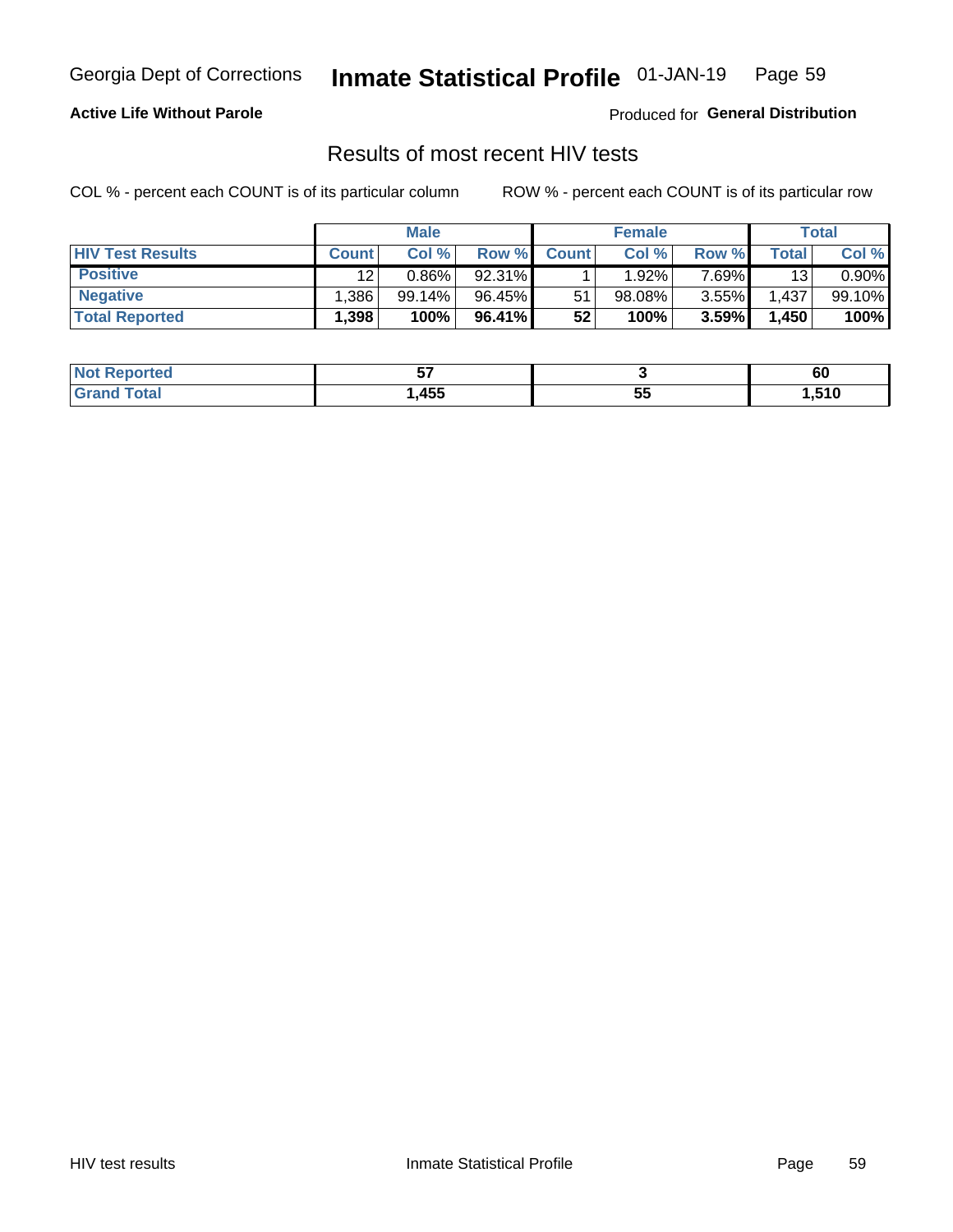Georgia Dept of Corrections **Inmate Statistical Profile** 01-JAN-19

**Active Life Without Parole**

Produced for **General Distribution**

## Results of most recent HIV tests

COL % - percent each COUNT is of its particular column

ROW % - percent each COUNT is of its particular row

| | Male | | | Female | | | Total | |
|---|---|---|---|---|---|---|---|---|
| **HIV Test Results** | **Count** | **Col %** | **Row %** | **Count** | **Col %** | **Row %** | **Total** | **Col %** |
| **Positive** | 12 | 0.86% | 92.31% | 1 | 1.92% | 7.69% | 13 | 0.90% |
| **Negative** | 1,386 | 99.14% | 96.45% | 51 | 98.08% | 3.55% | 1,437 | 99.10% |
| **Total Reported** | **1,398** | **100%** | **96.41%** | **52** | **100%** | **3.59%** | **1,450** | **100%** |

| | Male | Female | Total |
|---|---|---|---|
| **Not Reported** | **57** | **3** | **60** |
| **Grand Total** | **1,455** | **55** | **1,510** |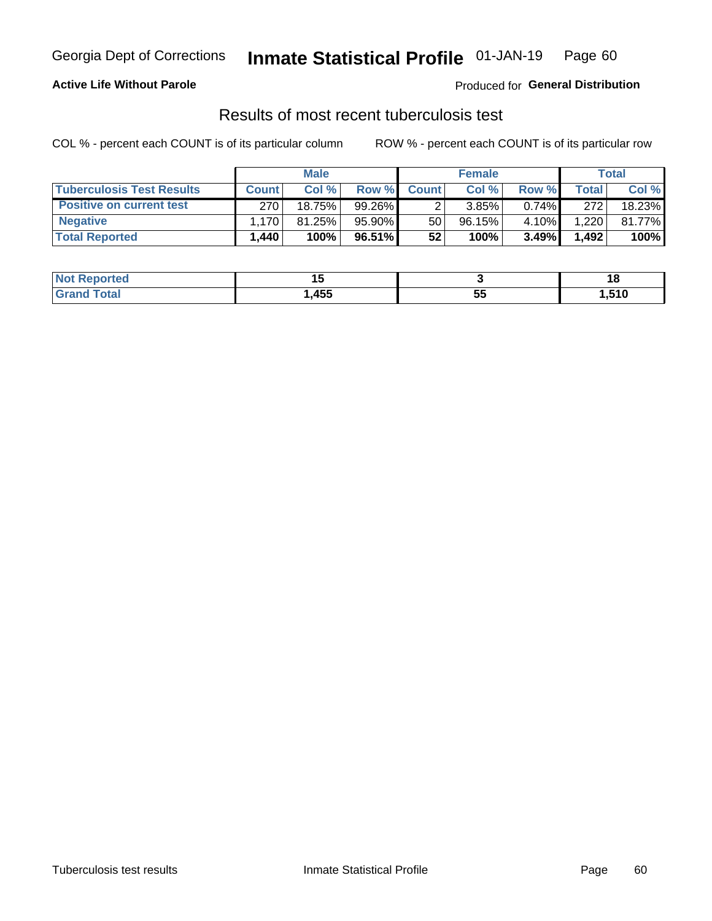Georgia Dept of Corrections **Inmate Statistical Profile** 01-JAN-19

**Active Life Without Parole**

Produced for **General Distribution**

## Results of most recent tuberculosis test

COL % - percent each COUNT is of its particular column

ROW % - percent each COUNT is of its particular row

| | Male | | | Female | | | Total | |
|---|---|---|---|---|---|---|---|---|
| **Tuberculosis Test Results** | **Count** | **Col %** | **Row %** | **Count** | **Col %** | **Row %** | **Total** | **Col %** |
| **Positive on current test** | 270 | 18.75% | 99.26% | 2 | 3.85% | 0.74% | 272 | 18.23% |
| **Negative** | 1,170 | 81.25% | 95.90% | 50 | 96.15% | 4.10% | 1,220 | 81.77% |
| **Total Reported** | **1,440** | **100%** | **96.51%** | **52** | **100%** | **3.49%** | **1,492** | **100%** |

| | Male | Female | Total |
|---|---|---|---|
| **Not Reported** | **15** | **3** | **18** |
| **Grand Total** | **1,455** | **55** | **1,510** |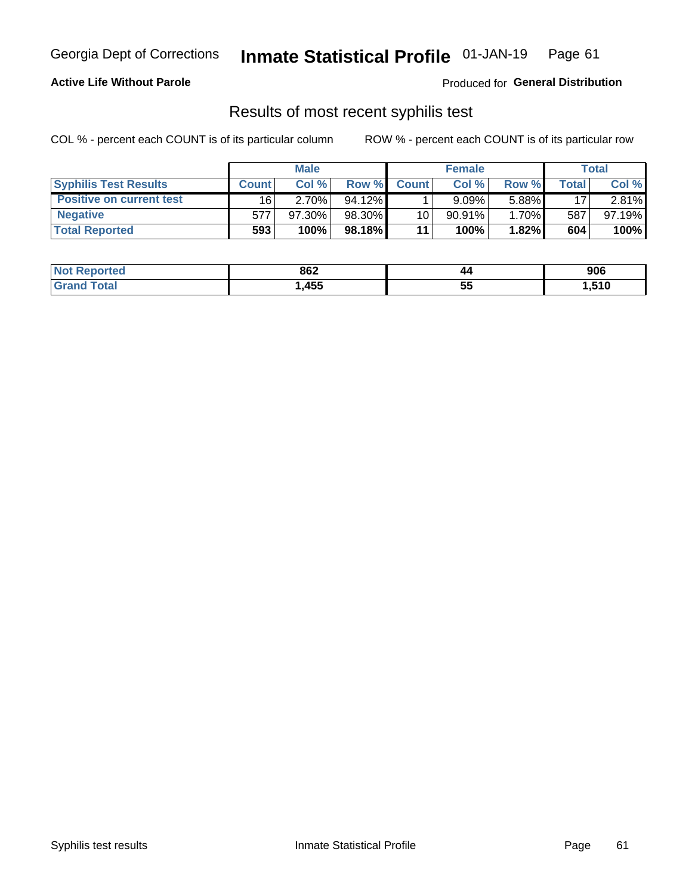Georgia Dept of Corrections **Inmate Statistical Profile** 01-JAN-19

**Active Life Without Parole**

Produced for **General Distribution**

## Results of most recent syphilis test

COL % - percent each COUNT is of its particular column

ROW % - percent each COUNT is of its particular row

| | Male | | | Female | | | Total | |
|---|---|---|---|---|---|---|---|---|
| **Syphilis Test Results** | **Count** | **Col %** | **Row %** | **Count** | **Col %** | **Row %** | **Total** | **Col %** |
| **Positive on current test** | 16 | 2.70% | 94.12% | 1 | 9.09% | 5.88% | 17 | 2.81% |
| **Negative** | 577 | 97.30% | 98.30% | 10 | 90.91% | 1.70% | 587 | 97.19% |
| **Total Reported** | **593** | **100%** | **98.18%** | **11** | **100%** | **1.82%** | **604** | **100%** |

| | Male | Female | Total |
|---|---|---|---|
| **Not Reported** | **862** | **44** | **906** |
| **Grand Total** | **1,455** | **55** | **1,510** |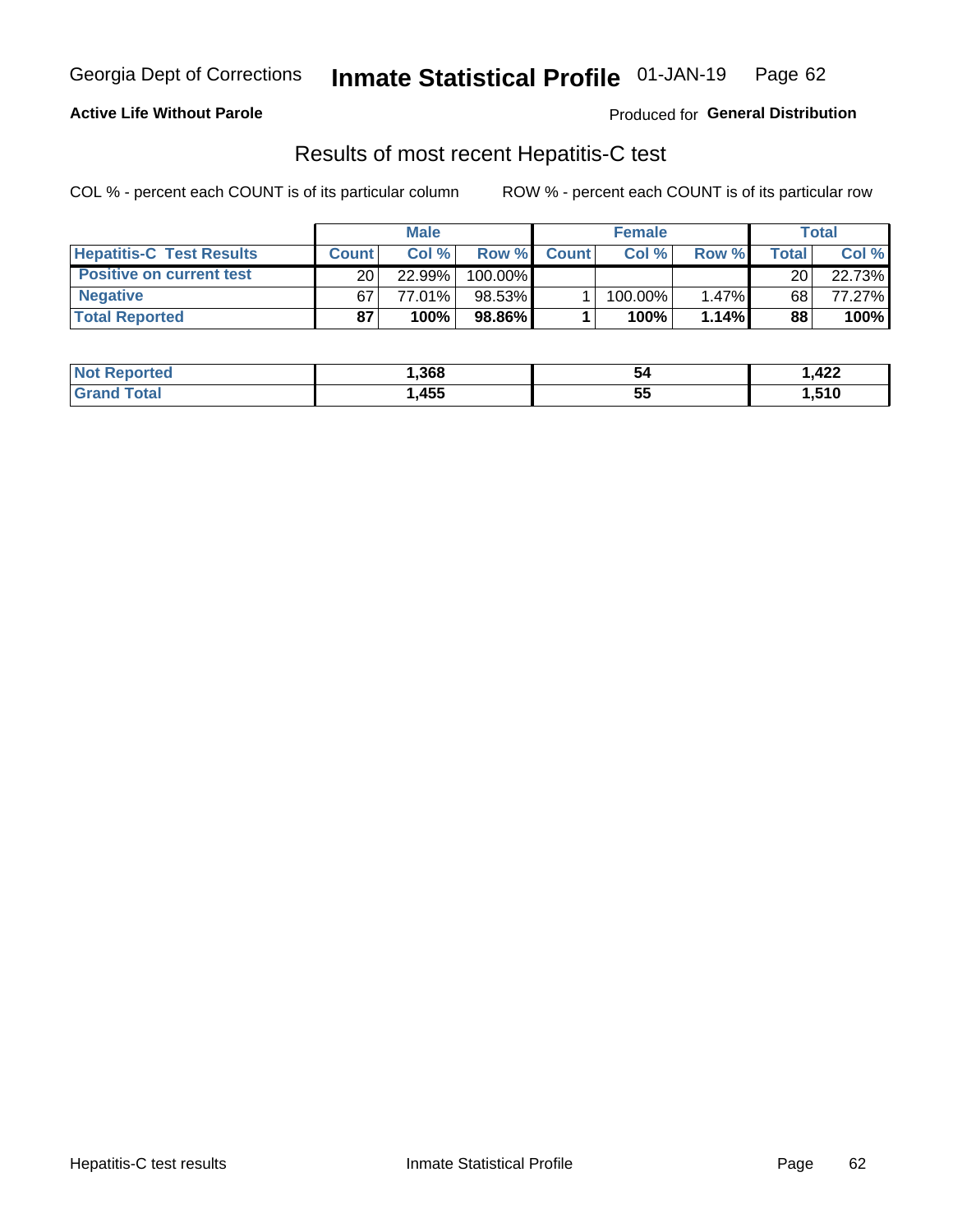Georgia Dept of Corrections **Inmate Statistical Profile** 01-JAN-19

**Active Life Without Parole**

Produced for **General Distribution**

## Results of most recent Hepatitis-C test

COL % - percent each COUNT is of its particular column

ROW % - percent each COUNT is of its particular row

| | Male | | | Female | | | Total | |
|---|---|---|---|---|---|---|---|---|
| **Hepatitis-C Test Results** | **Count** | **Col %** | **Row %** | **Count** | **Col %** | **Row %** | **Total** | **Col %** |
| **Positive on current test** | 20 | 22.99% | 100.00% | | | | 20 | 22.73% |
| **Negative** | 67 | 77.01% | 98.53% | 1 | 100.00% | 1.47% | 68 | 77.27% |
| **Total Reported** | **87** | **100%** | **98.86%** | **1** | **100%** | **1.14%** | **88** | **100%** |

| | Male | Female | Total |
|---|---|---|---|
| **Not Reported** | **1,368** | **54** | **1,422** |
| **Grand Total** | **1,455** | **55** | **1,510** |